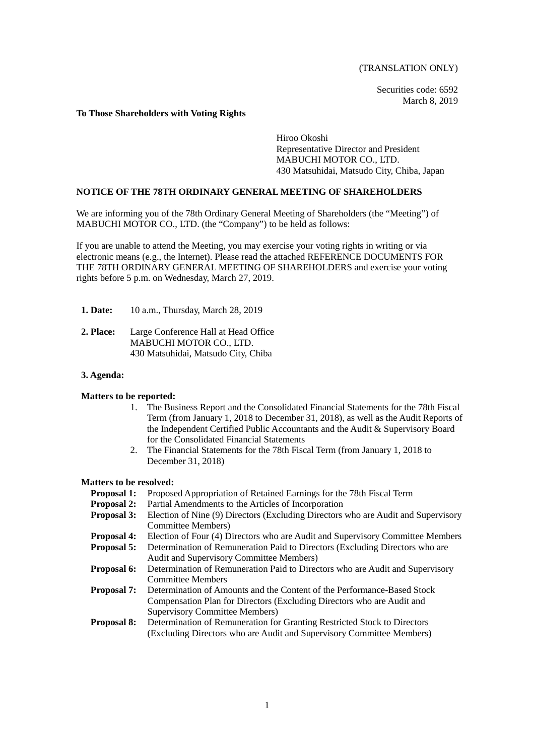(TRANSLATION ONLY)

Securities code: 6592
March 8, 2019

**To Those Shareholders with Voting Rights**

Hiroo Okoshi
Representative Director and President
MABUCHI MOTOR CO., LTD.
430 Matsuhidai, Matsudo City, Chiba, Japan

**NOTICE OF THE 78TH ORDINARY GENERAL MEETING OF SHAREHOLDERS**

We are informing you of the 78th Ordinary General Meeting of Shareholders (the "Meeting") of MABUCHI MOTOR CO., LTD. (the "Company") to be held as follows:

If you are unable to attend the Meeting, you may exercise your voting rights in writing or via electronic means (e.g., the Internet). Please read the attached REFERENCE DOCUMENTS FOR THE 78TH ORDINARY GENERAL MEETING OF SHAREHOLDERS and exercise your voting rights before 5 p.m. on Wednesday, March 27, 2019.

**1. Date:** 10 a.m., Thursday, March 28, 2019

**2. Place:** Large Conference Hall at Head Office
MABUCHI MOTOR CO., LTD.
430 Matsuhidai, Matsudo City, Chiba

**3. Agenda:**

**Matters to be reported:**

1. The Business Report and the Consolidated Financial Statements for the 78th Fiscal Term (from January 1, 2018 to December 31, 2018), as well as the Audit Reports of the Independent Certified Public Accountants and the Audit & Supervisory Board for the Consolidated Financial Statements
2. The Financial Statements for the 78th Fiscal Term (from January 1, 2018 to December 31, 2018)

**Matters to be resolved:**

**Proposal 1:** Proposed Appropriation of Retained Earnings for the 78th Fiscal Term

**Proposal 2:** Partial Amendments to the Articles of Incorporation

**Proposal 3:** Election of Nine (9) Directors (Excluding Directors who are Audit and Supervisory Committee Members)

**Proposal 4:** Election of Four (4) Directors who are Audit and Supervisory Committee Members

**Proposal 5:** Determination of Remuneration Paid to Directors (Excluding Directors who are Audit and Supervisory Committee Members)

**Proposal 6:** Determination of Remuneration Paid to Directors who are Audit and Supervisory Committee Members

**Proposal 7:** Determination of Amounts and the Content of the Performance-Based Stock Compensation Plan for Directors (Excluding Directors who are Audit and Supervisory Committee Members)

**Proposal 8:** Determination of Remuneration for Granting Restricted Stock to Directors (Excluding Directors who are Audit and Supervisory Committee Members)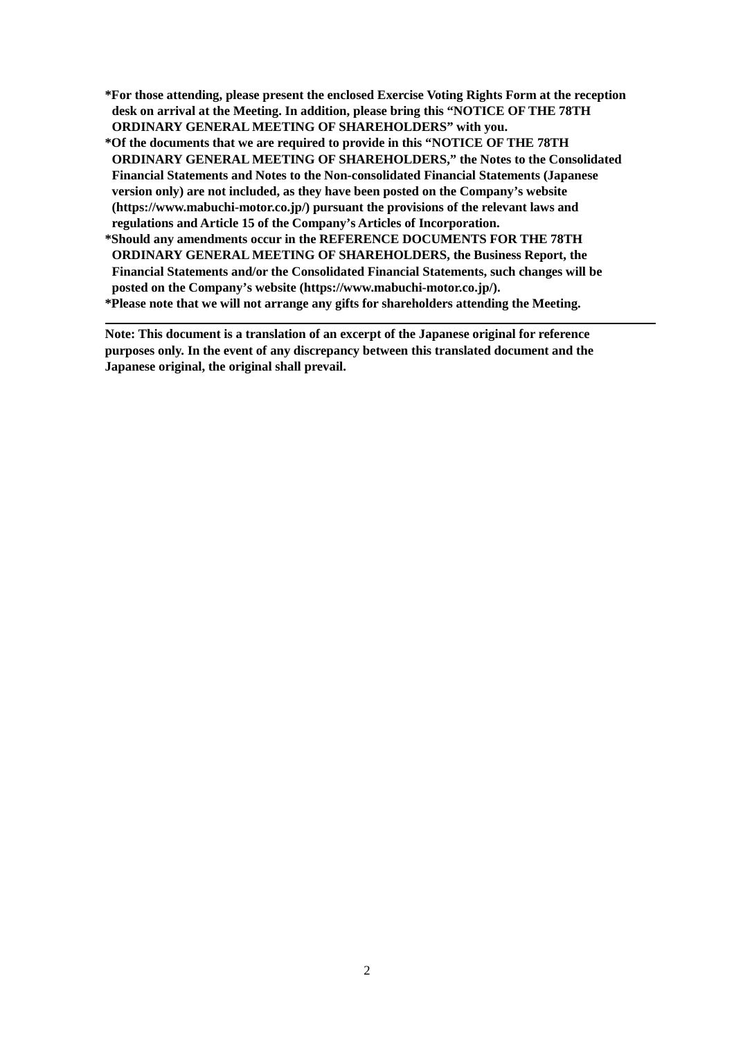**\*For those attending, please present the enclosed Exercise Voting Rights Form at the reception desk on arrival at the Meeting. In addition, please bring this "NOTICE OF THE 78TH ORDINARY GENERAL MEETING OF SHAREHOLDERS" with you.**

**\*Of the documents that we are required to provide in this "NOTICE OF THE 78TH ORDINARY GENERAL MEETING OF SHAREHOLDERS," the Notes to the Consolidated Financial Statements and Notes to the Non-consolidated Financial Statements (Japanese version only) are not included, as they have been posted on the Company's website (https://www.mabuchi-motor.co.jp/) pursuant the provisions of the relevant laws and regulations and Article 15 of the Company's Articles of Incorporation.**

**\*Should any amendments occur in the REFERENCE DOCUMENTS FOR THE 78TH ORDINARY GENERAL MEETING OF SHAREHOLDERS, the Business Report, the Financial Statements and/or the Consolidated Financial Statements, such changes will be posted on the Company's website (https://www.mabuchi-motor.co.jp/).**

**\*Please note that we will not arrange any gifts for shareholders attending the Meeting.**

---

**Note: This document is a translation of an excerpt of the Japanese original for reference purposes only. In the event of any discrepancy between this translated document and the Japanese original, the original shall prevail.**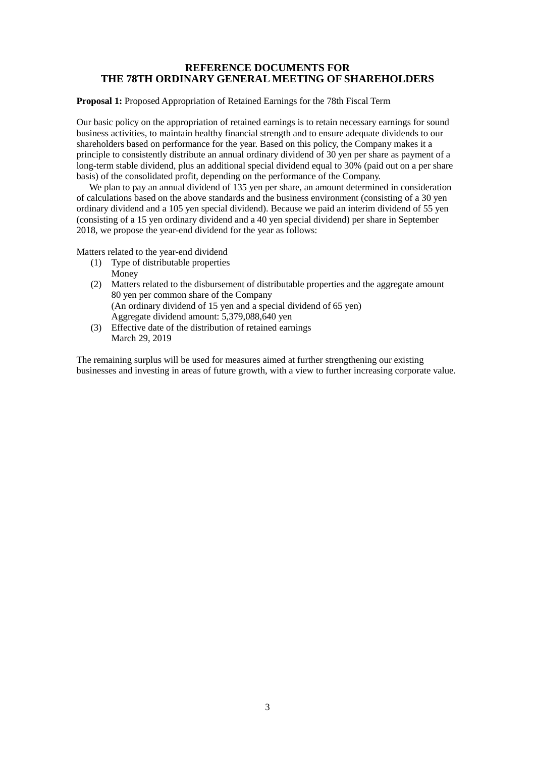# REFERENCE DOCUMENTS FOR THE 78TH ORDINARY GENERAL MEETING OF SHAREHOLDERS

**Proposal 1:** Proposed Appropriation of Retained Earnings for the 78th Fiscal Term

Our basic policy on the appropriation of retained earnings is to retain necessary earnings for sound business activities, to maintain healthy financial strength and to ensure adequate dividends to our shareholders based on performance for the year. Based on this policy, the Company makes it a principle to consistently distribute an annual ordinary dividend of 30 yen per share as payment of a long-term stable dividend, plus an additional special dividend equal to 30% (paid out on a per share basis) of the consolidated profit, depending on the performance of the Company.

We plan to pay an annual dividend of 135 yen per share, an amount determined in consideration of calculations based on the above standards and the business environment (consisting of a 30 yen ordinary dividend and a 105 yen special dividend). Because we paid an interim dividend of 55 yen (consisting of a 15 yen ordinary dividend and a 40 yen special dividend) per share in September 2018, we propose the year-end dividend for the year as follows:

Matters related to the year-end dividend

(1) Type of distributable properties
Money

(2) Matters related to the disbursement of distributable properties and the aggregate amount
80 yen per common share of the Company
(An ordinary dividend of 15 yen and a special dividend of 65 yen)
Aggregate dividend amount: 5,379,088,640 yen

(3) Effective date of the distribution of retained earnings
March 29, 2019

The remaining surplus will be used for measures aimed at further strengthening our existing businesses and investing in areas of future growth, with a view to further increasing corporate value.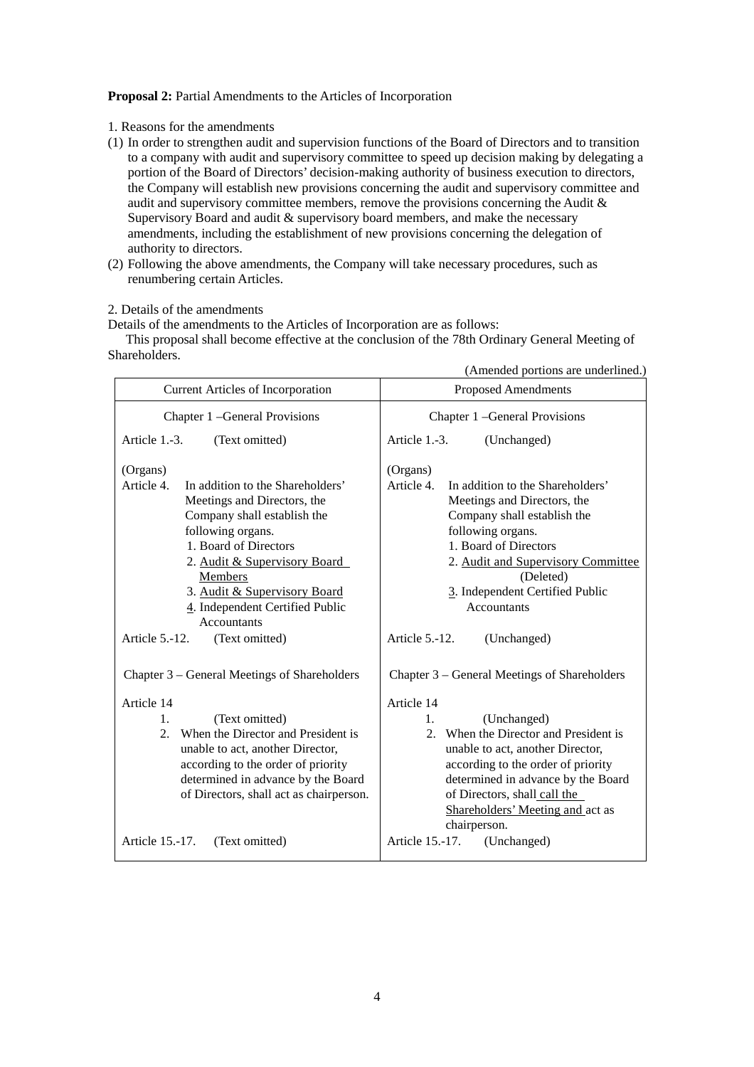**Proposal 2:** Partial Amendments to the Articles of Incorporation

1. Reasons for the amendments

(1) In order to strengthen audit and supervision functions of the Board of Directors and to transition to a company with audit and supervisory committee to speed up decision making by delegating a portion of the Board of Directors' decision-making authority of business execution to directors, the Company will establish new provisions concerning the audit and supervisory committee and audit and supervisory committee members, remove the provisions concerning the Audit & Supervisory Board and audit & supervisory board members, and make the necessary amendments, including the establishment of new provisions concerning the delegation of authority to directors.

(2) Following the above amendments, the Company will take necessary procedures, such as renumbering certain Articles.

2. Details of the amendments

Details of the amendments to the Articles of Incorporation are as follows:

This proposal shall become effective at the conclusion of the 78th Ordinary General Meeting of Shareholders.

(Amended portions are underlined.)

| Current Articles of Incorporation | Proposed Amendments |
|---|---|
| Chapter 1 –General Provisions | Chapter 1 –General Provisions |
| Article 1.-3. (Text omitted) | Article 1.-3. (Unchanged) |
| (Organs)<br>Article 4. In addition to the Shareholders' Meetings and Directors, the Company shall establish the following organs.<br>1. Board of Directors<br>2. <u>Audit & Supervisory Board Members</u><br>3. <u>Audit & Supervisory Board</u><br><u>4</u>. Independent Certified Public Accountants | (Organs)<br>Article 4. In addition to the Shareholders' Meetings and Directors, the Company shall establish the following organs.<br>1. Board of Directors<br>2. <u>Audit and Supervisory Committee</u><br>(Deleted)<br><u>3</u>. Independent Certified Public Accountants |
| Article 5.-12. (Text omitted) | Article 5.-12. (Unchanged) |
| Chapter 3 – General Meetings of Shareholders | Chapter 3 – General Meetings of Shareholders |
| Article 14<br>1. (Text omitted)<br>2. When the Director and President is unable to act, another Director, according to the order of priority determined in advance by the Board of Directors, shall act as chairperson. | Article 14<br>1. (Unchanged)<br>2. When the Director and President is unable to act, another Director, according to the order of priority determined in advance by the Board of Directors, shall <u>call the Shareholders' Meeting and</u> act as chairperson. |
| Article 15.-17. (Text omitted) | Article 15.-17. (Unchanged) |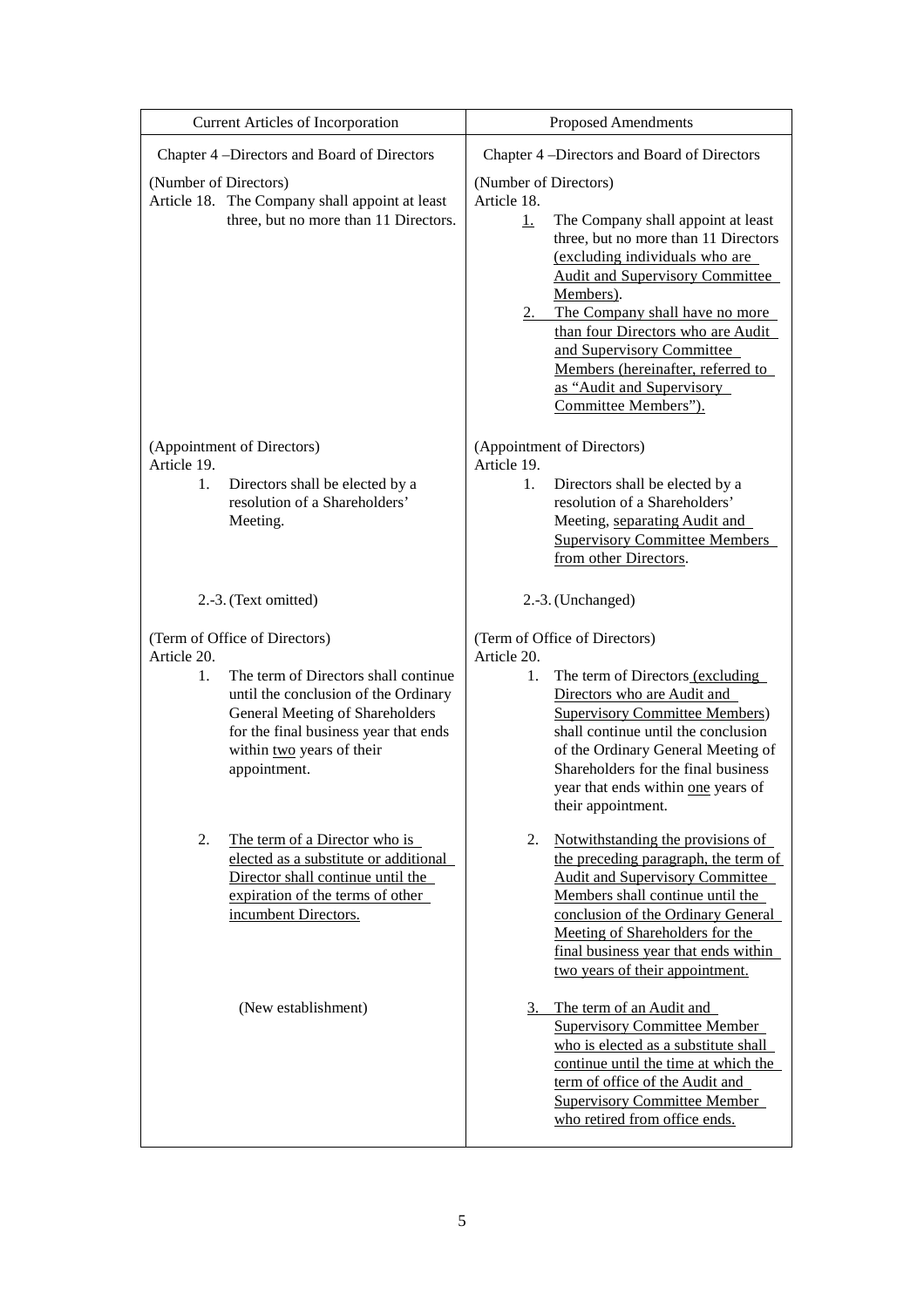| Current Articles of Incorporation | Proposed Amendments |
|---|---|
| Chapter 4 –Directors and Board of Directors | Chapter 4 –Directors and Board of Directors |
| (Number of Directors)<br>Article 18. The Company shall appoint at least three, but no more than 11 Directors. | (Number of Directors)<br>Article 18.<br>1. The Company shall appoint at least three, but no more than 11 Directors (excluding individuals who are Audit and Supervisory Committee Members).<br>2. The Company shall have no more than four Directors who are Audit and Supervisory Committee Members (hereinafter, referred to as "Audit and Supervisory Committee Members"). |
| (Appointment of Directors)<br>Article 19.<br>1. Directors shall be elected by a resolution of a Shareholders' Meeting. | (Appointment of Directors)<br>Article 19.<br>1. Directors shall be elected by a resolution of a Shareholders' Meeting, separating Audit and Supervisory Committee Members from other Directors. |
| 2.-3. (Text omitted) | 2.-3. (Unchanged) |
| (Term of Office of Directors)<br>Article 20.<br>1. The term of Directors shall continue until the conclusion of the Ordinary General Meeting of Shareholders for the final business year that ends within two years of their appointment. | (Term of Office of Directors)<br>Article 20.<br>1. The term of Directors (excluding Directors who are Audit and Supervisory Committee Members) shall continue until the conclusion of the Ordinary General Meeting of Shareholders for the final business year that ends within one years of their appointment. |
| 2. The term of a Director who is elected as a substitute or additional Director shall continue until the expiration of the terms of other incumbent Directors. | 2. Notwithstanding the provisions of the preceding paragraph, the term of Audit and Supervisory Committee Members shall continue until the conclusion of the Ordinary General Meeting of Shareholders for the final business year that ends within two years of their appointment. |
| (New establishment) | 3. The term of an Audit and Supervisory Committee Member who is elected as a substitute shall continue until the time at which the term of office of the Audit and Supervisory Committee Member who retired from office ends. |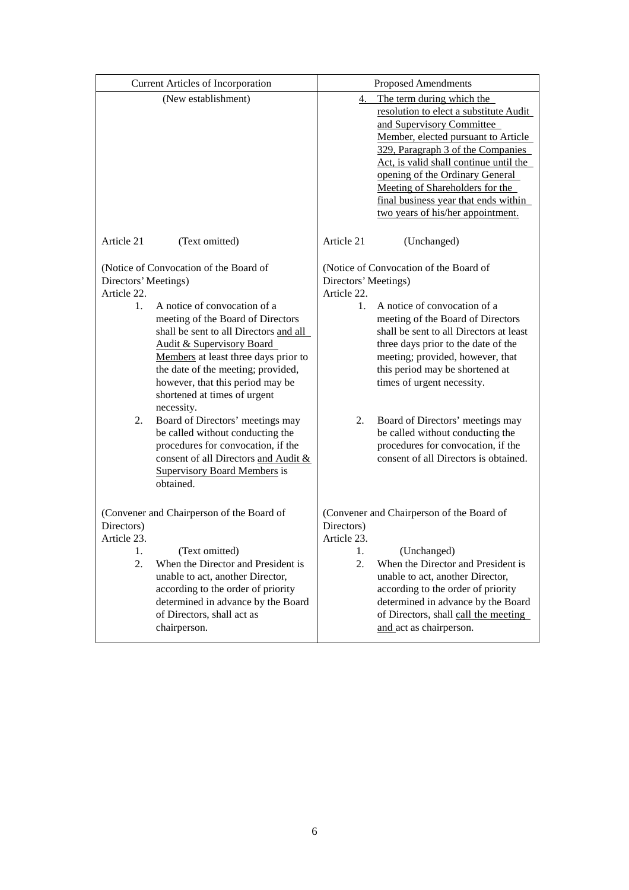| Current Articles of Incorporation | Proposed Amendments |
|---|---|
| (New establishment) | 4. The term during which the resolution to elect a substitute Audit and Supervisory Committee Member, elected pursuant to Article 329, Paragraph 3 of the Companies Act, is valid shall continue until the opening of the Ordinary General Meeting of Shareholders for the final business year that ends within two years of his/her appointment. |
| Article 21 (Text omitted) | Article 21 (Unchanged) |
| (Notice of Convocation of the Board of Directors' Meetings)<br>Article 22.<br>1. A notice of convocation of a meeting of the Board of Directors shall be sent to all Directors and all Audit & Supervisory Board Members at least three days prior to the date of the meeting; provided, however, that this period may be shortened at times of urgent necessity.<br>2. Board of Directors' meetings may be called without conducting the procedures for convocation, if the consent of all Directors and Audit & Supervisory Board Members is obtained. | (Notice of Convocation of the Board of Directors' Meetings)<br>Article 22.<br>1. A notice of convocation of a meeting of the Board of Directors shall be sent to all Directors at least three days prior to the date of the meeting; provided, however, that this period may be shortened at times of urgent necessity.<br>2. Board of Directors' meetings may be called without conducting the procedures for convocation, if the consent of all Directors is obtained. |
| (Convener and Chairperson of the Board of Directors)<br>Article 23.<br>1. (Text omitted)<br>2. When the Director and President is unable to act, another Director, according to the order of priority determined in advance by the Board of Directors, shall act as chairperson. | (Convener and Chairperson of the Board of Directors)<br>Article 23.<br>1. (Unchanged)<br>2. When the Director and President is unable to act, another Director, according to the order of priority determined in advance by the Board of Directors, shall call the meeting and act as chairperson. |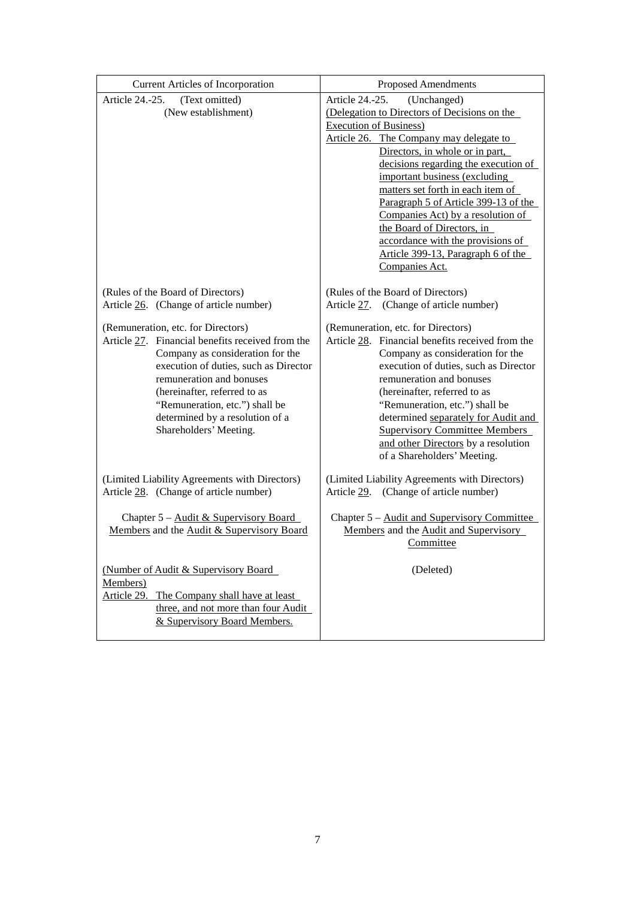| Current Articles of Incorporation | Proposed Amendments |
|---|---|
| Article 24.-25. (Text omitted)<br>(New establishment) | Article 24.-25. (Unchanged)<br>(Delegation to Directors of Decisions on the Execution of Business)<br>Article 26. The Company may delegate to Directors, in whole or in part, decisions regarding the execution of important business (excluding matters set forth in each item of Paragraph 5 of Article 399-13 of the Companies Act) by a resolution of the Board of Directors, in accordance with the provisions of Article 399-13, Paragraph 6 of the Companies Act. |
| (Rules of the Board of Directors)<br>Article 26. (Change of article number) | (Rules of the Board of Directors)<br>Article 27. (Change of article number) |
| (Remuneration, etc. for Directors)<br>Article 27. Financial benefits received from the Company as consideration for the execution of duties, such as Director remuneration and bonuses (hereinafter, referred to as "Remuneration, etc.") shall be determined by a resolution of a Shareholders' Meeting. | (Remuneration, etc. for Directors)<br>Article 28. Financial benefits received from the Company as consideration for the execution of duties, such as Director remuneration and bonuses (hereinafter, referred to as "Remuneration, etc.") shall be determined separately for Audit and Supervisory Committee Members and other Directors by a resolution of a Shareholders' Meeting. |
| (Limited Liability Agreements with Directors)<br>Article 28. (Change of article number) | (Limited Liability Agreements with Directors)<br>Article 29. (Change of article number) |
| Chapter 5 – Audit & Supervisory Board Members and the Audit & Supervisory Board | Chapter 5 – Audit and Supervisory Committee Members and the Audit and Supervisory Committee |
| (Number of Audit & Supervisory Board Members)<br>Article 29. The Company shall have at least three, and not more than four Audit & Supervisory Board Members. | (Deleted) |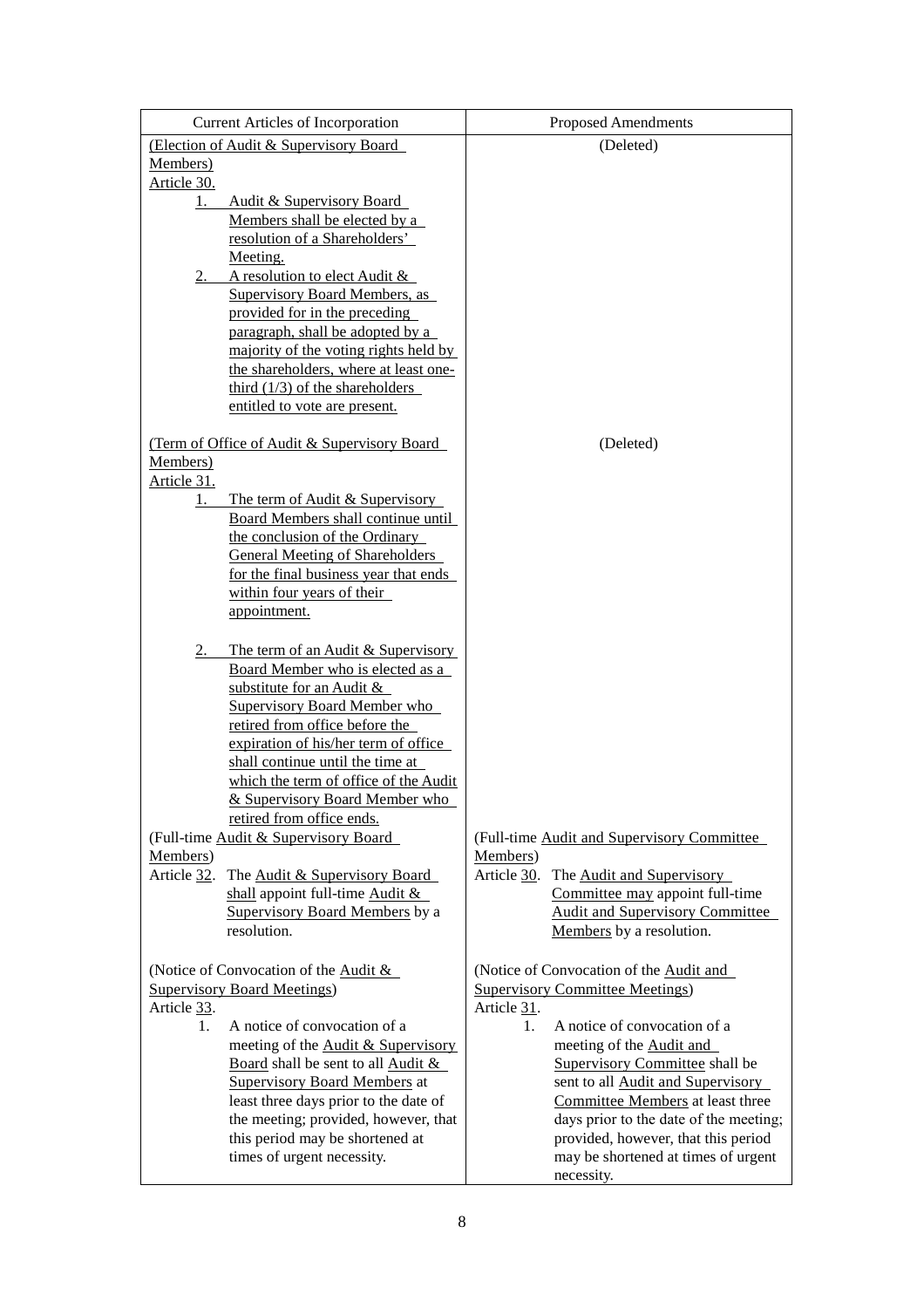| Current Articles of Incorporation | Proposed Amendments |
|---|---|
| (Election of Audit & Supervisory Board Members)<br>Article 30.<br>1. Audit & Supervisory Board Members shall be elected by a resolution of a Shareholders' Meeting.<br>2. A resolution to elect Audit & Supervisory Board Members, as provided for in the preceding paragraph, shall be adopted by a majority of the voting rights held by the shareholders, where at least one-third (1/3) of the shareholders entitled to vote are present. | (Deleted) |
| (Term of Office of Audit & Supervisory Board Members)<br>Article 31.<br>1. The term of Audit & Supervisory Board Members shall continue until the conclusion of the Ordinary General Meeting of Shareholders for the final business year that ends within four years of their appointment.<br>2. The term of an Audit & Supervisory Board Member who is elected as a substitute for an Audit & Supervisory Board Member who retired from office before the expiration of his/her term of office shall continue until the time at which the term of office of the Audit & Supervisory Board Member who retired from office ends. | (Deleted) |
| (Full-time Audit & Supervisory Board Members)<br>Article 32. The Audit & Supervisory Board shall appoint full-time Audit & Supervisory Board Members by a resolution. | (Full-time Audit and Supervisory Committee Members)<br>Article 30. The Audit and Supervisory Committee may appoint full-time Audit and Supervisory Committee Members by a resolution. |
| (Notice of Convocation of the Audit & Supervisory Board Meetings)<br>Article 33.<br>1. A notice of convocation of a meeting of the Audit & Supervisory Board shall be sent to all Audit & Supervisory Board Members at least three days prior to the date of the meeting; provided, however, that this period may be shortened at times of urgent necessity. | (Notice of Convocation of the Audit and Supervisory Committee Meetings)<br>Article 31.<br>1. A notice of convocation of a meeting of the Audit and Supervisory Committee shall be sent to all Audit and Supervisory Committee Members at least three days prior to the date of the meeting; provided, however, that this period may be shortened at times of urgent necessity. |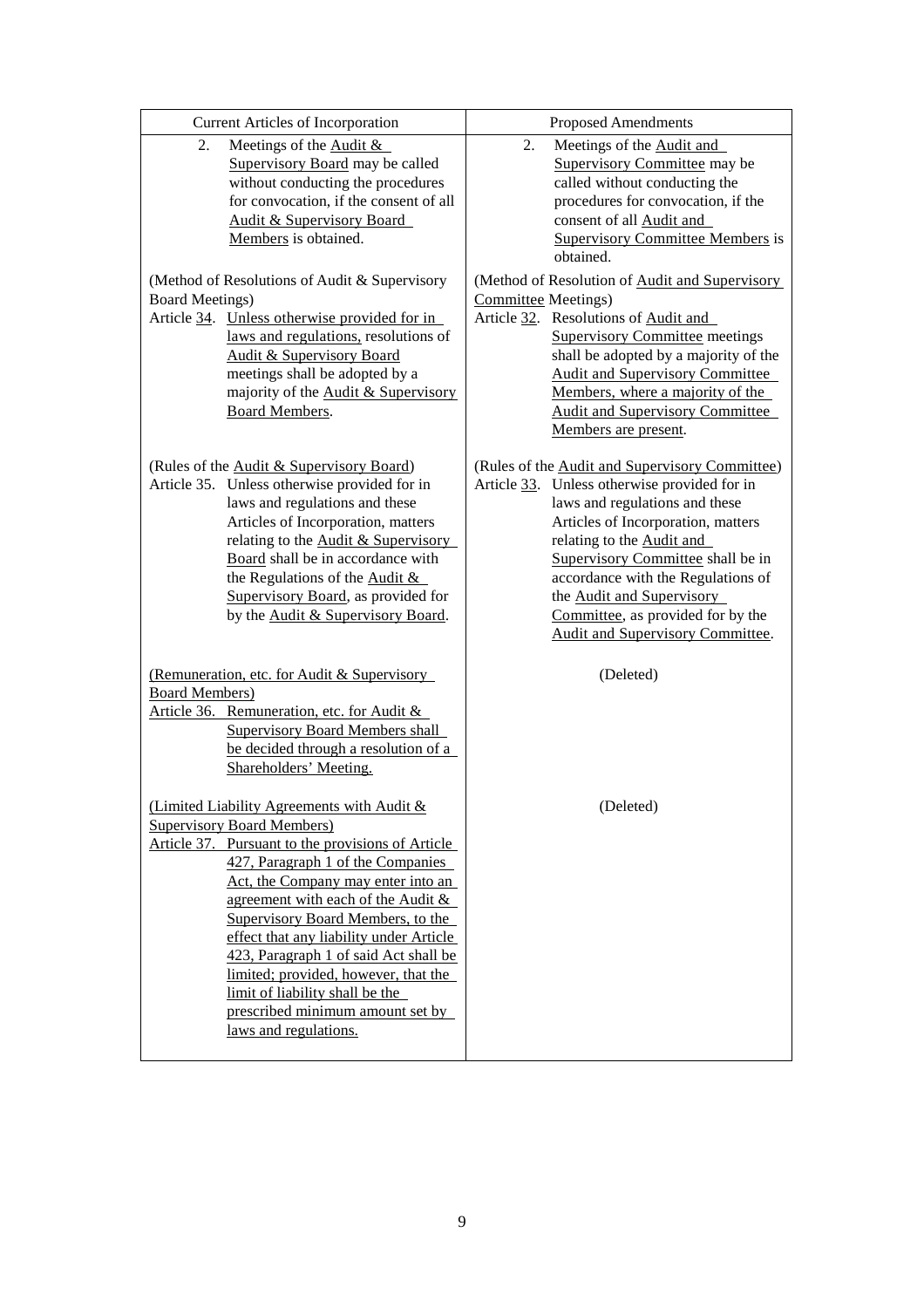| Current Articles of Incorporation | Proposed Amendments |
|---|---|
| 2. Meetings of the Audit & Supervisory Board may be called without conducting the procedures for convocation, if the consent of all Audit & Supervisory Board Members is obtained. | 2. Meetings of the Audit and Supervisory Committee may be called without conducting the procedures for convocation, if the consent of all Audit and Supervisory Committee Members is obtained. |
| (Method of Resolutions of Audit & Supervisory Board Meetings)<br>Article 34. Unless otherwise provided for in laws and regulations, resolutions of Audit & Supervisory Board meetings shall be adopted by a majority of the Audit & Supervisory Board Members. | (Method of Resolution of Audit and Supervisory Committee Meetings)<br>Article 32. Resolutions of Audit and Supervisory Committee meetings shall be adopted by a majority of the Audit and Supervisory Committee Members, where a majority of the Audit and Supervisory Committee Members are present. |
| (Rules of the Audit & Supervisory Board)<br>Article 35. Unless otherwise provided for in laws and regulations and these Articles of Incorporation, matters relating to the Audit & Supervisory Board shall be in accordance with the Regulations of the Audit & Supervisory Board, as provided for by the Audit & Supervisory Board. | (Rules of the Audit and Supervisory Committee)<br>Article 33. Unless otherwise provided for in laws and regulations and these Articles of Incorporation, matters relating to the Audit and Supervisory Committee shall be in accordance with the Regulations of the Audit and Supervisory Committee, as provided for by the Audit and Supervisory Committee. |
| (Remuneration, etc. for Audit & Supervisory Board Members)<br>Article 36. Remuneration, etc. for Audit & Supervisory Board Members shall be decided through a resolution of a Shareholders' Meeting. | (Deleted) |
| (Limited Liability Agreements with Audit & Supervisory Board Members)<br>Article 37. Pursuant to the provisions of Article 427, Paragraph 1 of the Companies Act, the Company may enter into an agreement with each of the Audit & Supervisory Board Members, to the effect that any liability under Article 423, Paragraph 1 of said Act shall be limited; provided, however, that the limit of liability shall be the prescribed minimum amount set by laws and regulations. | (Deleted) |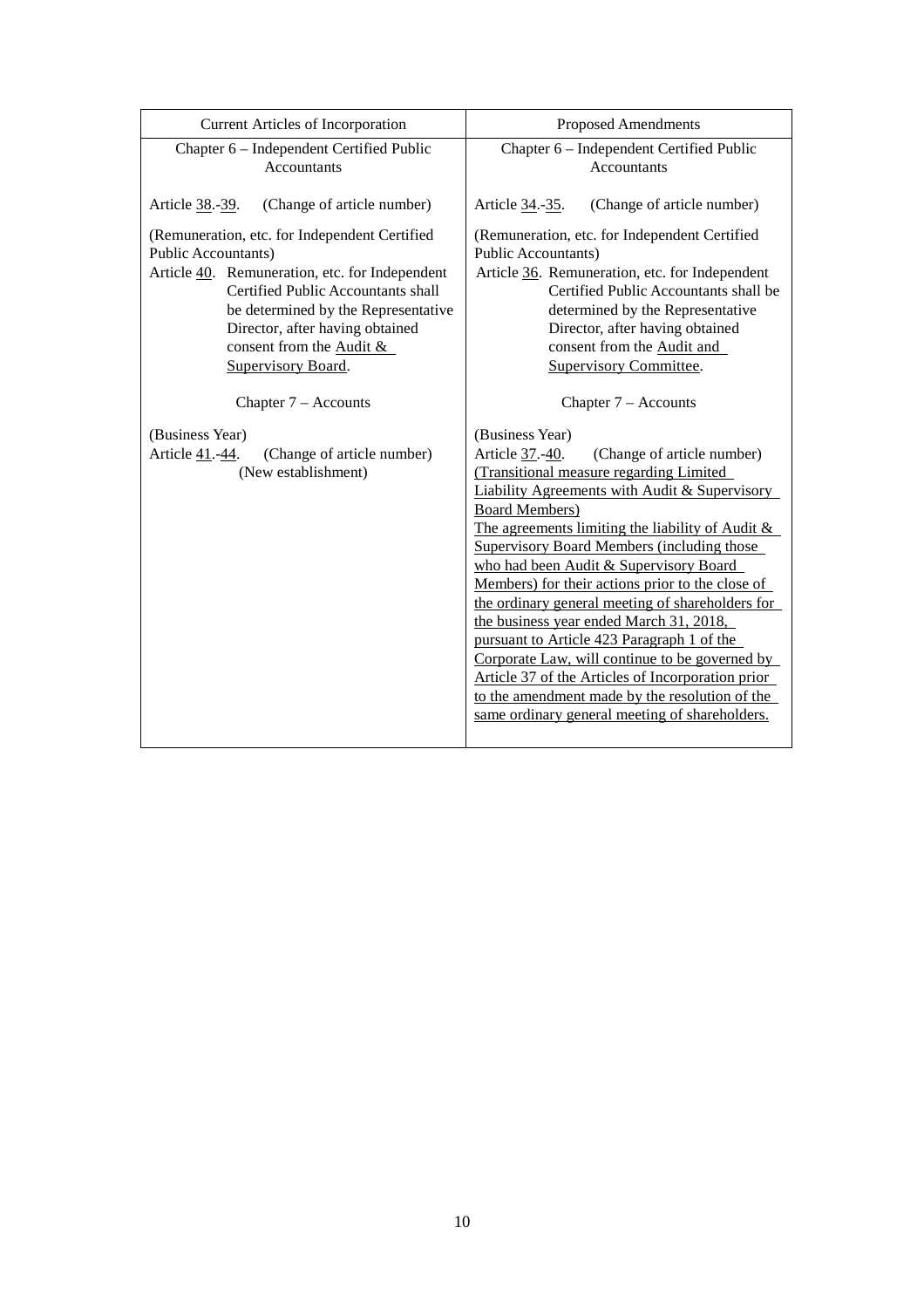| Current Articles of Incorporation | Proposed Amendments |
|---|---|
| Chapter 6 – Independent Certified Public Accountants | Chapter 6 – Independent Certified Public Accountants |
| Article <u>38</u>.-<u>39</u>. (Change of article number) | Article <u>34</u>.-<u>35</u>. (Change of article number) |
| (Remuneration, etc. for Independent Certified Public Accountants)<br>Article <u>40</u>. Remuneration, etc. for Independent Certified Public Accountants shall be determined by the Representative Director, after having obtained consent from the <u>Audit & Supervisory Board</u>. | (Remuneration, etc. for Independent Certified Public Accountants)<br>Article <u>36</u>. Remuneration, etc. for Independent Certified Public Accountants shall be determined by the Representative Director, after having obtained consent from the <u>Audit and Supervisory Committee</u>. |
| Chapter 7 – Accounts | Chapter 7 – Accounts |
| (Business Year)<br>Article <u>41</u>.-<u>44</u>. (Change of article number)<br>(New establishment) | (Business Year)<br>Article <u>37</u>.-<u>40</u>. (Change of article number)<br><u>(Transitional measure regarding Limited Liability Agreements with Audit & Supervisory Board Members)</u><br><u>The agreements limiting the liability of Audit & Supervisory Board Members (including those who had been Audit & Supervisory Board Members) for their actions prior to the close of the ordinary general meeting of shareholders for the business year ended March 31, 2018, pursuant to Article 423 Paragraph 1 of the Corporate Law, will continue to be governed by Article 37 of the Articles of Incorporation prior to the amendment made by the resolution of the same ordinary general meeting of shareholders.</u> |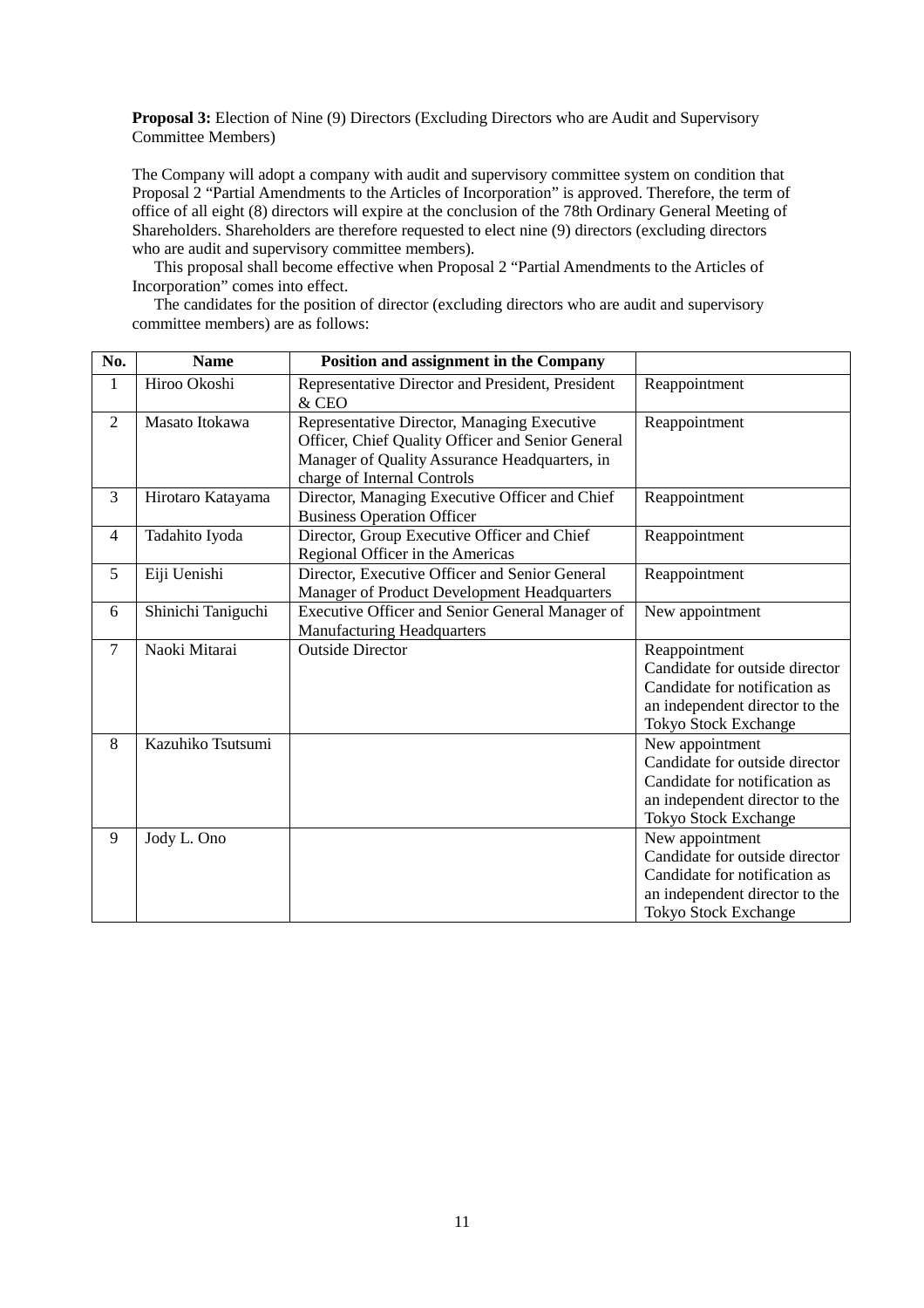**Proposal 3:** Election of Nine (9) Directors (Excluding Directors who are Audit and Supervisory Committee Members)

The Company will adopt a company with audit and supervisory committee system on condition that Proposal 2 "Partial Amendments to the Articles of Incorporation" is approved. Therefore, the term of office of all eight (8) directors will expire at the conclusion of the 78th Ordinary General Meeting of Shareholders. Shareholders are therefore requested to elect nine (9) directors (excluding directors who are audit and supervisory committee members).

This proposal shall become effective when Proposal 2 "Partial Amendments to the Articles of Incorporation" comes into effect.

The candidates for the position of director (excluding directors who are audit and supervisory committee members) are as follows:

| No. | Name | Position and assignment in the Company | |
|---|---|---|---|
| 1 | Hiroo Okoshi | Representative Director and President, President & CEO | Reappointment |
| 2 | Masato Itokawa | Representative Director, Managing Executive Officer, Chief Quality Officer and Senior General Manager of Quality Assurance Headquarters, in charge of Internal Controls | Reappointment |
| 3 | Hirotaro Katayama | Director, Managing Executive Officer and Chief Business Operation Officer | Reappointment |
| 4 | Tadahito Iyoda | Director, Group Executive Officer and Chief Regional Officer in the Americas | Reappointment |
| 5 | Eiji Uenishi | Director, Executive Officer and Senior General Manager of Product Development Headquarters | Reappointment |
| 6 | Shinichi Taniguchi | Executive Officer and Senior General Manager of Manufacturing Headquarters | New appointment |
| 7 | Naoki Mitarai | Outside Director | Reappointment<br>Candidate for outside director<br>Candidate for notification as an independent director to the Tokyo Stock Exchange |
| 8 | Kazuhiko Tsutsumi | | New appointment<br>Candidate for outside director<br>Candidate for notification as an independent director to the Tokyo Stock Exchange |
| 9 | Jody L. Ono | | New appointment<br>Candidate for outside director<br>Candidate for notification as an independent director to the Tokyo Stock Exchange |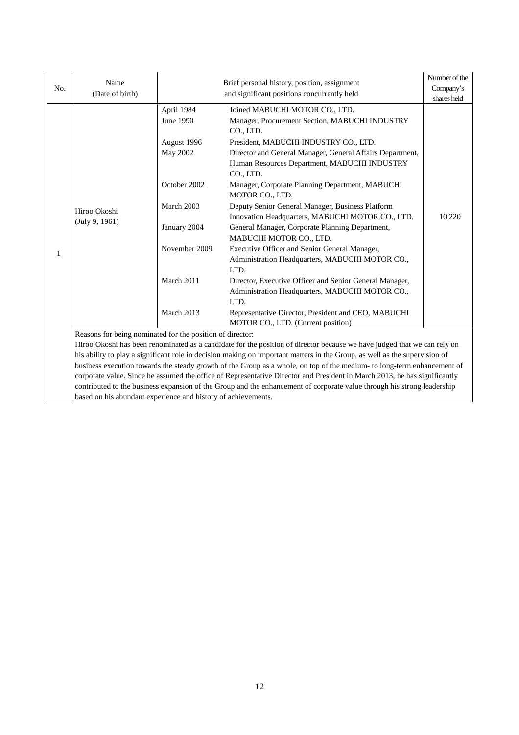| No. | Name<br>(Date of birth) | Brief personal history, position, assignment<br>and significant positions concurrently held | | Number of the Company's shares held |
|---|---|---|---|---|
| 1 | Hiroo Okoshi<br>(July 9, 1961) | April 1984 | Joined MABUCHI MOTOR CO., LTD. | 10,220 |
| | | June 1990 | Manager, Procurement Section, MABUCHI INDUSTRY CO., LTD. | |
| | | August 1996 | President, MABUCHI INDUSTRY CO., LTD. | |
| | | May 2002 | Director and General Manager, General Affairs Department, Human Resources Department, MABUCHI INDUSTRY CO., LTD. | |
| | | October 2002 | Manager, Corporate Planning Department, MABUCHI MOTOR CO., LTD. | |
| | | March 2003 | Deputy Senior General Manager, Business Platform Innovation Headquarters, MABUCHI MOTOR CO., LTD. | |
| | | January 2004 | General Manager, Corporate Planning Department, MABUCHI MOTOR CO., LTD. | |
| | | November 2009 | Executive Officer and Senior General Manager, Administration Headquarters, MABUCHI MOTOR CO., LTD. | |
| | | March 2011 | Director, Executive Officer and Senior General Manager, Administration Headquarters, MABUCHI MOTOR CO., LTD. | |
| | | March 2013 | Representative Director, President and CEO, MABUCHI MOTOR CO., LTD. (Current position) | |
| | Reasons for being nominated for the position of director:<br>Hiroo Okoshi has been renominated as a candidate for the position of director because we have judged that we can rely on his ability to play a significant role in decision making on important matters in the Group, as well as the supervision of business execution towards the steady growth of the Group as a whole, on top of the medium- to long-term enhancement of corporate value. Since he assumed the office of Representative Director and President in March 2013, he has significantly contributed to the business expansion of the Group and the enhancement of corporate value through his strong leadership based on his abundant experience and history of achievements. | | | |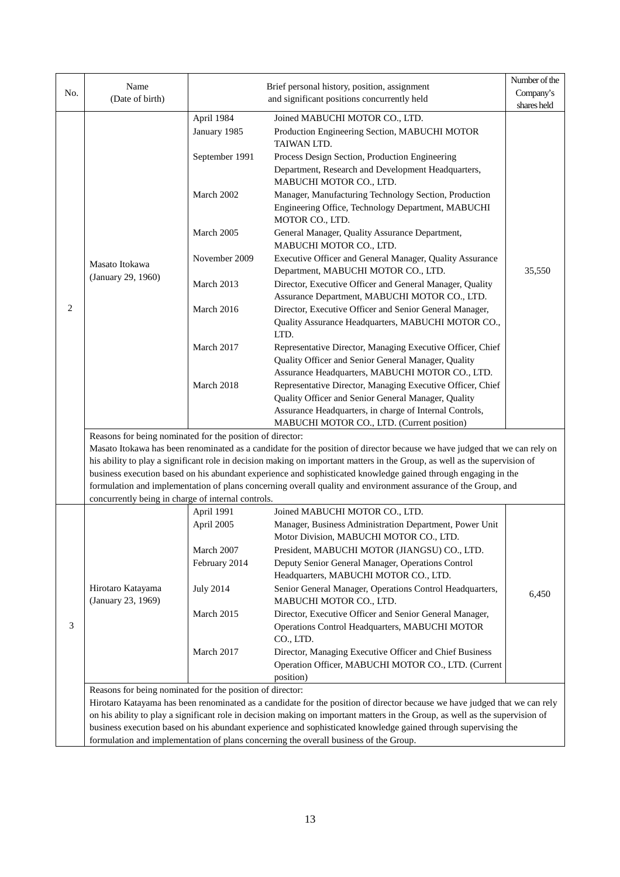| No. | Name<br>(Date of birth) | Brief personal history, position, assignment<br>and significant positions concurrently held | | Number of the Company's shares held |
|---|---|---|---|---|
| 2 | Masato Itokawa<br>(January 29, 1960) | April 1984 | Joined MABUCHI MOTOR CO., LTD. | 35,550 |
| | | January 1985 | Production Engineering Section, MABUCHI MOTOR TAIWAN LTD. | |
| | | September 1991 | Process Design Section, Production Engineering Department, Research and Development Headquarters, MABUCHI MOTOR CO., LTD. | |
| | | March 2002 | Manager, Manufacturing Technology Section, Production Engineering Office, Technology Department, MABUCHI MOTOR CO., LTD. | |
| | | March 2005 | General Manager, Quality Assurance Department, MABUCHI MOTOR CO., LTD. | |
| | | November 2009 | Executive Officer and General Manager, Quality Assurance Department, MABUCHI MOTOR CO., LTD. | |
| | | March 2013 | Director, Executive Officer and General Manager, Quality Assurance Department, MABUCHI MOTOR CO., LTD. | |
| | | March 2016 | Director, Executive Officer and Senior General Manager, Quality Assurance Headquarters, MABUCHI MOTOR CO., LTD. | |
| | | March 2017 | Representative Director, Managing Executive Officer, Chief Quality Officer and Senior General Manager, Quality Assurance Headquarters, MABUCHI MOTOR CO., LTD. | |
| | | March 2018 | Representative Director, Managing Executive Officer, Chief Quality Officer and Senior General Manager, Quality Assurance Headquarters, in charge of Internal Controls, MABUCHI MOTOR CO., LTD. (Current position) | |
| | Reasons for being nominated for the position of director:<br>Masato Itokawa has been renominated as a candidate for the position of director because we have judged that we can rely on his ability to play a significant role in decision making on important matters in the Group, as well as the supervision of business execution based on his abundant experience and sophisticated knowledge gained through engaging in the formulation and implementation of plans concerning overall quality and environment assurance of the Group, and concurrently being in charge of internal controls. | | | |
| 3 | Hirotaro Katayama<br>(January 23, 1969) | April 1991 | Joined MABUCHI MOTOR CO., LTD. | 6,450 |
| | | April 2005 | Manager, Business Administration Department, Power Unit Motor Division, MABUCHI MOTOR CO., LTD. | |
| | | March 2007 | President, MABUCHI MOTOR (JIANGSU) CO., LTD. | |
| | | February 2014 | Deputy Senior General Manager, Operations Control Headquarters, MABUCHI MOTOR CO., LTD. | |
| | | July 2014 | Senior General Manager, Operations Control Headquarters, MABUCHI MOTOR CO., LTD. | |
| | | March 2015 | Director, Executive Officer and Senior General Manager, Operations Control Headquarters, MABUCHI MOTOR CO., LTD. | |
| | | March 2017 | Director, Managing Executive Officer and Chief Business Operation Officer, MABUCHI MOTOR CO., LTD. (Current position) | |
| | Reasons for being nominated for the position of director:<br>Hirotaro Katayama has been renominated as a candidate for the position of director because we have judged that we can rely on his ability to play a significant role in decision making on important matters in the Group, as well as the supervision of business execution based on his abundant experience and sophisticated knowledge gained through supervising the formulation and implementation of plans concerning the overall business of the Group. | | | |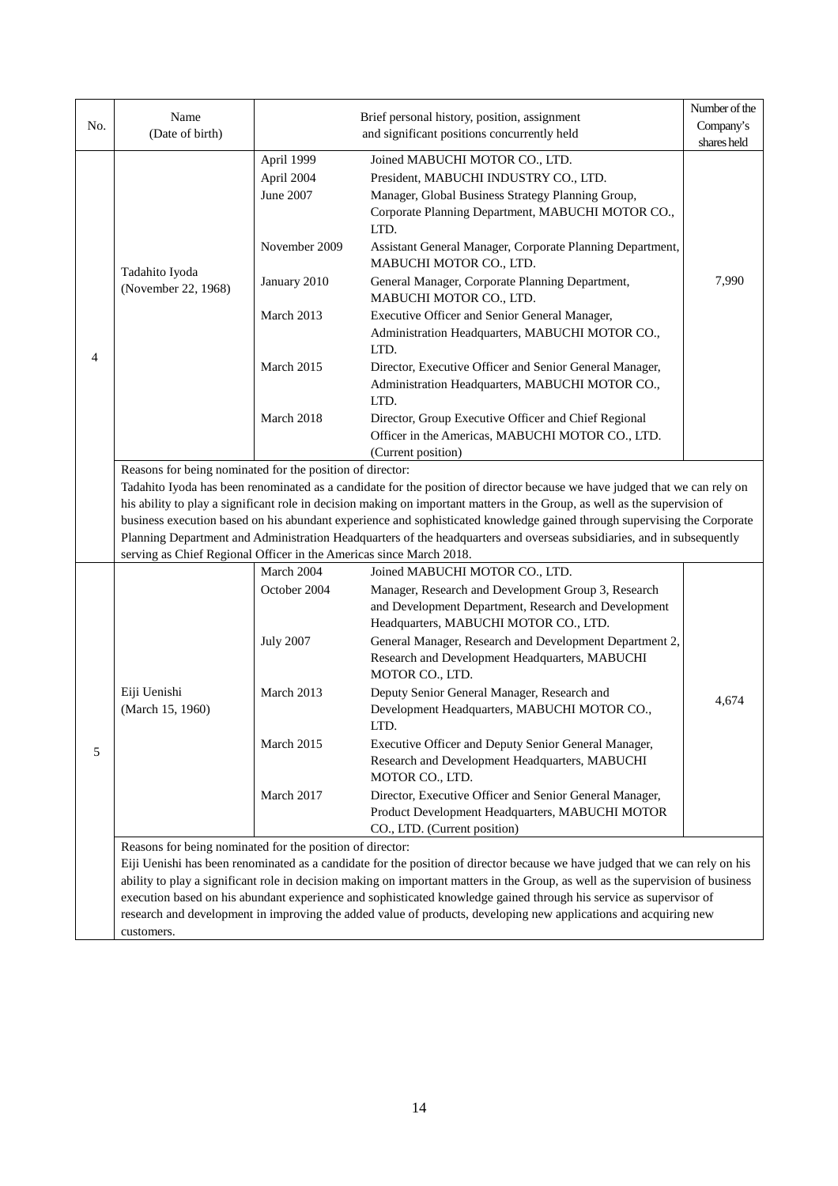| No. | Name (Date of birth) | Brief personal history, position, assignment and significant positions concurrently held | | Number of the Company's shares held |
|---|---|---|---|---|
| 4 | Tadahito Iyoda (November 22, 1968) | April 1999 | Joined MABUCHI MOTOR CO., LTD. | 7,990 |
| | | April 2004 | President, MABUCHI INDUSTRY CO., LTD. | |
| | | June 2007 | Manager, Global Business Strategy Planning Group, Corporate Planning Department, MABUCHI MOTOR CO., LTD. | |
| | | November 2009 | Assistant General Manager, Corporate Planning Department, MABUCHI MOTOR CO., LTD. | |
| | | January 2010 | General Manager, Corporate Planning Department, MABUCHI MOTOR CO., LTD. | |
| | | March 2013 | Executive Officer and Senior General Manager, Administration Headquarters, MABUCHI MOTOR CO., LTD. | |
| | | March 2015 | Director, Executive Officer and Senior General Manager, Administration Headquarters, MABUCHI MOTOR CO., LTD. | |
| | | March 2018 | Director, Group Executive Officer and Chief Regional Officer in the Americas, MABUCHI MOTOR CO., LTD. (Current position) | |
| | Reasons for being nominated for the position of director: Tadahito Iyoda has been renominated as a candidate for the position of director because we have judged that we can rely on his ability to play a significant role in decision making on important matters in the Group, as well as the supervision of business execution based on his abundant experience and sophisticated knowledge gained through supervising the Corporate Planning Department and Administration Headquarters of the headquarters and overseas subsidiaries, and in subsequently serving as Chief Regional Officer in the Americas since March 2018. | | | |
| 5 | Eiji Uenishi (March 15, 1960) | March 2004 | Joined MABUCHI MOTOR CO., LTD. | 4,674 |
| | | October 2004 | Manager, Research and Development Group 3, Research and Development Department, Research and Development Headquarters, MABUCHI MOTOR CO., LTD. | |
| | | July 2007 | General Manager, Research and Development Department 2, Research and Development Headquarters, MABUCHI MOTOR CO., LTD. | |
| | | March 2013 | Deputy Senior General Manager, Research and Development Headquarters, MABUCHI MOTOR CO., LTD. | |
| | | March 2015 | Executive Officer and Deputy Senior General Manager, Research and Development Headquarters, MABUCHI MOTOR CO., LTD. | |
| | | March 2017 | Director, Executive Officer and Senior General Manager, Product Development Headquarters, MABUCHI MOTOR CO., LTD. (Current position) | |
| | Reasons for being nominated for the position of director: Eiji Uenishi has been renominated as a candidate for the position of director because we have judged that we can rely on his ability to play a significant role in decision making on important matters in the Group, as well as the supervision of business execution based on his abundant experience and sophisticated knowledge gained through his service as supervisor of research and development in improving the added value of products, developing new applications and acquiring new customers. | | | |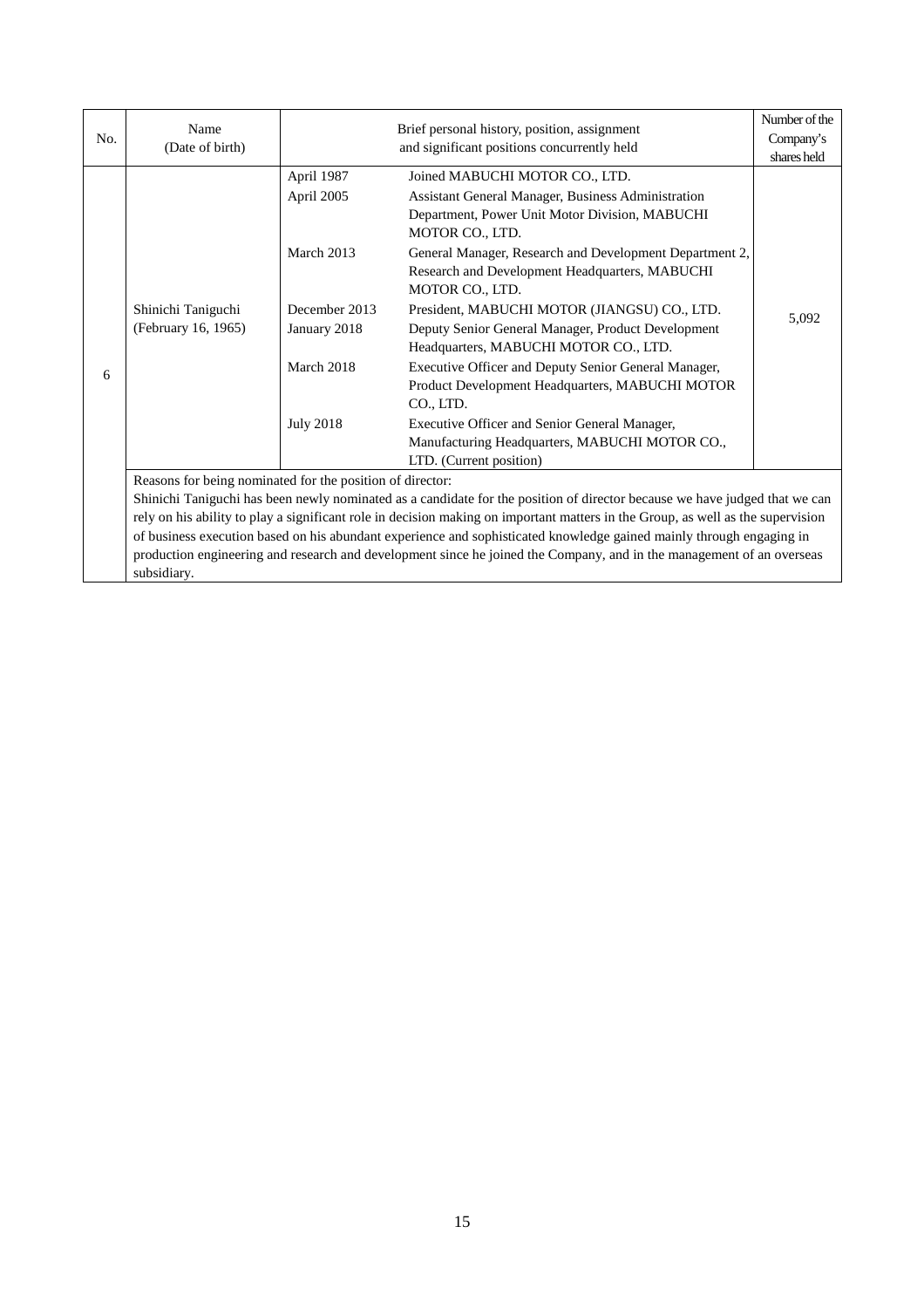| No. | Name (Date of birth) | Brief personal history, position, assignment and significant positions concurrently held | | Number of the Company's shares held |
|---|---|---|---|---|
| 6 | Shinichi Taniguchi (February 16, 1965) | April 1987 | Joined MABUCHI MOTOR CO., LTD. | 5,092 |
| | | April 2005 | Assistant General Manager, Business Administration Department, Power Unit Motor Division, MABUCHI MOTOR CO., LTD. | |
| | | March 2013 | General Manager, Research and Development Department 2, Research and Development Headquarters, MABUCHI MOTOR CO., LTD. | |
| | | December 2013 | President, MABUCHI MOTOR (JIANGSU) CO., LTD. | |
| | | January 2018 | Deputy Senior General Manager, Product Development Headquarters, MABUCHI MOTOR CO., LTD. | |
| | | March 2018 | Executive Officer and Deputy Senior General Manager, Product Development Headquarters, MABUCHI MOTOR CO., LTD. | |
| | | July 2018 | Executive Officer and Senior General Manager, Manufacturing Headquarters, MABUCHI MOTOR CO., LTD. (Current position) | |
| | Reasons for being nominated for the position of director: Shinichi Taniguchi has been newly nominated as a candidate for the position of director because we have judged that we can rely on his ability to play a significant role in decision making on important matters in the Group, as well as the supervision of business execution based on his abundant experience and sophisticated knowledge gained mainly through engaging in production engineering and research and development since he joined the Company, and in the management of an overseas subsidiary. | | | |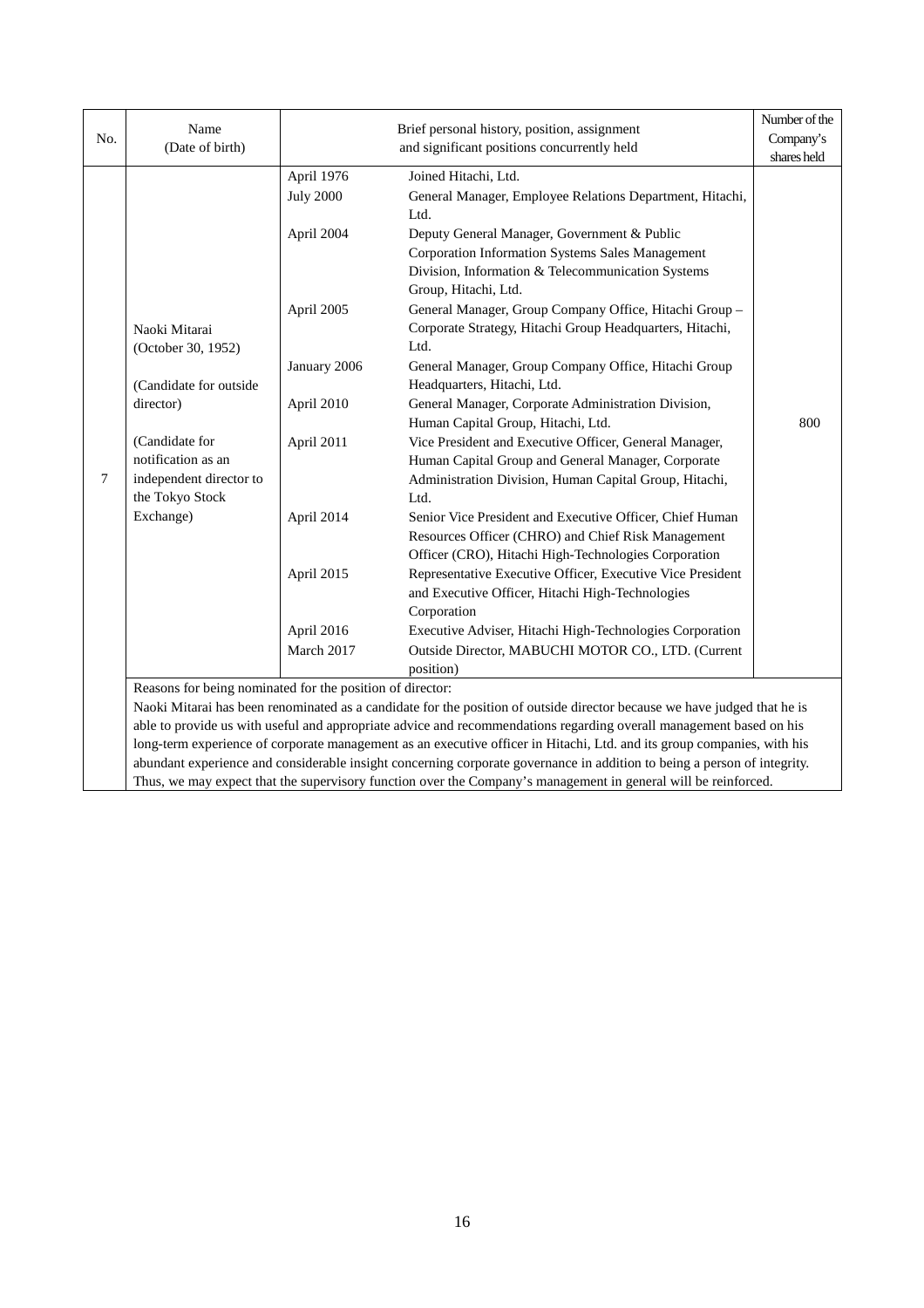| No. | Name (Date of birth) | Brief personal history, position, assignment and significant positions currently held | | Number of the Company's shares held |
|---|---|---|---|---|
| 7 | Naoki Mitarai (October 30, 1952) (Candidate for outside director) (Candidate for notification as an independent director to the Tokyo Stock Exchange) | April 1976 | Joined Hitachi, Ltd. | 800 |
| | | July 2000 | General Manager, Employee Relations Department, Hitachi, Ltd. | |
| | | April 2004 | Deputy General Manager, Government & Public Corporation Information Systems Sales Management Division, Information & Telecommunication Systems Group, Hitachi, Ltd. | |
| | | April 2005 | General Manager, Group Company Office, Hitachi Group – Corporate Strategy, Hitachi Group Headquarters, Hitachi, Ltd. | |
| | | January 2006 | General Manager, Group Company Office, Hitachi Group Headquarters, Hitachi, Ltd. | |
| | | April 2010 | General Manager, Corporate Administration Division, Human Capital Group, Hitachi, Ltd. | |
| | | April 2011 | Vice President and Executive Officer, General Manager, Human Capital Group and General Manager, Corporate Administration Division, Human Capital Group, Hitachi, Ltd. | |
| | | April 2014 | Senior Vice President and Executive Officer, Chief Human Resources Officer (CHRO) and Chief Risk Management Officer (CRO), Hitachi High-Technologies Corporation | |
| | | April 2015 | Representative Executive Officer, Executive Vice President and Executive Officer, Hitachi High-Technologies Corporation | |
| | | April 2016 | Executive Adviser, Hitachi High-Technologies Corporation | |
| | | March 2017 | Outside Director, MABUCHI MOTOR CO., LTD. (Current position) | |
| | Reasons for being nominated for the position of director: Naoki Mitarai has been renominated as a candidate for the position of outside director because we have judged that he is able to provide us with useful and appropriate advice and recommendations regarding overall management based on his long-term experience of corporate management as an executive officer in Hitachi, Ltd. and its group companies, with his abundant experience and considerable insight concerning corporate governance in addition to being a person of integrity. Thus, we may expect that the supervisory function over the Company's management in general will be reinforced. | | | |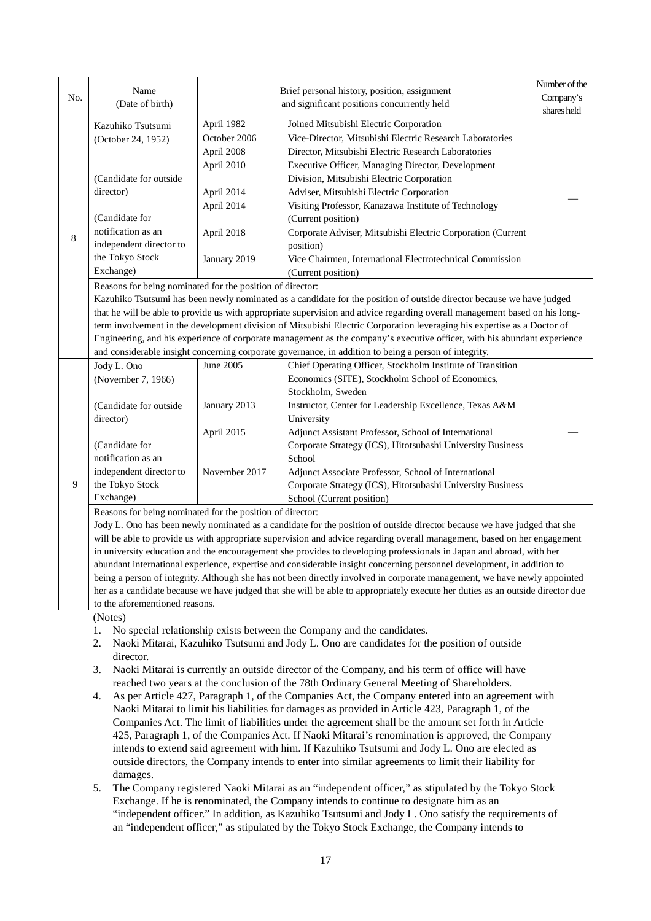| No. | Name (Date of birth) | Brief personal history, position, assignment and significant positions concurrently held | | Number of the Company's shares held |
|---|---|---|---|---|
| 8 | Kazuhiko Tsutsumi (October 24, 1952)<br><br>(Candidate for outside director)<br><br>(Candidate for notification as an independent director to the Tokyo Stock Exchange) | April 1982<br>October 2006<br>April 2008<br>April 2010<br><br>April 2014<br>April 2014<br><br>April 2018<br><br>January 2019 | Joined Mitsubishi Electric Corporation<br>Vice-Director, Mitsubishi Electric Research Laboratories<br>Director, Mitsubishi Electric Research Laboratories<br>Executive Officer, Managing Director, Development Division, Mitsubishi Electric Corporation<br>Adviser, Mitsubishi Electric Corporation<br>Visiting Professor, Kanazawa Institute of Technology (Current position)<br>Corporate Adviser, Mitsubishi Electric Corporation (Current position)<br>Vice Chairmen, International Electrotechnical Commission (Current position) | — |
| | Reasons for being nominated for the position of director:<br>Kazuhiko Tsutsumi has been newly nominated as a candidate for the position of outside director because we have judged that he will be able to provide us with appropriate supervision and advice regarding overall management based on his long-term involvement in the development division of Mitsubishi Electric Corporation leveraging his expertise as a Doctor of Engineering, and his experience of corporate management as the company's executive officer, with his abundant experience and considerable insight concerning corporate governance, in addition to being a person of integrity. | | | |
| 9 | Jody L. Ono (November 7, 1966)<br><br>(Candidate for outside director)<br><br>(Candidate for notification as an independent director to the Tokyo Stock Exchange) | June 2005<br><br><br>January 2013<br><br>April 2015<br><br><br>November 2017 | Chief Operating Officer, Stockholm Institute of Transition Economics (SITE), Stockholm School of Economics, Stockholm, Sweden<br>Instructor, Center for Leadership Excellence, Texas A&M University<br>Adjunct Assistant Professor, School of International Corporate Strategy (ICS), Hitotsubashi University Business School<br>Adjunct Associate Professor, School of International Corporate Strategy (ICS), Hitotsubashi University Business School (Current position) | — |
| | Reasons for being nominated for the position of director:<br>Jody L. Ono has been newly nominated as a candidate for the position of outside director because we have judged that she will be able to provide us with appropriate supervision and advice regarding overall management, based on her engagement in university education and the encouragement she provides to developing professionals in Japan and abroad, with her abundant international experience, expertise and considerable insight concerning personnel development, in addition to being a person of integrity. Although she has not been directly involved in corporate management, we have newly appointed her as a candidate because we have judged that she will be able to appropriately execute her duties as an outside director due to the aforementioned reasons. | | | |

(Notes)

1. No special relationship exists between the Company and the candidates.
2. Naoki Mitarai, Kazuhiko Tsutsumi and Jody L. Ono are candidates for the position of outside director.
3. Naoki Mitarai is currently an outside director of the Company, and his term of office will have reached two years at the conclusion of the 78th Ordinary General Meeting of Shareholders.
4. As per Article 427, Paragraph 1, of the Companies Act, the Company entered into an agreement with Naoki Mitarai to limit his liabilities for damages as provided in Article 423, Paragraph 1, of the Companies Act. The limit of liabilities under the agreement shall be the amount set forth in Article 425, Paragraph 1, of the Companies Act. If Naoki Mitarai's renomination is approved, the Company intends to extend said agreement with him. If Kazuhiko Tsutsumi and Jody L. Ono are elected as outside directors, the Company intends to enter into similar agreements to limit their liability for damages.
5. The Company registered Naoki Mitarai as an "independent officer," as stipulated by the Tokyo Stock Exchange. If he is renominated, the Company intends to continue to designate him as an "independent officer." In addition, as Kazuhiko Tsutsumi and Jody L. Ono satisfy the requirements of an "independent officer," as stipulated by the Tokyo Stock Exchange, the Company intends to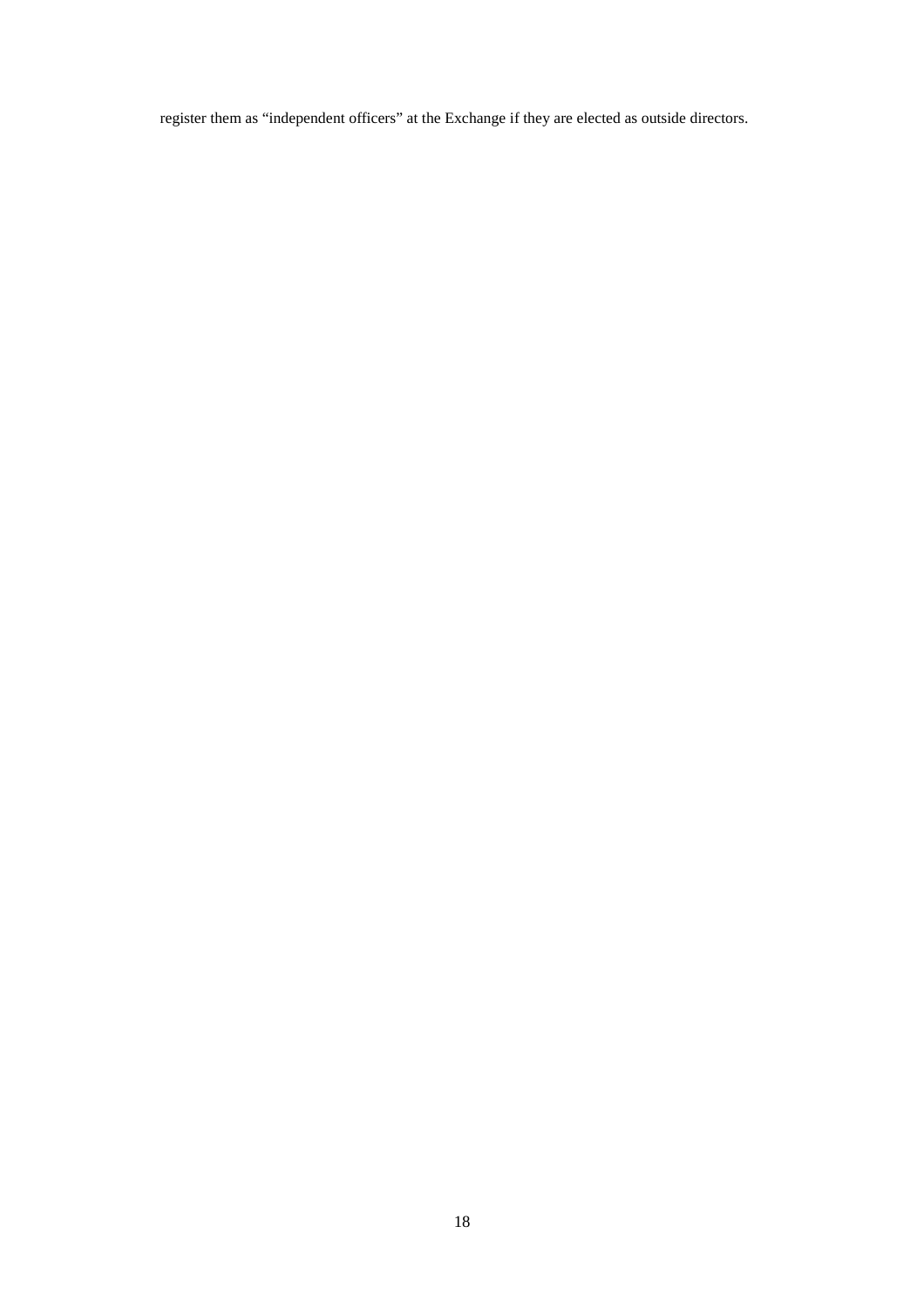register them as “independent officers” at the Exchange if they are elected as outside directors.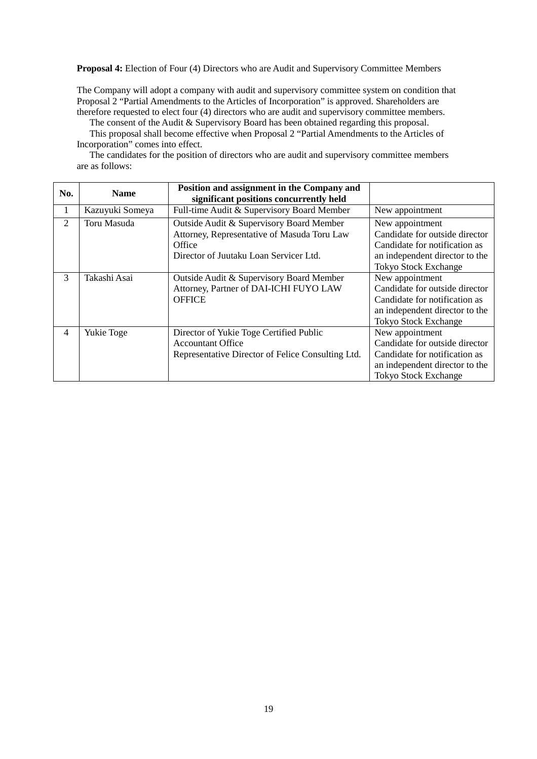**Proposal 4:** Election of Four (4) Directors who are Audit and Supervisory Committee Members

The Company will adopt a company with audit and supervisory committee system on condition that Proposal 2 "Partial Amendments to the Articles of Incorporation" is approved. Shareholders are therefore requested to elect four (4) directors who are audit and supervisory committee members.

The consent of the Audit & Supervisory Board has been obtained regarding this proposal.

This proposal shall become effective when Proposal 2 "Partial Amendments to the Articles of Incorporation" comes into effect.

The candidates for the position of directors who are audit and supervisory committee members are as follows:

| No. | Name | Position and assignment in the Company and significant positions concurrently held | |
|---|---|---|---|
| 1 | Kazuyuki Someya | Full-time Audit & Supervisory Board Member | New appointment |
| 2 | Toru Masuda | Outside Audit & Supervisory Board Member<br>Attorney, Representative of Masuda Toru Law Office<br>Director of Juutaku Loan Servicer Ltd. | New appointment<br>Candidate for outside director<br>Candidate for notification as an independent director to the Tokyo Stock Exchange |
| 3 | Takashi Asai | Outside Audit & Supervisory Board Member<br>Attorney, Partner of DAI-ICHI FUYO LAW OFFICE | New appointment<br>Candidate for outside director<br>Candidate for notification as an independent director to the Tokyo Stock Exchange |
| 4 | Yukie Toge | Director of Yukie Toge Certified Public Accountant Office<br>Representative Director of Felice Consulting Ltd. | New appointment<br>Candidate for outside director<br>Candidate for notification as an independent director to the Tokyo Stock Exchange |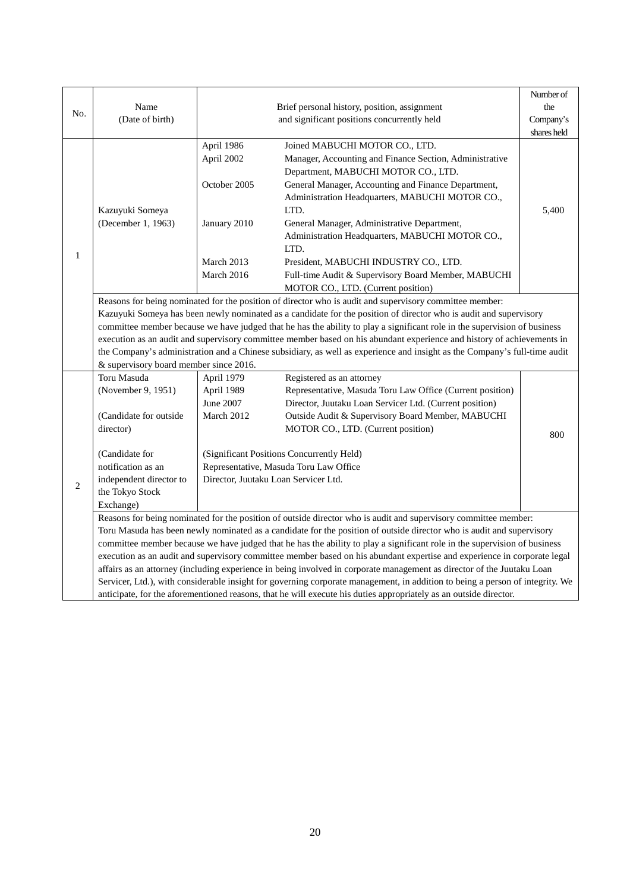| No. | Name (Date of birth) | Brief personal history, position, assignment and significant positions concurrently held | | Number of the Company's shares held |
|---|---|---|---|---|
| 1 | Kazuyuki Someya (December 1, 1963) | April 1986 | Joined MABUCHI MOTOR CO., LTD. | 5,400 |
| | | April 2002 | Manager, Accounting and Finance Section, Administrative Department, MABUCHI MOTOR CO., LTD. | |
| | | October 2005 | General Manager, Accounting and Finance Department, Administration Headquarters, MABUCHI MOTOR CO., LTD. | |
| | | January 2010 | General Manager, Administrative Department, Administration Headquarters, MABUCHI MOTOR CO., LTD. | |
| | | March 2013 | President, MABUCHI INDUSTRY CO., LTD. | |
| | | March 2016 | Full-time Audit & Supervisory Board Member, MABUCHI MOTOR CO., LTD. (Current position) | |
| | Reasons for being nominated for the position of director who is audit and supervisory committee member: Kazuyuki Someya has been newly nominated as a candidate for the position of director who is audit and supervisory committee member because we have judged that he has the ability to play a significant role in the supervision of business execution as an audit and supervisory committee member based on his abundant experience and history of achievements in the Company's administration and a Chinese subsidiary, as well as experience and insight as the Company's full-time audit & supervisory board member since 2016. | | | |
| 2 | Toru Masuda (November 9, 1951) (Candidate for outside director) (Candidate for notification as an independent director to the Tokyo Stock Exchange) | April 1979 | Registered as an attorney | 800 |
| | | April 1989 | Representative, Masuda Toru Law Office (Current position) | |
| | | June 2007 | Director, Juutaku Loan Servicer Ltd. (Current position) | |
| | | March 2012 | Outside Audit & Supervisory Board Member, MABUCHI MOTOR CO., LTD. (Current position) | |
| | | (Significant Positions Concurrently Held) Representative, Masuda Toru Law Office Director, Juutaku Loan Servicer Ltd. | | |
| | Reasons for being nominated for the position of outside director who is audit and supervisory committee member: Toru Masuda has been newly nominated as a candidate for the position of outside director who is audit and supervisory committee member because we have judged that he has the ability to play a significant role in the supervision of business execution as an audit and supervisory committee member based on his abundant expertise and experience in corporate legal affairs as an attorney (including experience in being involved in corporate management as director of the Juutaku Loan Servicer, Ltd.), with considerable insight for governing corporate management, in addition to being a person of integrity. We anticipate, for the aforementioned reasons, that he will execute his duties appropriately as an outside director. | | | |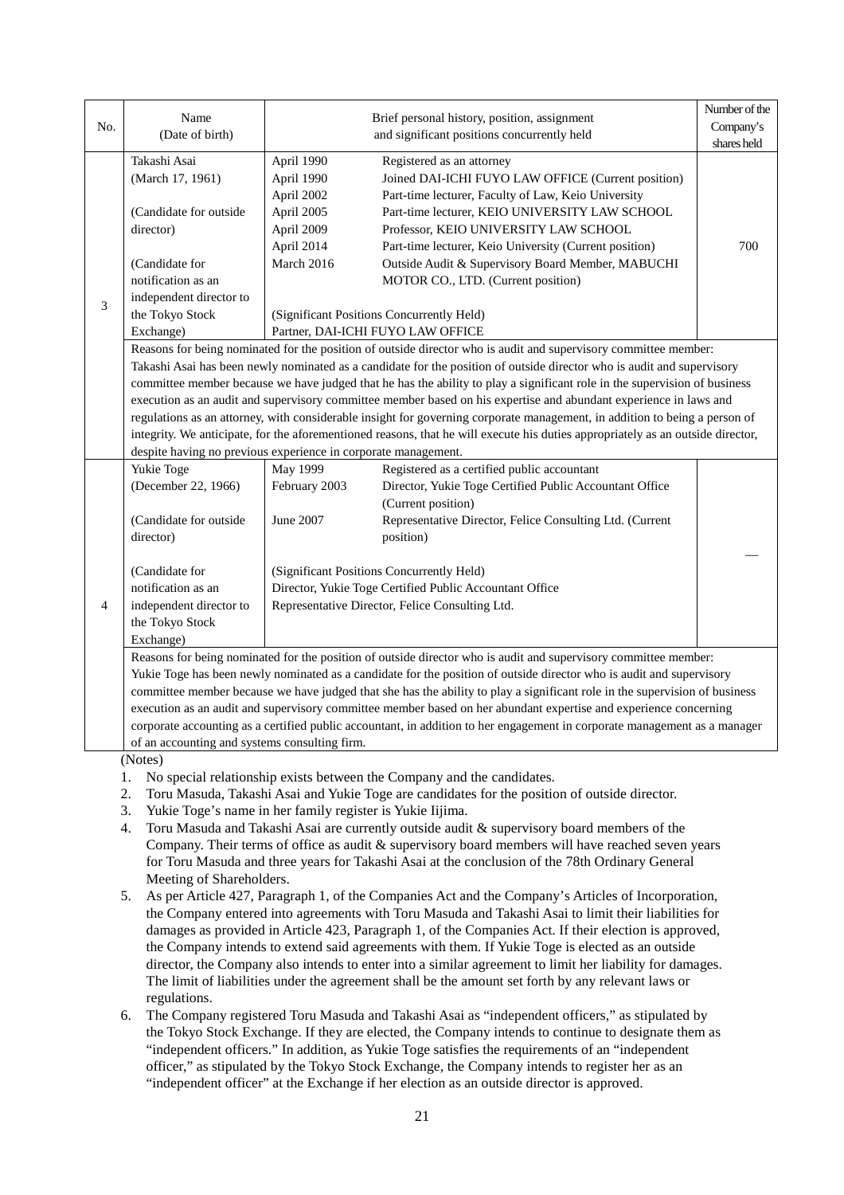| No. | Name (Date of birth) | Brief personal history, position, assignment and significant positions concurrently held | | Number of the Company's shares held |
|---|---|---|---|---|
| 3 | Takashi Asai<br>(March 17, 1961)<br><br>(Candidate for outside director)<br><br>(Candidate for notification as an independent director to the Tokyo Stock Exchange) | April 1990<br>April 1990<br>April 2002<br>April 2005<br>April 2009<br>April 2014<br>March 2016 | Registered as an attorney<br>Joined DAI-ICHI FUYO LAW OFFICE (Current position)<br>Part-time lecturer, Faculty of Law, Keio University<br>Part-time lecturer, KEIO UNIVERSITY LAW SCHOOL<br>Professor, KEIO UNIVERSITY LAW SCHOOL<br>Part-time lecturer, Keio University (Current position)<br>Outside Audit & Supervisory Board Member, MABUCHI MOTOR CO., LTD. (Current position)<br><br>(Significant Positions Concurrently Held)<br>Partner, DAI-ICHI FUYO LAW OFFICE | 700 |
| | Reasons for being nominated for the position of outside director who is audit and supervisory committee member:<br>Takashi Asai has been newly nominated as a candidate for the position of outside director who is audit and supervisory committee member because we have judged that he has the ability to play a significant role in the supervision of business execution as an audit and supervisory committee member based on his expertise and abundant experience in laws and regulations as an attorney, with considerable insight for governing corporate management, in addition to being a person of integrity. We anticipate, for the aforementioned reasons, that he will execute his duties appropriately as an outside director, despite having no previous experience in corporate management. | | | |
| 4 | Yukie Toge<br>(December 22, 1966)<br><br>(Candidate for outside director)<br><br>(Candidate for notification as an independent director to the Tokyo Stock Exchange) | May 1999<br>February 2003<br><br>June 2007 | Registered as a certified public accountant<br>Director, Yukie Toge Certified Public Accountant Office (Current position)<br>Representative Director, Felice Consulting Ltd. (Current position)<br><br>(Significant Positions Concurrently Held)<br>Director, Yukie Toge Certified Public Accountant Office<br>Representative Director, Felice Consulting Ltd. | — |
| | Reasons for being nominated for the position of outside director who is audit and supervisory committee member:<br>Yukie Toge has been newly nominated as a candidate for the position of outside director who is audit and supervisory committee member because we have judged that she has the ability to play a significant role in the supervision of business execution as an audit and supervisory committee member based on her abundant expertise and experience concerning corporate accounting as a certified public accountant, in addition to her engagement in corporate management as a manager of an accounting and systems consulting firm. | | | |

(Notes)

1. No special relationship exists between the Company and the candidates.
2. Toru Masuda, Takashi Asai and Yukie Toge are candidates for the position of outside director.
3. Yukie Toge's name in her family register is Yukie Iijima.
4. Toru Masuda and Takashi Asai are currently outside audit & supervisory board members of the Company. Their terms of office as audit & supervisory board members will have reached seven years for Toru Masuda and three years for Takashi Asai at the conclusion of the 78th Ordinary General Meeting of Shareholders.
5. As per Article 427, Paragraph 1, of the Companies Act and the Company's Articles of Incorporation, the Company entered into agreements with Toru Masuda and Takashi Asai to limit their liabilities for damages as provided in Article 423, Paragraph 1, of the Companies Act. If their election is approved, the Company intends to extend said agreements with them. If Yukie Toge is elected as an outside director, the Company also intends to enter into a similar agreement to limit her liability for damages. The limit of liabilities under the agreement shall be the amount set forth by any relevant laws or regulations.
6. The Company registered Toru Masuda and Takashi Asai as "independent officers," as stipulated by the Tokyo Stock Exchange. If they are elected, the Company intends to continue to designate them as "independent officers." In addition, as Yukie Toge satisfies the requirements of an "independent officer," as stipulated by the Tokyo Stock Exchange, the Company intends to register her as an "independent officer" at the Exchange if her election as an outside director is approved.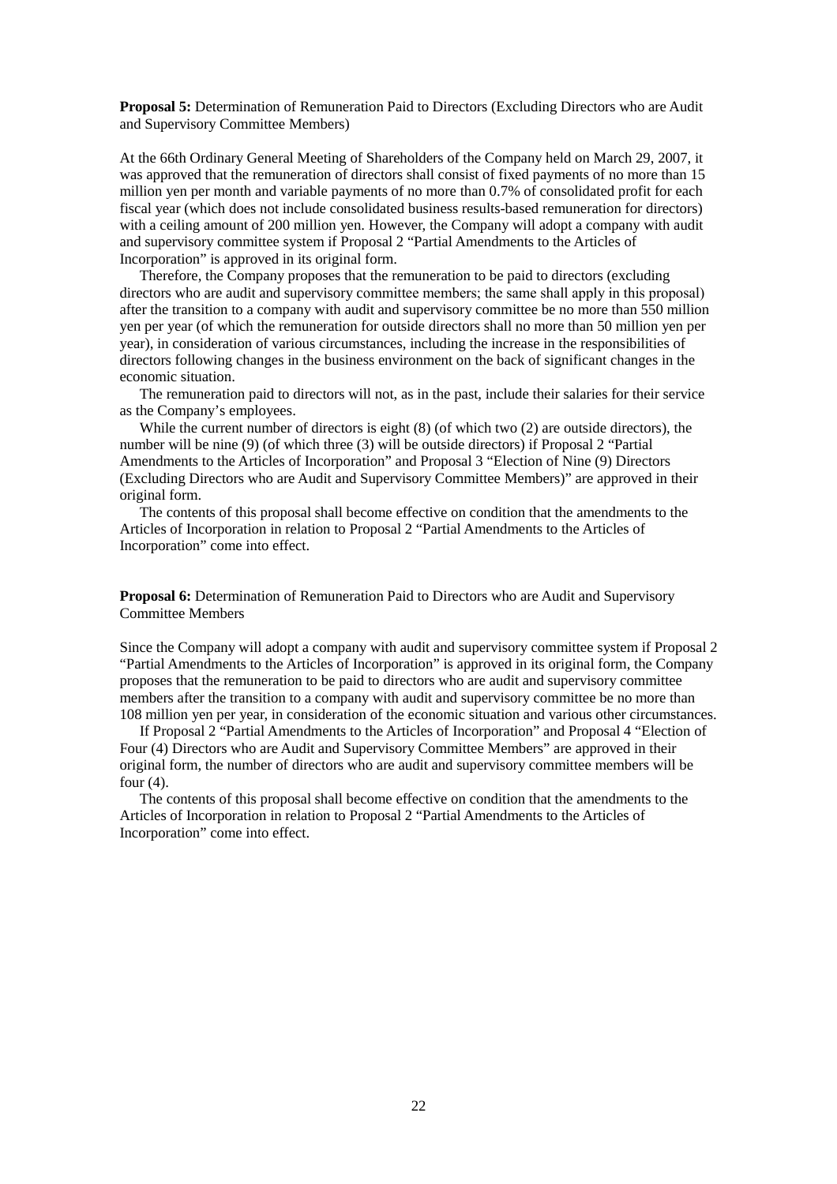**Proposal 5:** Determination of Remuneration Paid to Directors (Excluding Directors who are Audit and Supervisory Committee Members)

At the 66th Ordinary General Meeting of Shareholders of the Company held on March 29, 2007, it was approved that the remuneration of directors shall consist of fixed payments of no more than 15 million yen per month and variable payments of no more than 0.7% of consolidated profit for each fiscal year (which does not include consolidated business results-based remuneration for directors) with a ceiling amount of 200 million yen. However, the Company will adopt a company with audit and supervisory committee system if Proposal 2 "Partial Amendments to the Articles of Incorporation" is approved in its original form.

Therefore, the Company proposes that the remuneration to be paid to directors (excluding directors who are audit and supervisory committee members; the same shall apply in this proposal) after the transition to a company with audit and supervisory committee be no more than 550 million yen per year (of which the remuneration for outside directors shall no more than 50 million yen per year), in consideration of various circumstances, including the increase in the responsibilities of directors following changes in the business environment on the back of significant changes in the economic situation.

The remuneration paid to directors will not, as in the past, include their salaries for their service as the Company's employees.

While the current number of directors is eight (8) (of which two (2) are outside directors), the number will be nine (9) (of which three (3) will be outside directors) if Proposal 2 "Partial Amendments to the Articles of Incorporation" and Proposal 3 "Election of Nine (9) Directors (Excluding Directors who are Audit and Supervisory Committee Members)" are approved in their original form.

The contents of this proposal shall become effective on condition that the amendments to the Articles of Incorporation in relation to Proposal 2 "Partial Amendments to the Articles of Incorporation" come into effect.

**Proposal 6:** Determination of Remuneration Paid to Directors who are Audit and Supervisory Committee Members

Since the Company will adopt a company with audit and supervisory committee system if Proposal 2 "Partial Amendments to the Articles of Incorporation" is approved in its original form, the Company proposes that the remuneration to be paid to directors who are audit and supervisory committee members after the transition to a company with audit and supervisory committee be no more than 108 million yen per year, in consideration of the economic situation and various other circumstances.

If Proposal 2 "Partial Amendments to the Articles of Incorporation" and Proposal 4 "Election of Four (4) Directors who are Audit and Supervisory Committee Members" are approved in their original form, the number of directors who are audit and supervisory committee members will be four (4).

The contents of this proposal shall become effective on condition that the amendments to the Articles of Incorporation in relation to Proposal 2 "Partial Amendments to the Articles of Incorporation" come into effect.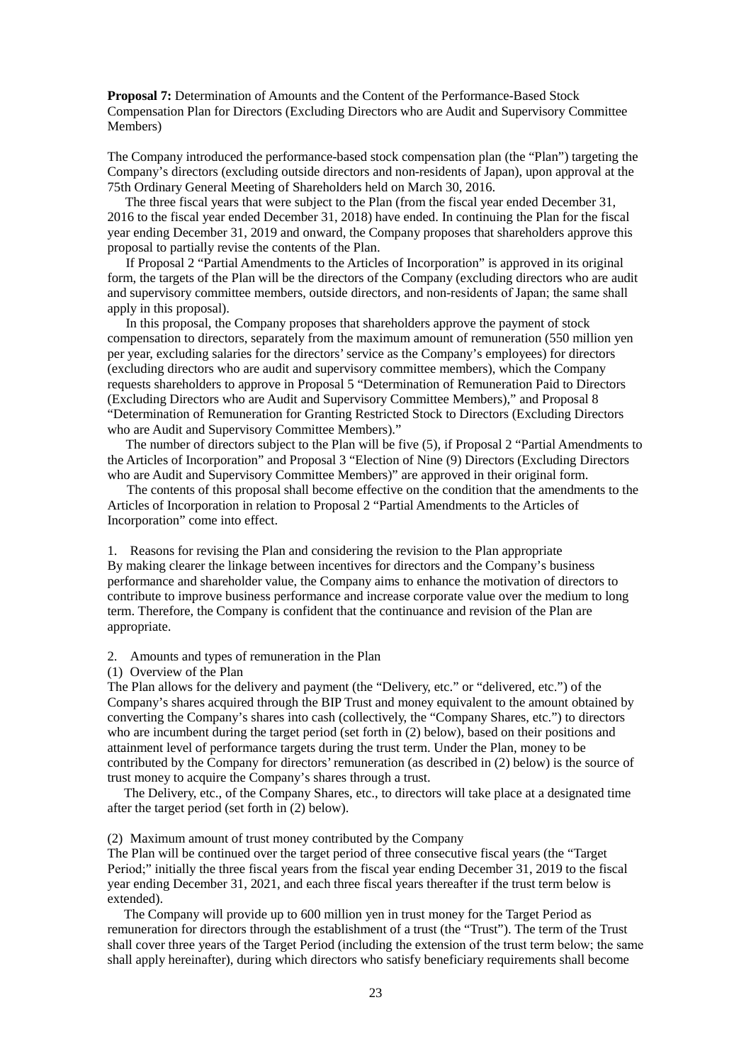**Proposal 7:** Determination of Amounts and the Content of the Performance-Based Stock Compensation Plan for Directors (Excluding Directors who are Audit and Supervisory Committee Members)

The Company introduced the performance-based stock compensation plan (the "Plan") targeting the Company's directors (excluding outside directors and non-residents of Japan), upon approval at the 75th Ordinary General Meeting of Shareholders held on March 30, 2016.

The three fiscal years that were subject to the Plan (from the fiscal year ended December 31, 2016 to the fiscal year ended December 31, 2018) have ended. In continuing the Plan for the fiscal year ending December 31, 2019 and onward, the Company proposes that shareholders approve this proposal to partially revise the contents of the Plan.

If Proposal 2 "Partial Amendments to the Articles of Incorporation" is approved in its original form, the targets of the Plan will be the directors of the Company (excluding directors who are audit and supervisory committee members, outside directors, and non-residents of Japan; the same shall apply in this proposal).

In this proposal, the Company proposes that shareholders approve the payment of stock compensation to directors, separately from the maximum amount of remuneration (550 million yen per year, excluding salaries for the directors' service as the Company's employees) for directors (excluding directors who are audit and supervisory committee members), which the Company requests shareholders to approve in Proposal 5 "Determination of Remuneration Paid to Directors (Excluding Directors who are Audit and Supervisory Committee Members)," and Proposal 8 "Determination of Remuneration for Granting Restricted Stock to Directors (Excluding Directors who are Audit and Supervisory Committee Members)."

The number of directors subject to the Plan will be five (5), if Proposal 2 "Partial Amendments to the Articles of Incorporation" and Proposal 3 "Election of Nine (9) Directors (Excluding Directors who are Audit and Supervisory Committee Members)" are approved in their original form.

The contents of this proposal shall become effective on the condition that the amendments to the Articles of Incorporation in relation to Proposal 2 "Partial Amendments to the Articles of Incorporation" come into effect.

1. Reasons for revising the Plan and considering the revision to the Plan appropriate

By making clearer the linkage between incentives for directors and the Company's business performance and shareholder value, the Company aims to enhance the motivation of directors to contribute to improve business performance and increase corporate value over the medium to long term. Therefore, the Company is confident that the continuance and revision of the Plan are appropriate.

2. Amounts and types of remuneration in the Plan

(1) Overview of the Plan

The Plan allows for the delivery and payment (the "Delivery, etc." or "delivered, etc.") of the Company's shares acquired through the BIP Trust and money equivalent to the amount obtained by converting the Company's shares into cash (collectively, the "Company Shares, etc.") to directors who are incumbent during the target period (set forth in (2) below), based on their positions and attainment level of performance targets during the trust term. Under the Plan, money to be contributed by the Company for directors' remuneration (as described in (2) below) is the source of trust money to acquire the Company's shares through a trust.

The Delivery, etc., of the Company Shares, etc., to directors will take place at a designated time after the target period (set forth in (2) below).

(2) Maximum amount of trust money contributed by the Company

The Plan will be continued over the target period of three consecutive fiscal years (the "Target Period;" initially the three fiscal years from the fiscal year ending December 31, 2019 to the fiscal year ending December 31, 2021, and each three fiscal years thereafter if the trust term below is extended).

The Company will provide up to 600 million yen in trust money for the Target Period as remuneration for directors through the establishment of a trust (the "Trust"). The term of the Trust shall cover three years of the Target Period (including the extension of the trust term below; the same shall apply hereinafter), during which directors who satisfy beneficiary requirements shall become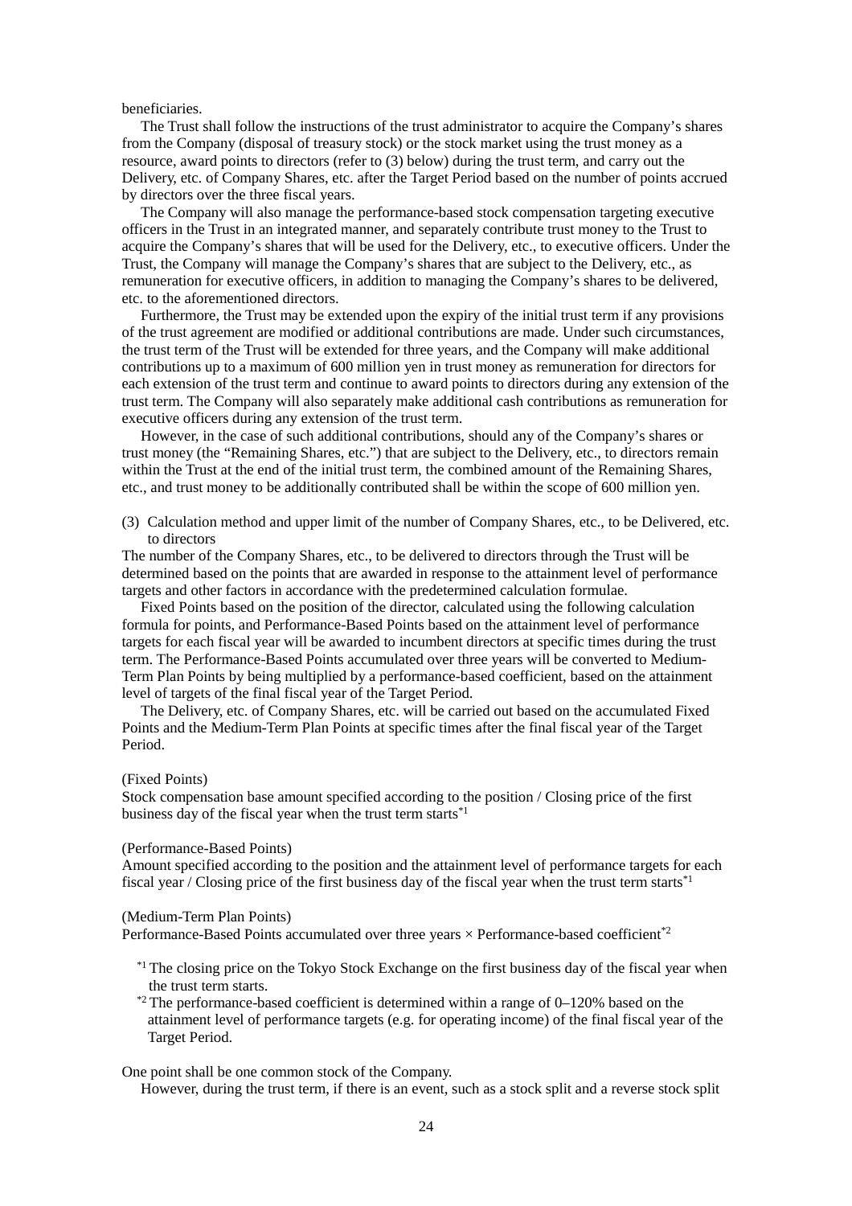beneficiaries.

The Trust shall follow the instructions of the trust administrator to acquire the Company's shares from the Company (disposal of treasury stock) or the stock market using the trust money as a resource, award points to directors (refer to (3) below) during the trust term, and carry out the Delivery, etc. of Company Shares, etc. after the Target Period based on the number of points accrued by directors over the three fiscal years.

The Company will also manage the performance-based stock compensation targeting executive officers in the Trust in an integrated manner, and separately contribute trust money to the Trust to acquire the Company's shares that will be used for the Delivery, etc., to executive officers. Under the Trust, the Company will manage the Company's shares that are subject to the Delivery, etc., as remuneration for executive officers, in addition to managing the Company's shares to be delivered, etc. to the aforementioned directors.

Furthermore, the Trust may be extended upon the expiry of the initial trust term if any provisions of the trust agreement are modified or additional contributions are made. Under such circumstances, the trust term of the Trust will be extended for three years, and the Company will make additional contributions up to a maximum of 600 million yen in trust money as remuneration for directors for each extension of the trust term and continue to award points to directors during any extension of the trust term. The Company will also separately make additional cash contributions as remuneration for executive officers during any extension of the trust term.

However, in the case of such additional contributions, should any of the Company's shares or trust money (the "Remaining Shares, etc.") that are subject to the Delivery, etc., to directors remain within the Trust at the end of the initial trust term, the combined amount of the Remaining Shares, etc., and trust money to be additionally contributed shall be within the scope of 600 million yen.

(3) Calculation method and upper limit of the number of Company Shares, etc., to be Delivered, etc. to directors

The number of the Company Shares, etc., to be delivered to directors through the Trust will be determined based on the points that are awarded in response to the attainment level of performance targets and other factors in accordance with the predetermined calculation formulae.

Fixed Points based on the position of the director, calculated using the following calculation formula for points, and Performance-Based Points based on the attainment level of performance targets for each fiscal year will be awarded to incumbent directors at specific times during the trust term. The Performance-Based Points accumulated over three years will be converted to Medium-Term Plan Points by being multiplied by a performance-based coefficient, based on the attainment level of targets of the final fiscal year of the Target Period.

The Delivery, etc. of Company Shares, etc. will be carried out based on the accumulated Fixed Points and the Medium-Term Plan Points at specific times after the final fiscal year of the Target Period.

(Fixed Points)
Stock compensation base amount specified according to the position / Closing price of the first business day of the fiscal year when the trust term starts[*1]

(Performance-Based Points)
Amount specified according to the position and the attainment level of performance targets for each fiscal year / Closing price of the first business day of the fiscal year when the trust term starts[*1]

(Medium-Term Plan Points)
Performance-Based Points accumulated over three years × Performance-based coefficient[*2]

[*1] The closing price on the Tokyo Stock Exchange on the first business day of the fiscal year when the trust term starts.
[*2] The performance-based coefficient is determined within a range of 0–120% based on the attainment level of performance targets (e.g. for operating income) of the final fiscal year of the Target Period.

One point shall be one common stock of the Company.

However, during the trust term, if there is an event, such as a stock split and a reverse stock split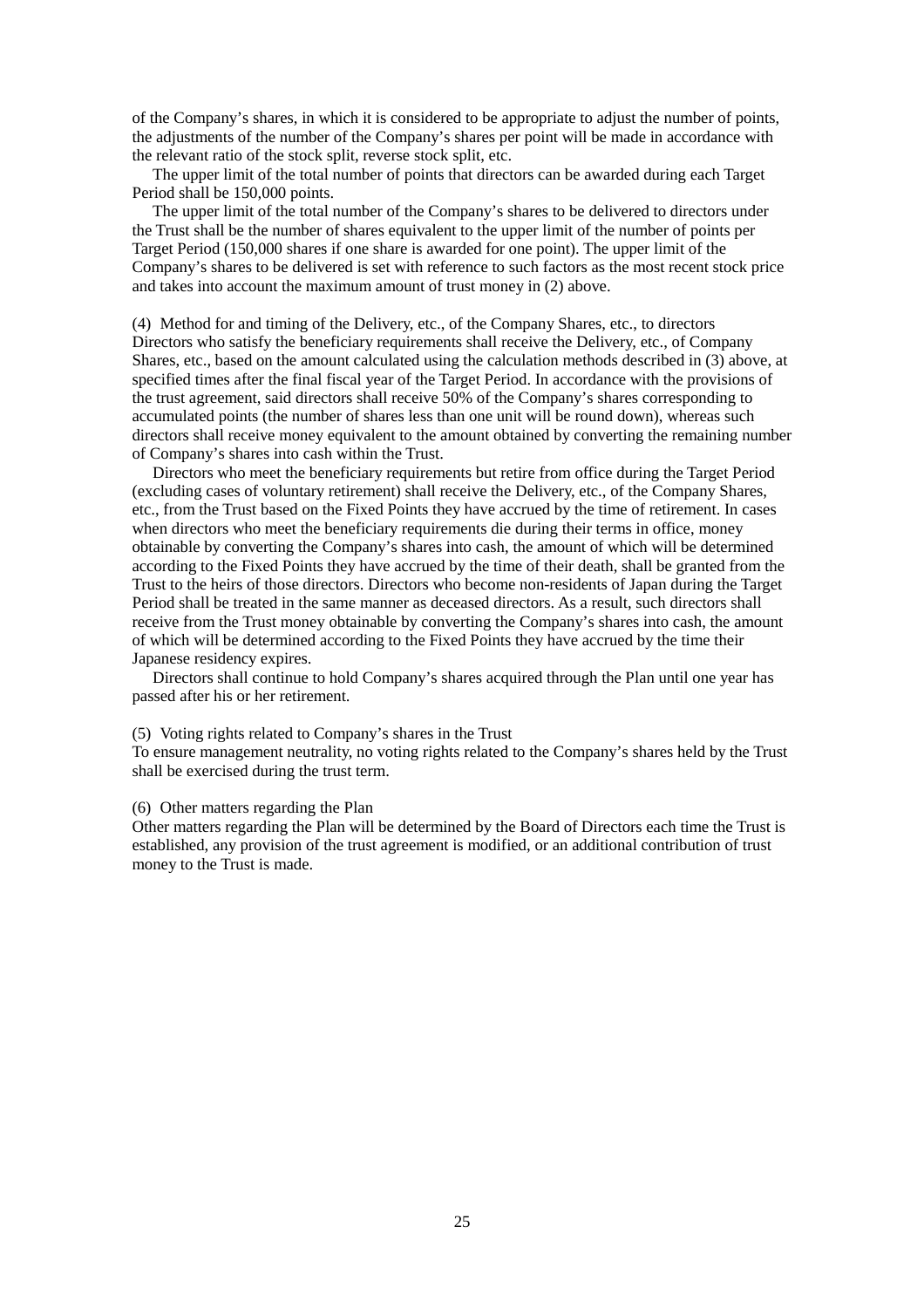of the Company's shares, in which it is considered to be appropriate to adjust the number of points, the adjustments of the number of the Company's shares per point will be made in accordance with the relevant ratio of the stock split, reverse stock split, etc.

The upper limit of the total number of points that directors can be awarded during each Target Period shall be 150,000 points.

The upper limit of the total number of the Company's shares to be delivered to directors under the Trust shall be the number of shares equivalent to the upper limit of the number of points per Target Period (150,000 shares if one share is awarded for one point). The upper limit of the Company's shares to be delivered is set with reference to such factors as the most recent stock price and takes into account the maximum amount of trust money in (2) above.

(4) Method for and timing of the Delivery, etc., of the Company Shares, etc., to directors

Directors who satisfy the beneficiary requirements shall receive the Delivery, etc., of Company Shares, etc., based on the amount calculated using the calculation methods described in (3) above, at specified times after the final fiscal year of the Target Period. In accordance with the provisions of the trust agreement, said directors shall receive 50% of the Company's shares corresponding to accumulated points (the number of shares less than one unit will be round down), whereas such directors shall receive money equivalent to the amount obtained by converting the remaining number of Company's shares into cash within the Trust.

Directors who meet the beneficiary requirements but retire from office during the Target Period (excluding cases of voluntary retirement) shall receive the Delivery, etc., of the Company Shares, etc., from the Trust based on the Fixed Points they have accrued by the time of retirement. In cases when directors who meet the beneficiary requirements die during their terms in office, money obtainable by converting the Company's shares into cash, the amount of which will be determined according to the Fixed Points they have accrued by the time of their death, shall be granted from the Trust to the heirs of those directors. Directors who become non-residents of Japan during the Target Period shall be treated in the same manner as deceased directors. As a result, such directors shall receive from the Trust money obtainable by converting the Company's shares into cash, the amount of which will be determined according to the Fixed Points they have accrued by the time their Japanese residency expires.

Directors shall continue to hold Company's shares acquired through the Plan until one year has passed after his or her retirement.

(5) Voting rights related to Company's shares in the Trust

To ensure management neutrality, no voting rights related to the Company's shares held by the Trust shall be exercised during the trust term.

(6) Other matters regarding the Plan

Other matters regarding the Plan will be determined by the Board of Directors each time the Trust is established, any provision of the trust agreement is modified, or an additional contribution of trust money to the Trust is made.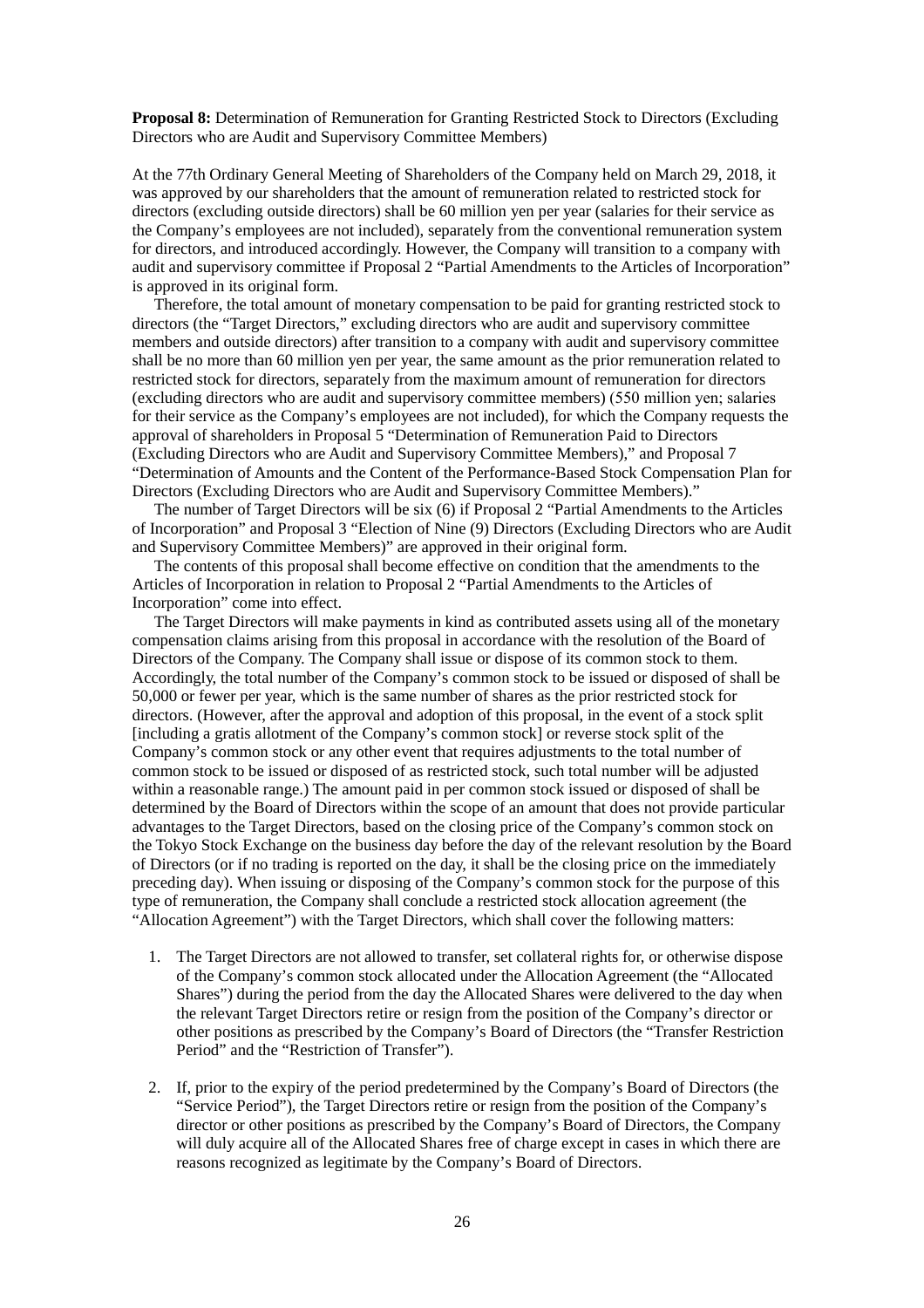**Proposal 8:** Determination of Remuneration for Granting Restricted Stock to Directors (Excluding Directors who are Audit and Supervisory Committee Members)

At the 77th Ordinary General Meeting of Shareholders of the Company held on March 29, 2018, it was approved by our shareholders that the amount of remuneration related to restricted stock for directors (excluding outside directors) shall be 60 million yen per year (salaries for their service as the Company's employees are not included), separately from the conventional remuneration system for directors, and introduced accordingly. However, the Company will transition to a company with audit and supervisory committee if Proposal 2 "Partial Amendments to the Articles of Incorporation" is approved in its original form.

Therefore, the total amount of monetary compensation to be paid for granting restricted stock to directors (the "Target Directors," excluding directors who are audit and supervisory committee members and outside directors) after transition to a company with audit and supervisory committee shall be no more than 60 million yen per year, the same amount as the prior remuneration related to restricted stock for directors, separately from the maximum amount of remuneration for directors (excluding directors who are audit and supervisory committee members) (550 million yen; salaries for their service as the Company's employees are not included), for which the Company requests the approval of shareholders in Proposal 5 "Determination of Remuneration Paid to Directors (Excluding Directors who are Audit and Supervisory Committee Members)," and Proposal 7 "Determination of Amounts and the Content of the Performance-Based Stock Compensation Plan for Directors (Excluding Directors who are Audit and Supervisory Committee Members)."

The number of Target Directors will be six (6) if Proposal 2 "Partial Amendments to the Articles of Incorporation" and Proposal 3 "Election of Nine (9) Directors (Excluding Directors who are Audit and Supervisory Committee Members)" are approved in their original form.

The contents of this proposal shall become effective on condition that the amendments to the Articles of Incorporation in relation to Proposal 2 "Partial Amendments to the Articles of Incorporation" come into effect.

The Target Directors will make payments in kind as contributed assets using all of the monetary compensation claims arising from this proposal in accordance with the resolution of the Board of Directors of the Company. The Company shall issue or dispose of its common stock to them. Accordingly, the total number of the Company's common stock to be issued or disposed of shall be 50,000 or fewer per year, which is the same number of shares as the prior restricted stock for directors. (However, after the approval and adoption of this proposal, in the event of a stock split [including a gratis allotment of the Company's common stock] or reverse stock split of the Company's common stock or any other event that requires adjustments to the total number of common stock to be issued or disposed of as restricted stock, such total number will be adjusted within a reasonable range.) The amount paid in per common stock issued or disposed of shall be determined by the Board of Directors within the scope of an amount that does not provide particular advantages to the Target Directors, based on the closing price of the Company's common stock on the Tokyo Stock Exchange on the business day before the day of the relevant resolution by the Board of Directors (or if no trading is reported on the day, it shall be the closing price on the immediately preceding day). When issuing or disposing of the Company's common stock for the purpose of this type of remuneration, the Company shall conclude a restricted stock allocation agreement (the "Allocation Agreement") with the Target Directors, which shall cover the following matters:

1. The Target Directors are not allowed to transfer, set collateral rights for, or otherwise dispose of the Company's common stock allocated under the Allocation Agreement (the "Allocated Shares") during the period from the day the Allocated Shares were delivered to the day when the relevant Target Directors retire or resign from the position of the Company's director or other positions as prescribed by the Company's Board of Directors (the "Transfer Restriction Period" and the "Restriction of Transfer").

2. If, prior to the expiry of the period predetermined by the Company's Board of Directors (the "Service Period"), the Target Directors retire or resign from the position of the Company's director or other positions as prescribed by the Company's Board of Directors, the Company will duly acquire all of the Allocated Shares free of charge except in cases in which there are reasons recognized as legitimate by the Company's Board of Directors.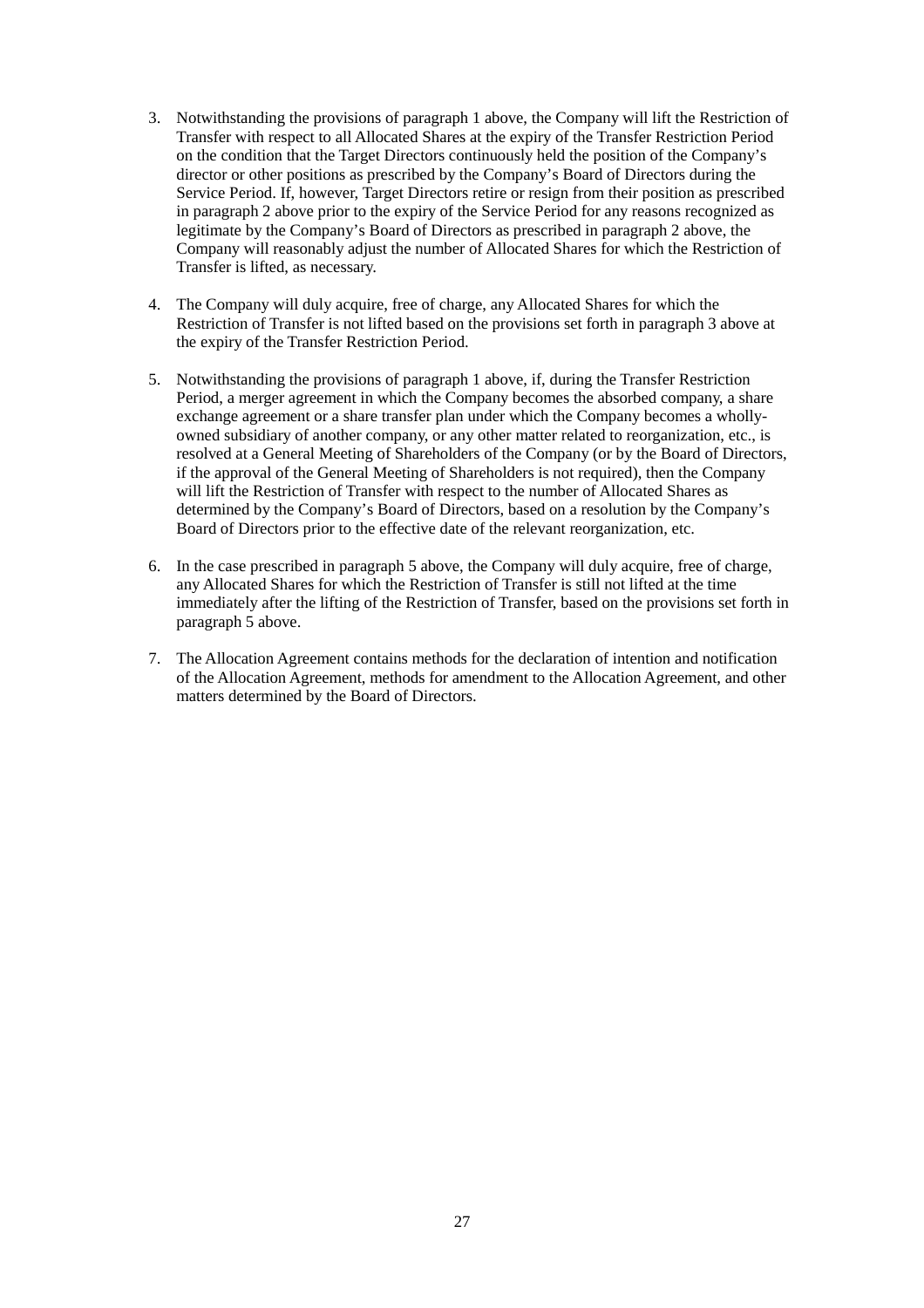3. Notwithstanding the provisions of paragraph 1 above, the Company will lift the Restriction of Transfer with respect to all Allocated Shares at the expiry of the Transfer Restriction Period on the condition that the Target Directors continuously held the position of the Company's director or other positions as prescribed by the Company's Board of Directors during the Service Period. If, however, Target Directors retire or resign from their position as prescribed in paragraph 2 above prior to the expiry of the Service Period for any reasons recognized as legitimate by the Company's Board of Directors as prescribed in paragraph 2 above, the Company will reasonably adjust the number of Allocated Shares for which the Restriction of Transfer is lifted, as necessary.

4. The Company will duly acquire, free of charge, any Allocated Shares for which the Restriction of Transfer is not lifted based on the provisions set forth in paragraph 3 above at the expiry of the Transfer Restriction Period.

5. Notwithstanding the provisions of paragraph 1 above, if, during the Transfer Restriction Period, a merger agreement in which the Company becomes the absorbed company, a share exchange agreement or a share transfer plan under which the Company becomes a wholly-owned subsidiary of another company, or any other matter related to reorganization, etc., is resolved at a General Meeting of Shareholders of the Company (or by the Board of Directors, if the approval of the General Meeting of Shareholders is not required), then the Company will lift the Restriction of Transfer with respect to the number of Allocated Shares as determined by the Company's Board of Directors, based on a resolution by the Company's Board of Directors prior to the effective date of the relevant reorganization, etc.

6. In the case prescribed in paragraph 5 above, the Company will duly acquire, free of charge, any Allocated Shares for which the Restriction of Transfer is still not lifted at the time immediately after the lifting of the Restriction of Transfer, based on the provisions set forth in paragraph 5 above.

7. The Allocation Agreement contains methods for the declaration of intention and notification of the Allocation Agreement, methods for amendment to the Allocation Agreement, and other matters determined by the Board of Directors.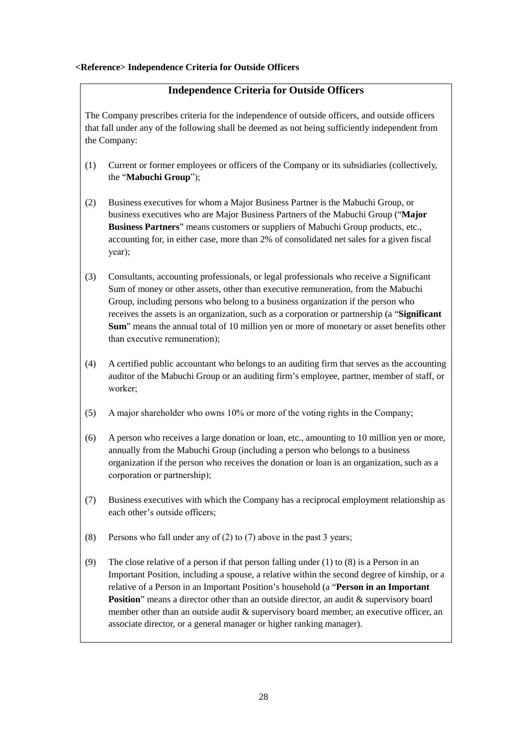**<Reference> Independence Criteria for Outside Officers**

## Independence Criteria for Outside Officers

The Company prescribes criteria for the independence of outside officers, and outside officers that fall under any of the following shall be deemed as not being sufficiently independent from the Company:

(1) Current or former employees or officers of the Company or its subsidiaries (collectively, the "**Mabuchi Group**");

(2) Business executives for whom a Major Business Partner is the Mabuchi Group, or business executives who are Major Business Partners of the Mabuchi Group ("**Major Business Partners**" means customers or suppliers of Mabuchi Group products, etc., accounting for, in either case, more than 2% of consolidated net sales for a given fiscal year);

(3) Consultants, accounting professionals, or legal professionals who receive a Significant Sum of money or other assets, other than executive remuneration, from the Mabuchi Group, including persons who belong to a business organization if the person who receives the assets is an organization, such as a corporation or partnership (a "**Significant Sum**" means the annual total of 10 million yen or more of monetary or asset benefits other than executive remuneration);

(4) A certified public accountant who belongs to an auditing firm that serves as the accounting auditor of the Mabuchi Group or an auditing firm's employee, partner, member of staff, or worker;

(5) A major shareholder who owns 10% or more of the voting rights in the Company;

(6) A person who receives a large donation or loan, etc., amounting to 10 million yen or more, annually from the Mabuchi Group (including a person who belongs to a business organization if the person who receives the donation or loan is an organization, such as a corporation or partnership);

(7) Business executives with which the Company has a reciprocal employment relationship as each other's outside officers;

(8) Persons who fall under any of (2) to (7) above in the past 3 years;

(9) The close relative of a person if that person falling under (1) to (8) is a Person in an Important Position, including a spouse, a relative within the second degree of kinship, or a relative of a Person in an Important Position's household (a "**Person in an Important Position**" means a director other than an outside director, an audit & supervisory board member other than an outside audit & supervisory board member, an executive officer, an associate director, or a general manager or higher ranking manager).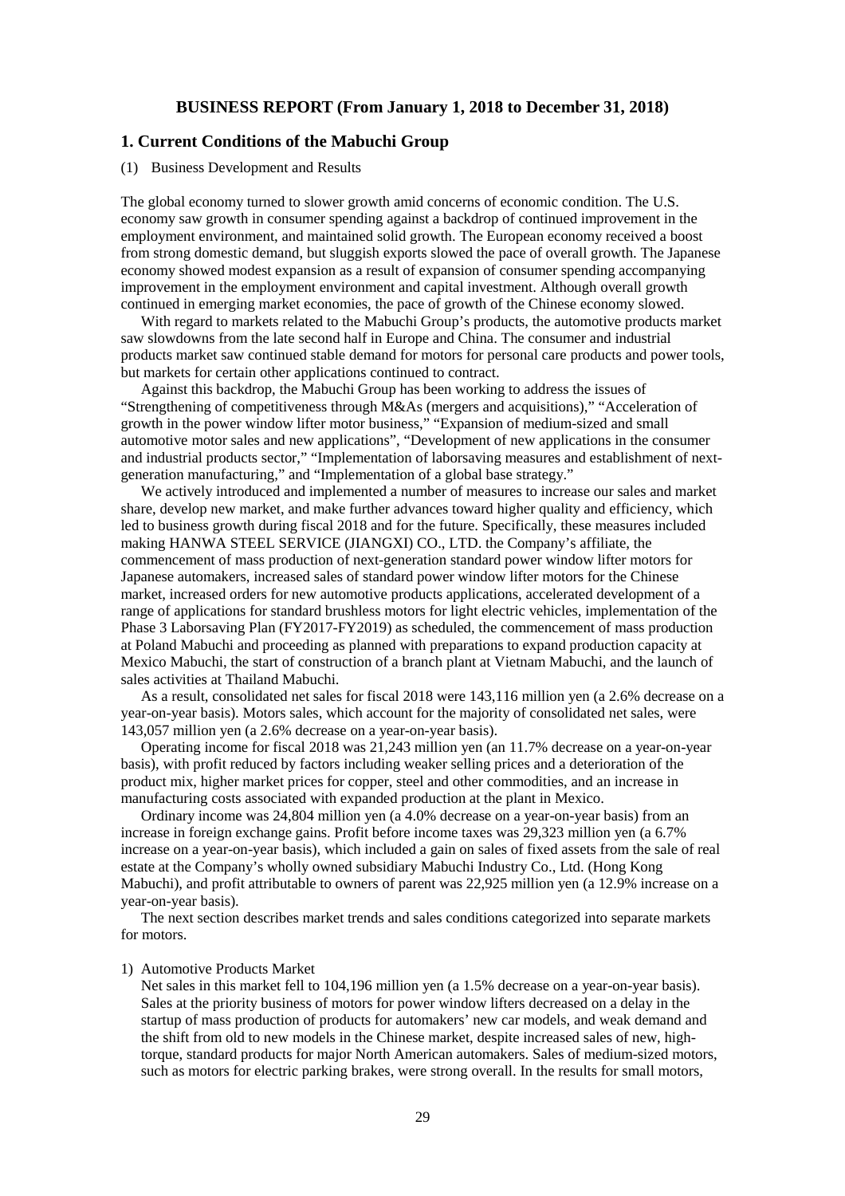# BUSINESS REPORT (From January 1, 2018 to December 31, 2018)

## 1. Current Conditions of the Mabuchi Group

(1) Business Development and Results

The global economy turned to slower growth amid concerns of economic condition. The U.S. economy saw growth in consumer spending against a backdrop of continued improvement in the employment environment, and maintained solid growth. The European economy received a boost from strong domestic demand, but sluggish exports slowed the pace of overall growth. The Japanese economy showed modest expansion as a result of expansion of consumer spending accompanying improvement in the employment environment and capital investment. Although overall growth continued in emerging market economies, the pace of growth of the Chinese economy slowed.

With regard to markets related to the Mabuchi Group's products, the automotive products market saw slowdowns from the late second half in Europe and China. The consumer and industrial products market saw continued stable demand for motors for personal care products and power tools, but markets for certain other applications continued to contract.

Against this backdrop, the Mabuchi Group has been working to address the issues of "Strengthening of competitiveness through M&As (mergers and acquisitions)," "Acceleration of growth in the power window lifter motor business," "Expansion of medium-sized and small automotive motor sales and new applications", "Development of new applications in the consumer and industrial products sector," "Implementation of laborsaving measures and establishment of next-generation manufacturing," and "Implementation of a global base strategy."

We actively introduced and implemented a number of measures to increase our sales and market share, develop new market, and make further advances toward higher quality and efficiency, which led to business growth during fiscal 2018 and for the future. Specifically, these measures included making HANWA STEEL SERVICE (JIANGXI) CO., LTD. the Company's affiliate, the commencement of mass production of next-generation standard power window lifter motors for Japanese automakers, increased sales of standard power window lifter motors for the Chinese market, increased orders for new automotive products applications, accelerated development of a range of applications for standard brushless motors for light electric vehicles, implementation of the Phase 3 Laborsaving Plan (FY2017-FY2019) as scheduled, the commencement of mass production at Poland Mabuchi and proceeding as planned with preparations to expand production capacity at Mexico Mabuchi, the start of construction of a branch plant at Vietnam Mabuchi, and the launch of sales activities at Thailand Mabuchi.

As a result, consolidated net sales for fiscal 2018 were 143,116 million yen (a 2.6% decrease on a year-on-year basis). Motors sales, which account for the majority of consolidated net sales, were 143,057 million yen (a 2.6% decrease on a year-on-year basis).

Operating income for fiscal 2018 was 21,243 million yen (an 11.7% decrease on a year-on-year basis), with profit reduced by factors including weaker selling prices and a deterioration of the product mix, higher market prices for copper, steel and other commodities, and an increase in manufacturing costs associated with expanded production at the plant in Mexico.

Ordinary income was 24,804 million yen (a 4.0% decrease on a year-on-year basis) from an increase in foreign exchange gains. Profit before income taxes was 29,323 million yen (a 6.7% increase on a year-on-year basis), which included a gain on sales of fixed assets from the sale of real estate at the Company's wholly owned subsidiary Mabuchi Industry Co., Ltd. (Hong Kong Mabuchi), and profit attributable to owners of parent was 22,925 million yen (a 12.9% increase on a year-on-year basis).

The next section describes market trends and sales conditions categorized into separate markets for motors.

1) Automotive Products Market

Net sales in this market fell to 104,196 million yen (a 1.5% decrease on a year-on-year basis). Sales at the priority business of motors for power window lifters decreased on a delay in the startup of mass production of products for automakers' new car models, and weak demand and the shift from old to new models in the Chinese market, despite increased sales of new, high-torque, standard products for major North American automakers. Sales of medium-sized motors, such as motors for electric parking brakes, were strong overall. In the results for small motors,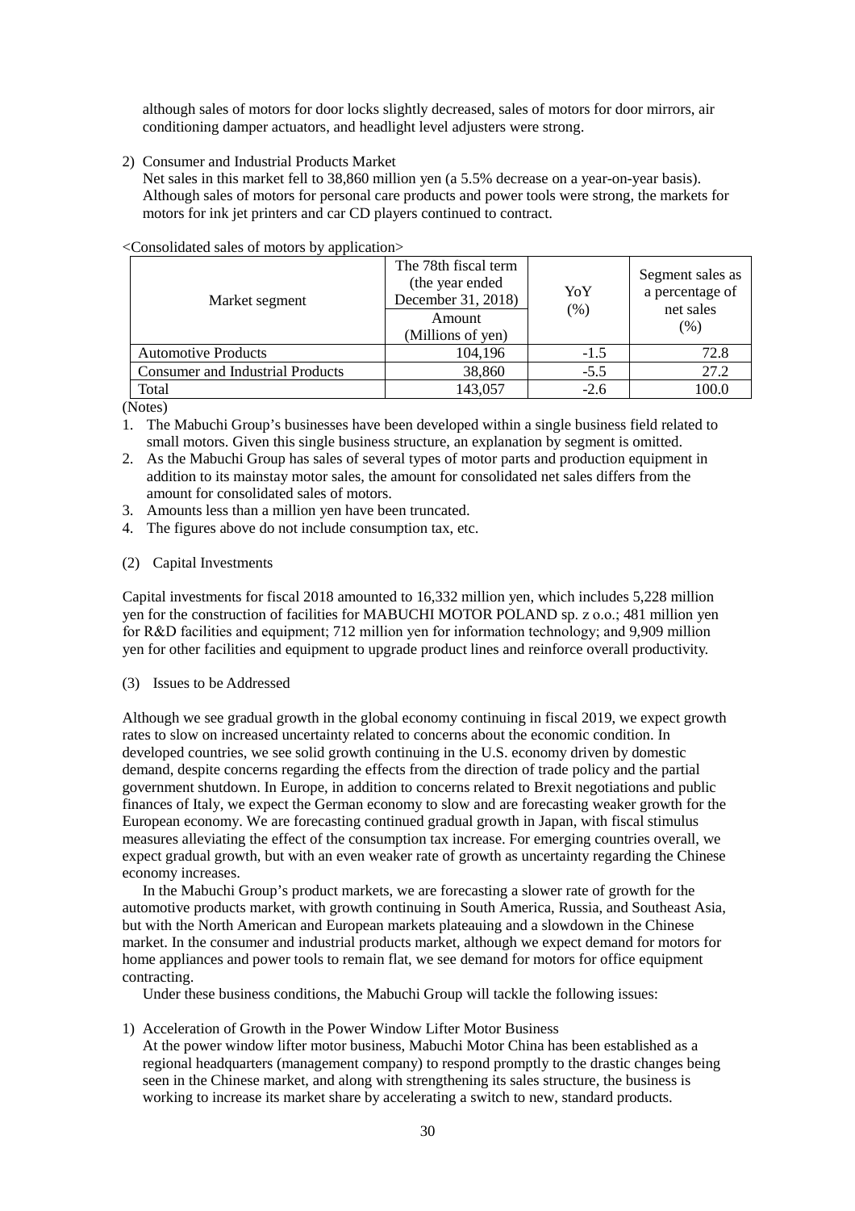although sales of motors for door locks slightly decreased, sales of motors for door mirrors, air conditioning damper actuators, and headlight level adjusters were strong.

2) Consumer and Industrial Products Market
Net sales in this market fell to 38,860 million yen (a 5.5% decrease on a year-on-year basis). Although sales of motors for personal care products and power tools were strong, the markets for motors for ink jet printers and car CD players continued to contract.

<Consolidated sales of motors by application>

| Market segment | The 78th fiscal term (the year ended December 31, 2018) Amount (Millions of yen) | YoY (%) | Segment sales as a percentage of net sales (%) |
|---|---|---|---|
| Automotive Products | 104,196 | -1.5 | 72.8 |
| Consumer and Industrial Products | 38,860 | -5.5 | 27.2 |
| Total | 143,057 | -2.6 | 100.0 |

(Notes)
1. The Mabuchi Group's businesses have been developed within a single business field related to small motors. Given this single business structure, an explanation by segment is omitted.
2. As the Mabuchi Group has sales of several types of motor parts and production equipment in addition to its mainstay motor sales, the amount for consolidated net sales differs from the amount for consolidated sales of motors.
3. Amounts less than a million yen have been truncated.
4. The figures above do not include consumption tax, etc.

(2) Capital Investments

Capital investments for fiscal 2018 amounted to 16,332 million yen, which includes 5,228 million yen for the construction of facilities for MABUCHI MOTOR POLAND sp. z o.o.; 481 million yen for R&D facilities and equipment; 712 million yen for information technology; and 9,909 million yen for other facilities and equipment to upgrade product lines and reinforce overall productivity.

(3) Issues to be Addressed

Although we see gradual growth in the global economy continuing in fiscal 2019, we expect growth rates to slow on increased uncertainty related to concerns about the economic condition. In developed countries, we see solid growth continuing in the U.S. economy driven by domestic demand, despite concerns regarding the effects from the direction of trade policy and the partial government shutdown. In Europe, in addition to concerns related to Brexit negotiations and public finances of Italy, we expect the German economy to slow and are forecasting weaker growth for the European economy. We are forecasting continued gradual growth in Japan, with fiscal stimulus measures alleviating the effect of the consumption tax increase. For emerging countries overall, we expect gradual growth, but with an even weaker rate of growth as uncertainty regarding the Chinese economy increases.

In the Mabuchi Group's product markets, we are forecasting a slower rate of growth for the automotive products market, with growth continuing in South America, Russia, and Southeast Asia, but with the North American and European markets plateauing and a slowdown in the Chinese market. In the consumer and industrial products market, although we expect demand for motors for home appliances and power tools to remain flat, we see demand for motors for office equipment contracting.

Under these business conditions, the Mabuchi Group will tackle the following issues:

1) Acceleration of Growth in the Power Window Lifter Motor Business
At the power window lifter motor business, Mabuchi Motor China has been established as a regional headquarters (management company) to respond promptly to the drastic changes being seen in the Chinese market, and along with strengthening its sales structure, the business is working to increase its market share by accelerating a switch to new, standard products.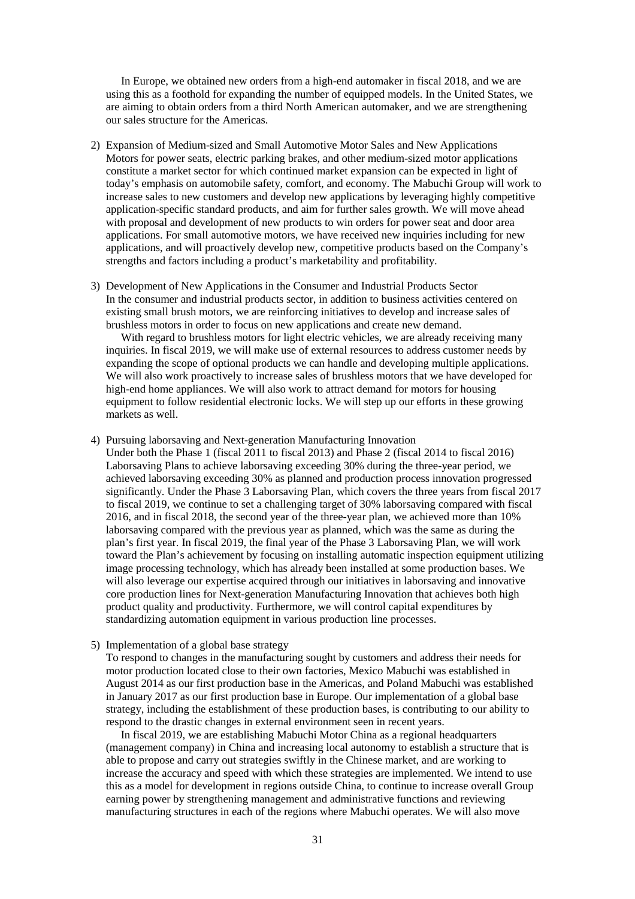In Europe, we obtained new orders from a high-end automaker in fiscal 2018, and we are using this as a foothold for expanding the number of equipped models. In the United States, we are aiming to obtain orders from a third North American automaker, and we are strengthening our sales structure for the Americas.

2) Expansion of Medium-sized and Small Automotive Motor Sales and New Applications
Motors for power seats, electric parking brakes, and other medium-sized motor applications constitute a market sector for which continued market expansion can be expected in light of today's emphasis on automobile safety, comfort, and economy. The Mabuchi Group will work to increase sales to new customers and develop new applications by leveraging highly competitive application-specific standard products, and aim for further sales growth. We will move ahead with proposal and development of new products to win orders for power seat and door area applications. For small automotive motors, we have received new inquiries including for new applications, and will proactively develop new, competitive products based on the Company's strengths and factors including a product's marketability and profitability.

3) Development of New Applications in the Consumer and Industrial Products Sector
In the consumer and industrial products sector, in addition to business activities centered on existing small brush motors, we are reinforcing initiatives to develop and increase sales of brushless motors in order to focus on new applications and create new demand.
With regard to brushless motors for light electric vehicles, we are already receiving many inquiries. In fiscal 2019, we will make use of external resources to address customer needs by expanding the scope of optional products we can handle and developing multiple applications. We will also work proactively to increase sales of brushless motors that we have developed for high-end home appliances. We will also work to attract demand for motors for housing equipment to follow residential electronic locks. We will step up our efforts in these growing markets as well.

4) Pursuing laborsaving and Next-generation Manufacturing Innovation
Under both the Phase 1 (fiscal 2011 to fiscal 2013) and Phase 2 (fiscal 2014 to fiscal 2016) Laborsaving Plans to achieve laborsaving exceeding 30% during the three-year period, we achieved laborsaving exceeding 30% as planned and production process innovation progressed significantly. Under the Phase 3 Laborsaving Plan, which covers the three years from fiscal 2017 to fiscal 2019, we continue to set a challenging target of 30% laborsaving compared with fiscal 2016, and in fiscal 2018, the second year of the three-year plan, we achieved more than 10% laborsaving compared with the previous year as planned, which was the same as during the plan's first year. In fiscal 2019, the final year of the Phase 3 Laborsaving Plan, we will work toward the Plan's achievement by focusing on installing automatic inspection equipment utilizing image processing technology, which has already been installed at some production bases. We will also leverage our expertise acquired through our initiatives in laborsaving and innovative core production lines for Next-generation Manufacturing Innovation that achieves both high product quality and productivity. Furthermore, we will control capital expenditures by standardizing automation equipment in various production line processes.

5) Implementation of a global base strategy
To respond to changes in the manufacturing sought by customers and address their needs for motor production located close to their own factories, Mexico Mabuchi was established in August 2014 as our first production base in the Americas, and Poland Mabuchi was established in January 2017 as our first production base in Europe. Our implementation of a global base strategy, including the establishment of these production bases, is contributing to our ability to respond to the drastic changes in external environment seen in recent years.
In fiscal 2019, we are establishing Mabuchi Motor China as a regional headquarters (management company) in China and increasing local autonomy to establish a structure that is able to propose and carry out strategies swiftly in the Chinese market, and are working to increase the accuracy and speed with which these strategies are implemented. We intend to use this as a model for development in regions outside China, to continue to increase overall Group earning power by strengthening management and administrative functions and reviewing manufacturing structures in each of the regions where Mabuchi operates. We will also move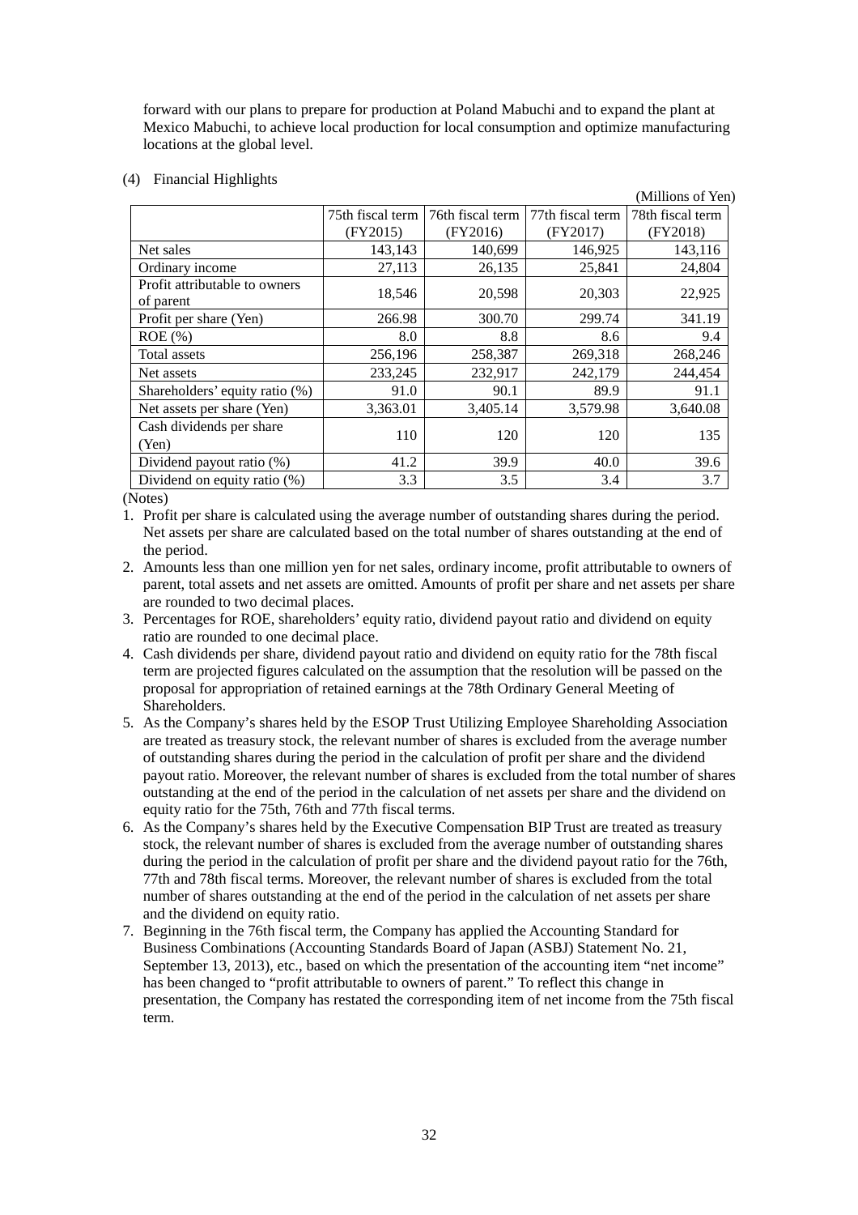forward with our plans to prepare for production at Poland Mabuchi and to expand the plant at Mexico Mabuchi, to achieve local production for local consumption and optimize manufacturing locations at the global level.

(4) Financial Highlights

(Millions of Yen)

| | 75th fiscal term (FY2015) | 76th fiscal term (FY2016) | 77th fiscal term (FY2017) | 78th fiscal term (FY2018) |
|---|---|---|---|---|
| Net sales | 143,143 | 140,699 | 146,925 | 143,116 |
| Ordinary income | 27,113 | 26,135 | 25,841 | 24,804 |
| Profit attributable to owners of parent | 18,546 | 20,598 | 20,303 | 22,925 |
| Profit per share (Yen) | 266.98 | 300.70 | 299.74 | 341.19 |
| ROE (%) | 8.0 | 8.8 | 8.6 | 9.4 |
| Total assets | 256,196 | 258,387 | 269,318 | 268,246 |
| Net assets | 233,245 | 232,917 | 242,179 | 244,454 |
| Shareholders' equity ratio (%) | 91.0 | 90.1 | 89.9 | 91.1 |
| Net assets per share (Yen) | 3,363.01 | 3,405.14 | 3,579.98 | 3,640.08 |
| Cash dividends per share (Yen) | 110 | 120 | 120 | 135 |
| Dividend payout ratio (%) | 41.2 | 39.9 | 40.0 | 39.6 |
| Dividend on equity ratio (%) | 3.3 | 3.5 | 3.4 | 3.7 |

(Notes)

1. Profit per share is calculated using the average number of outstanding shares during the period. Net assets per share are calculated based on the total number of shares outstanding at the end of the period.
2. Amounts less than one million yen for net sales, ordinary income, profit attributable to owners of parent, total assets and net assets are omitted. Amounts of profit per share and net assets per share are rounded to two decimal places.
3. Percentages for ROE, shareholders' equity ratio, dividend payout ratio and dividend on equity ratio are rounded to one decimal place.
4. Cash dividends per share, dividend payout ratio and dividend on equity ratio for the 78th fiscal term are projected figures calculated on the assumption that the resolution will be passed on the proposal for appropriation of retained earnings at the 78th Ordinary General Meeting of Shareholders.
5. As the Company's shares held by the ESOP Trust Utilizing Employee Shareholding Association are treated as treasury stock, the relevant number of shares is excluded from the average number of outstanding shares during the period in the calculation of profit per share and the dividend payout ratio. Moreover, the relevant number of shares is excluded from the total number of shares outstanding at the end of the period in the calculation of net assets per share and the dividend on equity ratio for the 75th, 76th and 77th fiscal terms.
6. As the Company's shares held by the Executive Compensation BIP Trust are treated as treasury stock, the relevant number of shares is excluded from the average number of outstanding shares during the period in the calculation of profit per share and the dividend payout ratio for the 76th, 77th and 78th fiscal terms. Moreover, the relevant number of shares is excluded from the total number of shares outstanding at the end of the period in the calculation of net assets per share and the dividend on equity ratio.
7. Beginning in the 76th fiscal term, the Company has applied the Accounting Standard for Business Combinations (Accounting Standards Board of Japan (ASBJ) Statement No. 21, September 13, 2013), etc., based on which the presentation of the accounting item "net income" has been changed to "profit attributable to owners of parent." To reflect this change in presentation, the Company has restated the corresponding item of net income from the 75th fiscal term.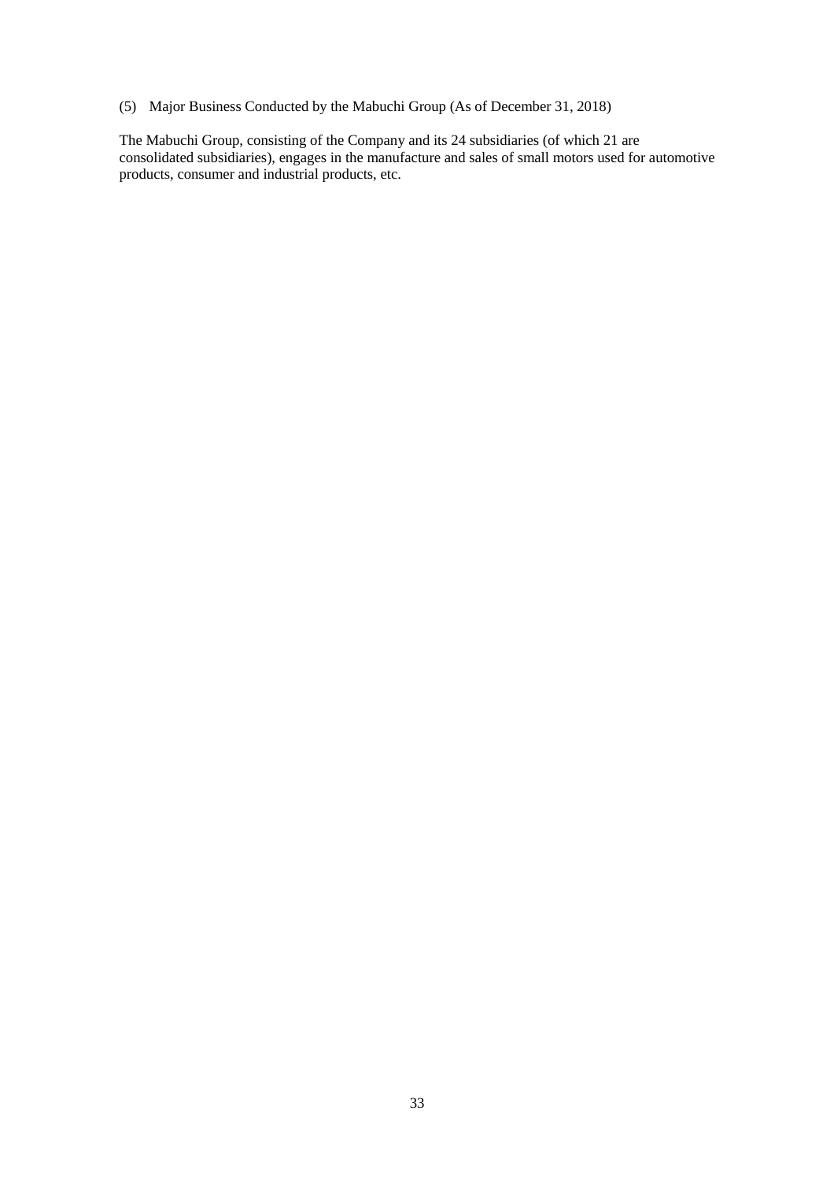(5) Major Business Conducted by the Mabuchi Group (As of December 31, 2018)

The Mabuchi Group, consisting of the Company and its 24 subsidiaries (of which 21 are consolidated subsidiaries), engages in the manufacture and sales of small motors used for automotive products, consumer and industrial products, etc.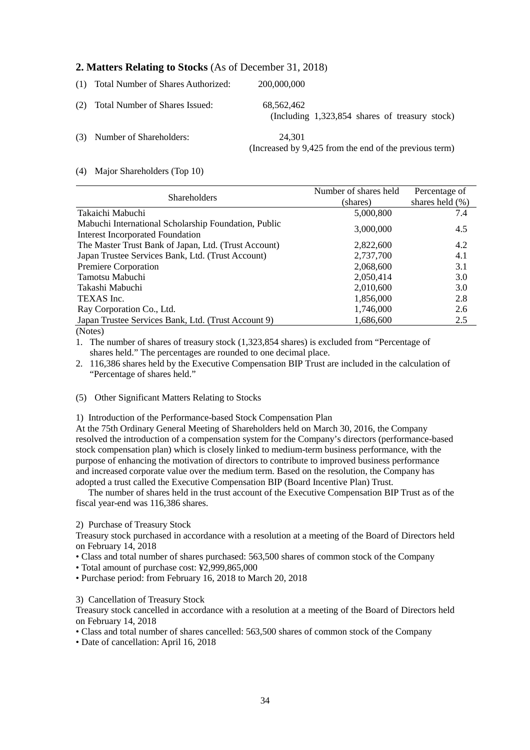## 2. Matters Relating to Stocks (As of December 31, 2018)

(1) Total Number of Shares Authorized: 200,000,000

(2) Total Number of Shares Issued: 68,562,462
(Including 1,323,854 shares of treasury stock)

(3) Number of Shareholders: 24,301
(Increased by 9,425 from the end of the previous term)

(4) Major Shareholders (Top 10)

| Shareholders | Number of shares held (shares) | Percentage of shares held (%) |
|---|---|---|
| Takaichi Mabuchi | 5,000,800 | 7.4 |
| Mabuchi International Scholarship Foundation, Public Interest Incorporated Foundation | 3,000,000 | 4.5 |
| The Master Trust Bank of Japan, Ltd. (Trust Account) | 2,822,600 | 4.2 |
| Japan Trustee Services Bank, Ltd. (Trust Account) | 2,737,700 | 4.1 |
| Premiere Corporation | 2,068,600 | 3.1 |
| Tamotsu Mabuchi | 2,050,414 | 3.0 |
| Takashi Mabuchi | 2,010,600 | 3.0 |
| TEXAS Inc. | 1,856,000 | 2.8 |
| Ray Corporation Co., Ltd. | 1,746,000 | 2.6 |
| Japan Trustee Services Bank, Ltd. (Trust Account 9) | 1,686,600 | 2.5 |

(Notes)

1. The number of shares of treasury stock (1,323,854 shares) is excluded from "Percentage of shares held." The percentages are rounded to one decimal place.
2. 116,386 shares held by the Executive Compensation BIP Trust are included in the calculation of "Percentage of shares held."

(5) Other Significant Matters Relating to Stocks

1) Introduction of the Performance-based Stock Compensation Plan

At the 75th Ordinary General Meeting of Shareholders held on March 30, 2016, the Company resolved the introduction of a compensation system for the Company's directors (performance-based stock compensation plan) which is closely linked to medium-term business performance, with the purpose of enhancing the motivation of directors to contribute to improved business performance and increased corporate value over the medium term. Based on the resolution, the Company has adopted a trust called the Executive Compensation BIP (Board Incentive Plan) Trust.

The number of shares held in the trust account of the Executive Compensation BIP Trust as of the fiscal year-end was 116,386 shares.

2) Purchase of Treasury Stock

Treasury stock purchased in accordance with a resolution at a meeting of the Board of Directors held on February 14, 2018

- Class and total number of shares purchased: 563,500 shares of common stock of the Company
- Total amount of purchase cost: ¥2,999,865,000
- Purchase period: from February 16, 2018 to March 20, 2018

3) Cancellation of Treasury Stock

Treasury stock cancelled in accordance with a resolution at a meeting of the Board of Directors held on February 14, 2018

- Class and total number of shares cancelled: 563,500 shares of common stock of the Company
- Date of cancellation: April 16, 2018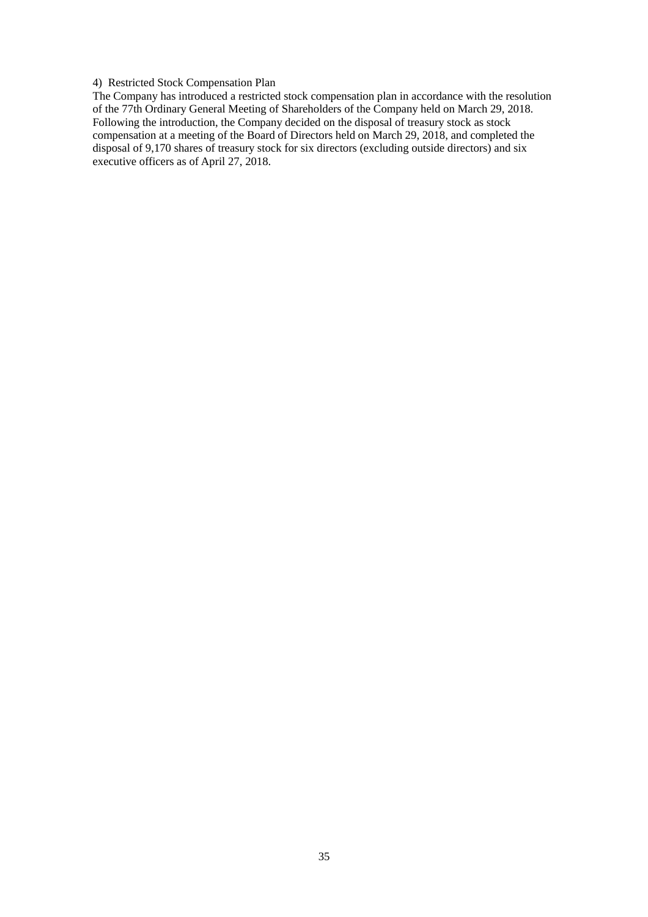4) Restricted Stock Compensation Plan

The Company has introduced a restricted stock compensation plan in accordance with the resolution of the 77th Ordinary General Meeting of Shareholders of the Company held on March 29, 2018. Following the introduction, the Company decided on the disposal of treasury stock as stock compensation at a meeting of the Board of Directors held on March 29, 2018, and completed the disposal of 9,170 shares of treasury stock for six directors (excluding outside directors) and six executive officers as of April 27, 2018.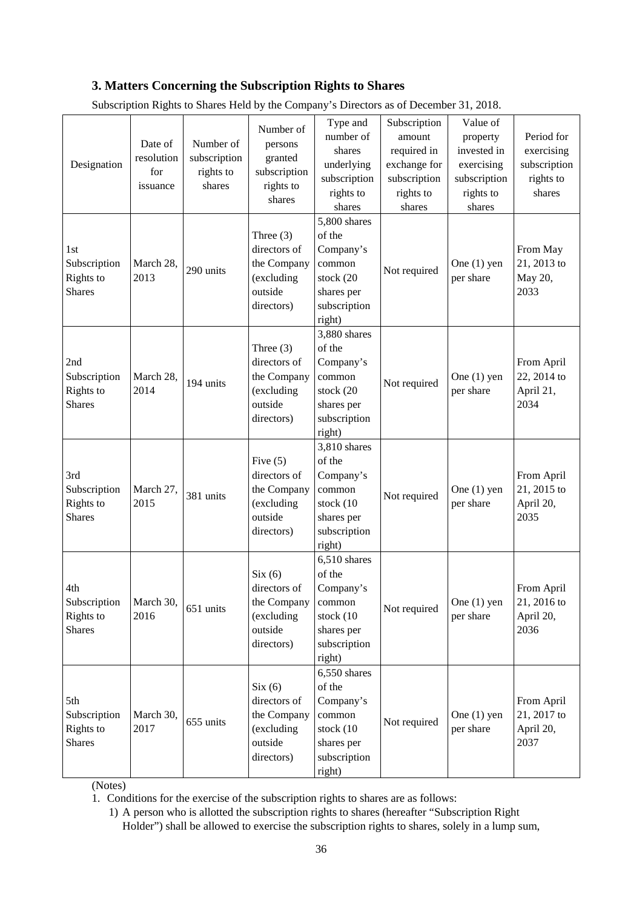### 3. Matters Concerning the Subscription Rights to Shares

Subscription Rights to Shares Held by the Company's Directors as of December 31, 2018.

| Designation | Date of resolution for issuance | Number of subscription rights to shares | Number of persons granted subscription rights to shares | Type and number of shares underlying subscription rights to shares | Subscription amount required in exchange for subscription rights to shares | Value of property invested in exercising subscription rights to shares | Period for exercising subscription rights to shares |
|---|---|---|---|---|---|---|---|
| 1st Subscription Rights to Shares | March 28, 2013 | 290 units | Three (3) directors of the Company (excluding outside directors) | 5,800 shares of the Company's common stock (20 shares per subscription right) | Not required | One (1) yen per share | From May 21, 2013 to May 20, 2033 |
| 2nd Subscription Rights to Shares | March 28, 2014 | 194 units | Three (3) directors of the Company (excluding outside directors) | 3,880 shares of the Company's common stock (20 shares per subscription right) | Not required | One (1) yen per share | From April 22, 2014 to April 21, 2034 |
| 3rd Subscription Rights to Shares | March 27, 2015 | 381 units | Five (5) directors of the Company (excluding outside directors) | 3,810 shares of the Company's common stock (10 shares per subscription right) | Not required | One (1) yen per share | From April 21, 2015 to April 20, 2035 |
| 4th Subscription Rights to Shares | March 30, 2016 | 651 units | Six (6) directors of the Company (excluding outside directors) | 6,510 shares of the Company's common stock (10 shares per subscription right) | Not required | One (1) yen per share | From April 21, 2016 to April 20, 2036 |
| 5th Subscription Rights to Shares | March 30, 2017 | 655 units | Six (6) directors of the Company (excluding outside directors) | 6,550 shares of the Company's common stock (10 shares per subscription right) | Not required | One (1) yen per share | From April 21, 2017 to April 20, 2037 |

(Notes)

1. Conditions for the exercise of the subscription rights to shares are as follows:
   1) A person who is allotted the subscription rights to shares (hereafter "Subscription Right Holder") shall be allowed to exercise the subscription rights to shares, solely in a lump sum,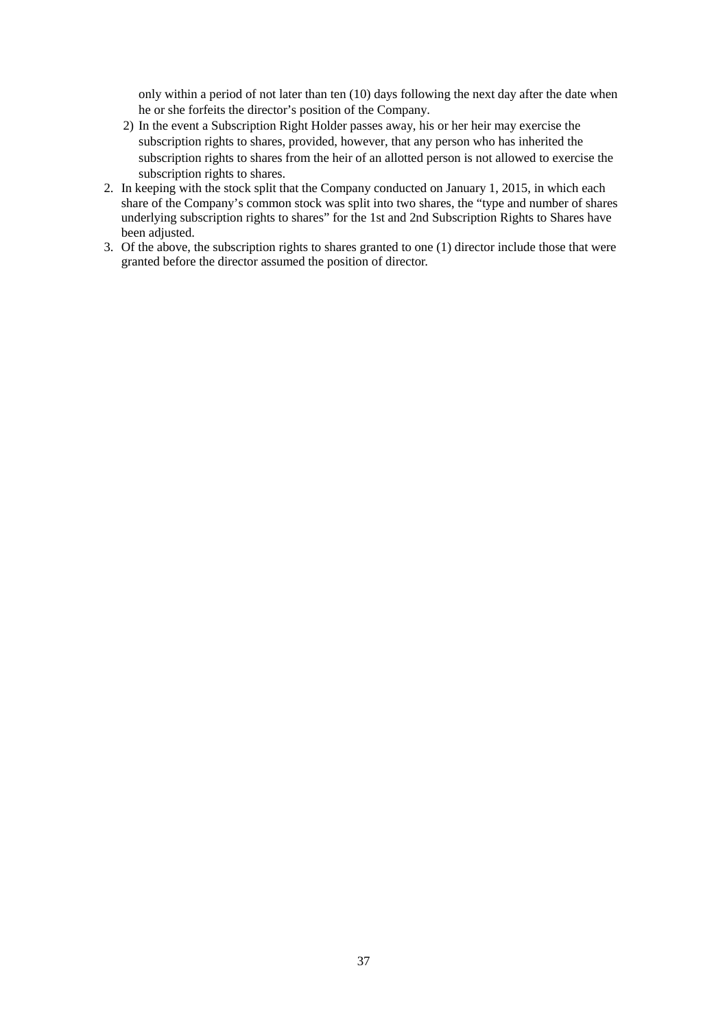only within a period of not later than ten (10) days following the next day after the date when he or she forfeits the director's position of the Company.

2) In the event a Subscription Right Holder passes away, his or her heir may exercise the subscription rights to shares, provided, however, that any person who has inherited the subscription rights to shares from the heir of an allotted person is not allowed to exercise the subscription rights to shares.

2. In keeping with the stock split that the Company conducted on January 1, 2015, in which each share of the Company's common stock was split into two shares, the "type and number of shares underlying subscription rights to shares" for the 1st and 2nd Subscription Rights to Shares have been adjusted.
3. Of the above, the subscription rights to shares granted to one (1) director include those that were granted before the director assumed the position of director.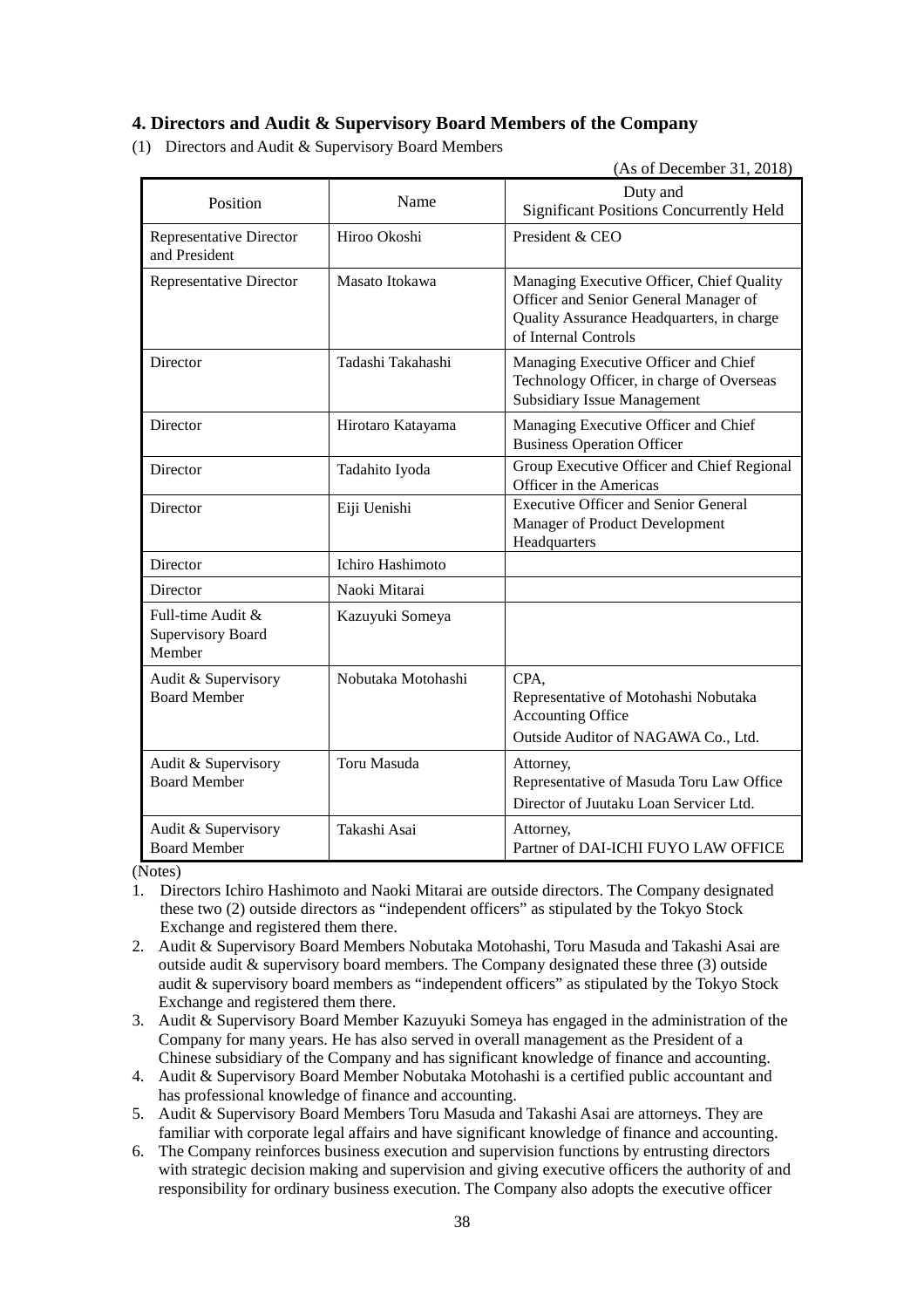## 4. Directors and Audit & Supervisory Board Members of the Company

(1) Directors and Audit & Supervisory Board Members

(As of December 31, 2018)

| Position | Name | Duty and Significant Positions Concurrently Held |
|---|---|---|
| Representative Director and President | Hiroo Okoshi | President & CEO |
| Representative Director | Masato Itokawa | Managing Executive Officer, Chief Quality Officer and Senior General Manager of Quality Assurance Headquarters, in charge of Internal Controls |
| Director | Tadashi Takahashi | Managing Executive Officer and Chief Technology Officer, in charge of Overseas Subsidiary Issue Management |
| Director | Hirotaro Katayama | Managing Executive Officer and Chief Business Operation Officer |
| Director | Tadahito Iyoda | Group Executive Officer and Chief Regional Officer in the Americas |
| Director | Eiji Uenishi | Executive Officer and Senior General Manager of Product Development Headquarters |
| Director | Ichiro Hashimoto | |
| Director | Naoki Mitarai | |
| Full-time Audit & Supervisory Board Member | Kazuyuki Someya | |
| Audit & Supervisory Board Member | Nobutaka Motohashi | CPA, Representative of Motohashi Nobutaka Accounting Office<br>Outside Auditor of NAGAWA Co., Ltd. |
| Audit & Supervisory Board Member | Toru Masuda | Attorney, Representative of Masuda Toru Law Office<br>Director of Juutaku Loan Servicer Ltd. |
| Audit & Supervisory Board Member | Takashi Asai | Attorney, Partner of DAI-ICHI FUYO LAW OFFICE |

(Notes)

1. Directors Ichiro Hashimoto and Naoki Mitarai are outside directors. The Company designated these two (2) outside directors as "independent officers" as stipulated by the Tokyo Stock Exchange and registered them there.
2. Audit & Supervisory Board Members Nobutaka Motohashi, Toru Masuda and Takashi Asai are outside audit & supervisory board members. The Company designated these three (3) outside audit & supervisory board members as "independent officers" as stipulated by the Tokyo Stock Exchange and registered them there.
3. Audit & Supervisory Board Member Kazuyuki Someya has engaged in the administration of the Company for many years. He has also served in overall management as the President of a Chinese subsidiary of the Company and has significant knowledge of finance and accounting.
4. Audit & Supervisory Board Member Nobutaka Motohashi is a certified public accountant and has professional knowledge of finance and accounting.
5. Audit & Supervisory Board Members Toru Masuda and Takashi Asai are attorneys. They are familiar with corporate legal affairs and have significant knowledge of finance and accounting.
6. The Company reinforces business execution and supervision functions by entrusting directors with strategic decision making and supervision and giving executive officers the authority of and responsibility for ordinary business execution. The Company also adopts the executive officer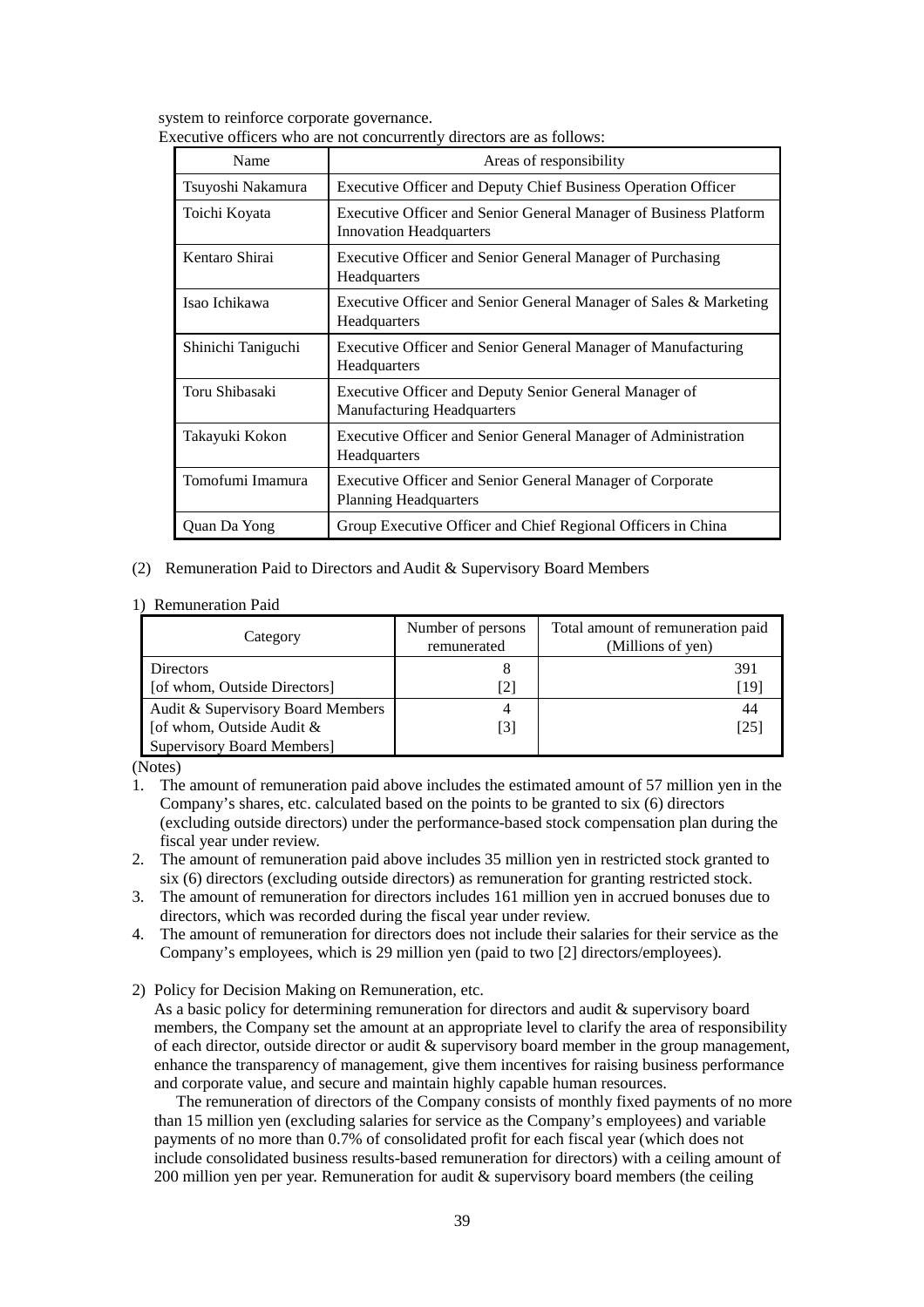system to reinforce corporate governance.

Executive officers who are not concurrently directors are as follows:

| Name | Areas of responsibility |
|---|---|
| Tsuyoshi Nakamura | Executive Officer and Deputy Chief Business Operation Officer |
| Toichi Koyata | Executive Officer and Senior General Manager of Business Platform Innovation Headquarters |
| Kentaro Shirai | Executive Officer and Senior General Manager of Purchasing Headquarters |
| Isao Ichikawa | Executive Officer and Senior General Manager of Sales & Marketing Headquarters |
| Shinichi Taniguchi | Executive Officer and Senior General Manager of Manufacturing Headquarters |
| Toru Shibasaki | Executive Officer and Deputy Senior General Manager of Manufacturing Headquarters |
| Takayuki Kokon | Executive Officer and Senior General Manager of Administration Headquarters |
| Tomofumi Imamura | Executive Officer and Senior General Manager of Corporate Planning Headquarters |
| Quan Da Yong | Group Executive Officer and Chief Regional Officers in China |

(2) Remuneration Paid to Directors and Audit & Supervisory Board Members

1) Remuneration Paid

| Category | Number of persons remunerated | Total amount of remuneration paid (Millions of yen) |
|---|---|---|
| Directors<br>[of whom, Outside Directors] | 8<br>[2] | 391<br>[19] |
| Audit & Supervisory Board Members<br>[of whom, Outside Audit & Supervisory Board Members] | 4<br>[3] | 44<br>[25] |

(Notes)

1. The amount of remuneration paid above includes the estimated amount of 57 million yen in the Company's shares, etc. calculated based on the points to be granted to six (6) directors (excluding outside directors) under the performance-based stock compensation plan during the fiscal year under review.
2. The amount of remuneration paid above includes 35 million yen in restricted stock granted to six (6) directors (excluding outside directors) as remuneration for granting restricted stock.
3. The amount of remuneration for directors includes 161 million yen in accrued bonuses due to directors, which was recorded during the fiscal year under review.
4. The amount of remuneration for directors does not include their salaries for their service as the Company's employees, which is 29 million yen (paid to two [2] directors/employees).

2) Policy for Decision Making on Remuneration, etc.

As a basic policy for determining remuneration for directors and audit & supervisory board members, the Company set the amount at an appropriate level to clarify the area of responsibility of each director, outside director or audit & supervisory board member in the group management, enhance the transparency of management, give them incentives for raising business performance and corporate value, and secure and maintain highly capable human resources.

The remuneration of directors of the Company consists of monthly fixed payments of no more than 15 million yen (excluding salaries for service as the Company's employees) and variable payments of no more than 0.7% of consolidated profit for each fiscal year (which does not include consolidated business results-based remuneration for directors) with a ceiling amount of 200 million yen per year. Remuneration for audit & supervisory board members (the ceiling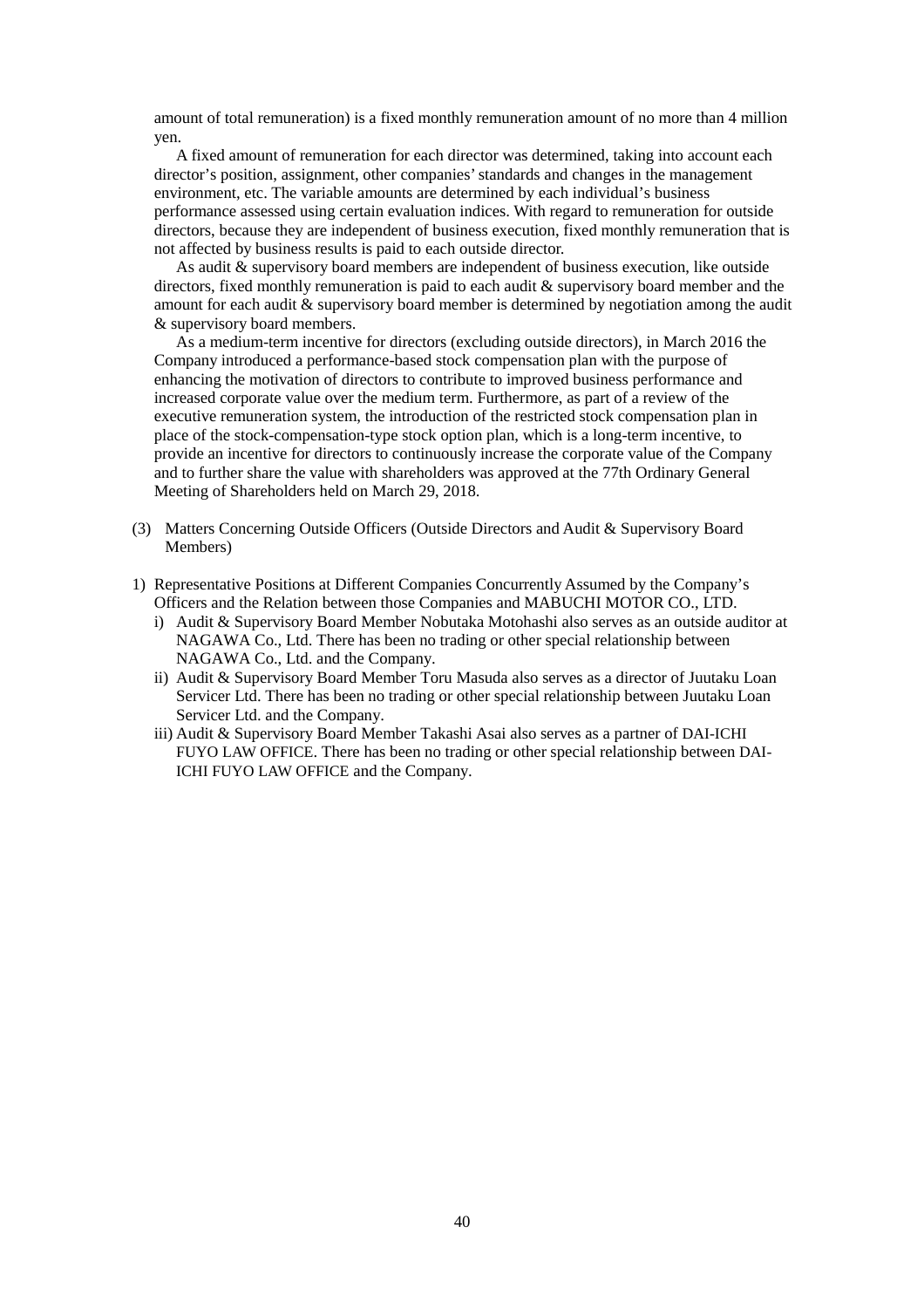amount of total remuneration) is a fixed monthly remuneration amount of no more than 4 million yen.

A fixed amount of remuneration for each director was determined, taking into account each director's position, assignment, other companies' standards and changes in the management environment, etc. The variable amounts are determined by each individual's business performance assessed using certain evaluation indices. With regard to remuneration for outside directors, because they are independent of business execution, fixed monthly remuneration that is not affected by business results is paid to each outside director.

As audit & supervisory board members are independent of business execution, like outside directors, fixed monthly remuneration is paid to each audit & supervisory board member and the amount for each audit & supervisory board member is determined by negotiation among the audit & supervisory board members.

As a medium-term incentive for directors (excluding outside directors), in March 2016 the Company introduced a performance-based stock compensation plan with the purpose of enhancing the motivation of directors to contribute to improved business performance and increased corporate value over the medium term. Furthermore, as part of a review of the executive remuneration system, the introduction of the restricted stock compensation plan in place of the stock-compensation-type stock option plan, which is a long-term incentive, to provide an incentive for directors to continuously increase the corporate value of the Company and to further share the value with shareholders was approved at the 77th Ordinary General Meeting of Shareholders held on March 29, 2018.

(3) Matters Concerning Outside Officers (Outside Directors and Audit & Supervisory Board Members)

1) Representative Positions at Different Companies Concurrently Assumed by the Company's Officers and the Relation between those Companies and MABUCHI MOTOR CO., LTD.

   i) Audit & Supervisory Board Member Nobutaka Motohashi also serves as an outside auditor at NAGAWA Co., Ltd. There has been no trading or other special relationship between NAGAWA Co., Ltd. and the Company.

   ii) Audit & Supervisory Board Member Toru Masuda also serves as a director of Juutaku Loan Servicer Ltd. There has been no trading or other special relationship between Juutaku Loan Servicer Ltd. and the Company.

   iii) Audit & Supervisory Board Member Takashi Asai also serves as a partner of DAI-ICHI FUYO LAW OFFICE. There has been no trading or other special relationship between DAI-ICHI FUYO LAW OFFICE and the Company.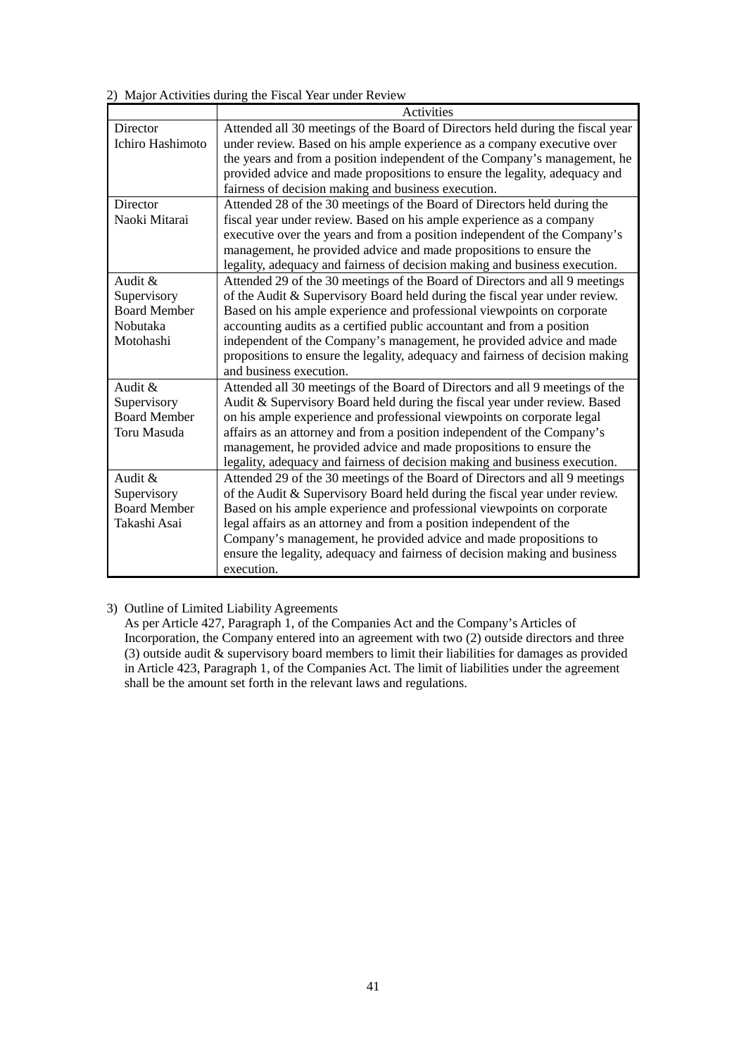2) Major Activities during the Fiscal Year under Review

| | Activities |
|---|---|
| Director Ichiro Hashimoto | Attended all 30 meetings of the Board of Directors held during the fiscal year under review. Based on his ample experience as a company executive over the years and from a position independent of the Company's management, he provided advice and made propositions to ensure the legality, adequacy and fairness of decision making and business execution. |
| Director Naoki Mitarai | Attended 28 of the 30 meetings of the Board of Directors held during the fiscal year under review. Based on his ample experience as a company executive over the years and from a position independent of the Company's management, he provided advice and made propositions to ensure the legality, adequacy and fairness of decision making and business execution. |
| Audit & Supervisory Board Member Nobutaka Motohashi | Attended 29 of the 30 meetings of the Board of Directors and all 9 meetings of the Audit & Supervisory Board held during the fiscal year under review. Based on his ample experience and professional viewpoints on corporate accounting audits as a certified public accountant and from a position independent of the Company's management, he provided advice and made propositions to ensure the legality, adequacy and fairness of decision making and business execution. |
| Audit & Supervisory Board Member Toru Masuda | Attended all 30 meetings of the Board of Directors and all 9 meetings of the Audit & Supervisory Board held during the fiscal year under review. Based on his ample experience and professional viewpoints on corporate legal affairs as an attorney and from a position independent of the Company's management, he provided advice and made propositions to ensure the legality, adequacy and fairness of decision making and business execution. |
| Audit & Supervisory Board Member Takashi Asai | Attended 29 of the 30 meetings of the Board of Directors and all 9 meetings of the Audit & Supervisory Board held during the fiscal year under review. Based on his ample experience and professional viewpoints on corporate legal affairs as an attorney and from a position independent of the Company's management, he provided advice and made propositions to ensure the legality, adequacy and fairness of decision making and business execution. |

3) Outline of Limited Liability Agreements

As per Article 427, Paragraph 1, of the Companies Act and the Company's Articles of Incorporation, the Company entered into an agreement with two (2) outside directors and three (3) outside audit & supervisory board members to limit their liabilities for damages as provided in Article 423, Paragraph 1, of the Companies Act. The limit of liabilities under the agreement shall be the amount set forth in the relevant laws and regulations.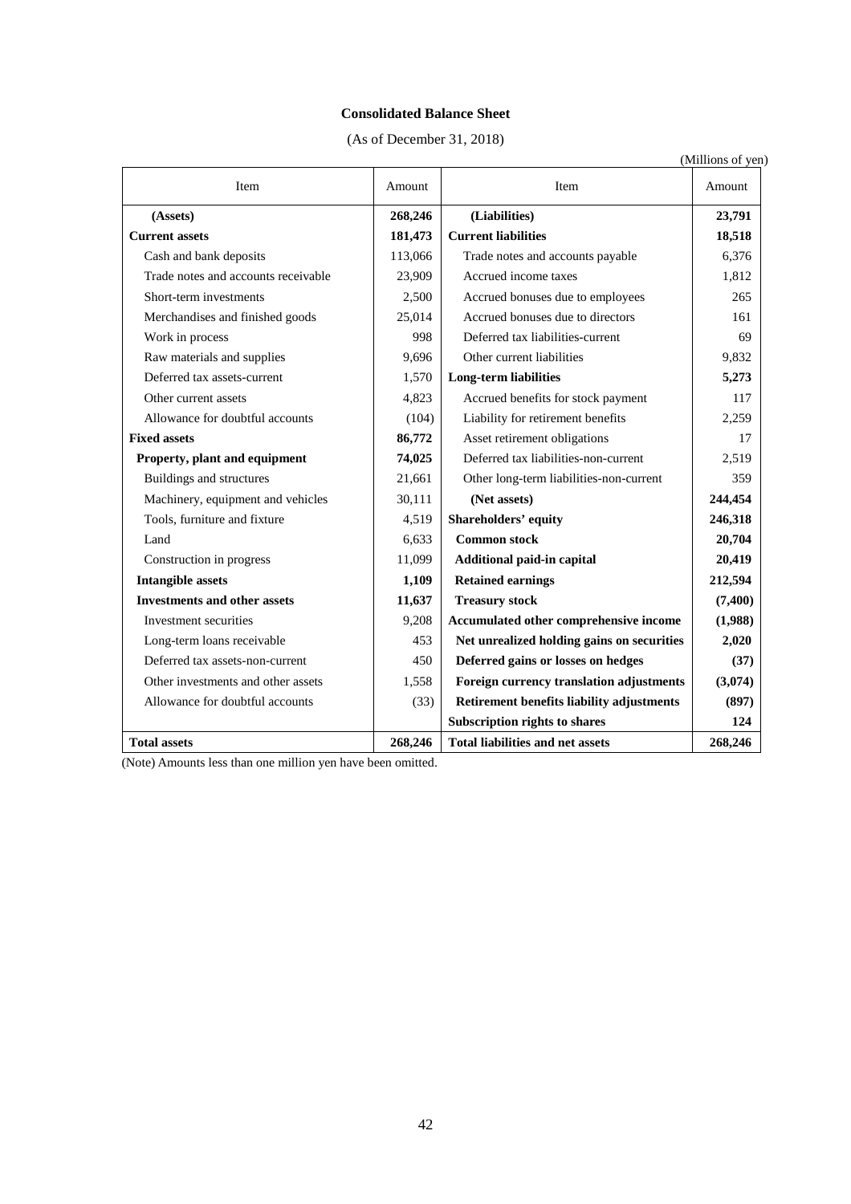## Consolidated Balance Sheet

(As of December 31, 2018)

(Millions of yen)

| Item | Amount | Item | Amount |
|---|---|---|---|
| **(Assets)** | **268,246** | **(Liabilities)** | **23,791** |
| **Current assets** | **181,473** | **Current liabilities** | **18,518** |
| Cash and bank deposits | 113,066 | Trade notes and accounts payable | 6,376 |
| Trade notes and accounts receivable | 23,909 | Accrued income taxes | 1,812 |
| Short-term investments | 2,500 | Accrued bonuses due to employees | 265 |
| Merchandises and finished goods | 25,014 | Accrued bonuses due to directors | 161 |
| Work in process | 998 | Deferred tax liabilities-current | 69 |
| Raw materials and supplies | 9,696 | Other current liabilities | 9,832 |
| Deferred tax assets-current | 1,570 | **Long-term liabilities** | **5,273** |
| Other current assets | 4,823 | Accrued benefits for stock payment | 117 |
| Allowance for doubtful accounts | (104) | Liability for retirement benefits | 2,259 |
| **Fixed assets** | **86,772** | Asset retirement obligations | 17 |
| **Property, plant and equipment** | **74,025** | Deferred tax liabilities-non-current | 2,519 |
| Buildings and structures | 21,661 | Other long-term liabilities-non-current | 359 |
| Machinery, equipment and vehicles | 30,111 | **(Net assets)** | **244,454** |
| Tools, furniture and fixture | 4,519 | **Shareholders' equity** | **246,318** |
| Land | 6,633 | **Common stock** | **20,704** |
| Construction in progress | 11,099 | **Additional paid-in capital** | **20,419** |
| **Intangible assets** | **1,109** | **Retained earnings** | **212,594** |
| **Investments and other assets** | **11,637** | **Treasury stock** | **(7,400)** |
| Investment securities | 9,208 | **Accumulated other comprehensive income** | **(1,988)** |
| Long-term loans receivable | 453 | **Net unrealized holding gains on securities** | **2,020** |
| Deferred tax assets-non-current | 450 | **Deferred gains or losses on hedges** | **(37)** |
| Other investments and other assets | 1,558 | **Foreign currency translation adjustments** | **(3,074)** |
| Allowance for doubtful accounts | (33) | **Retirement benefits liability adjustments** | **(897)** |
| | | **Subscription rights to shares** | **124** |
| **Total assets** | **268,246** | **Total liabilities and net assets** | **268,246** |

(Note) Amounts less than one million yen have been omitted.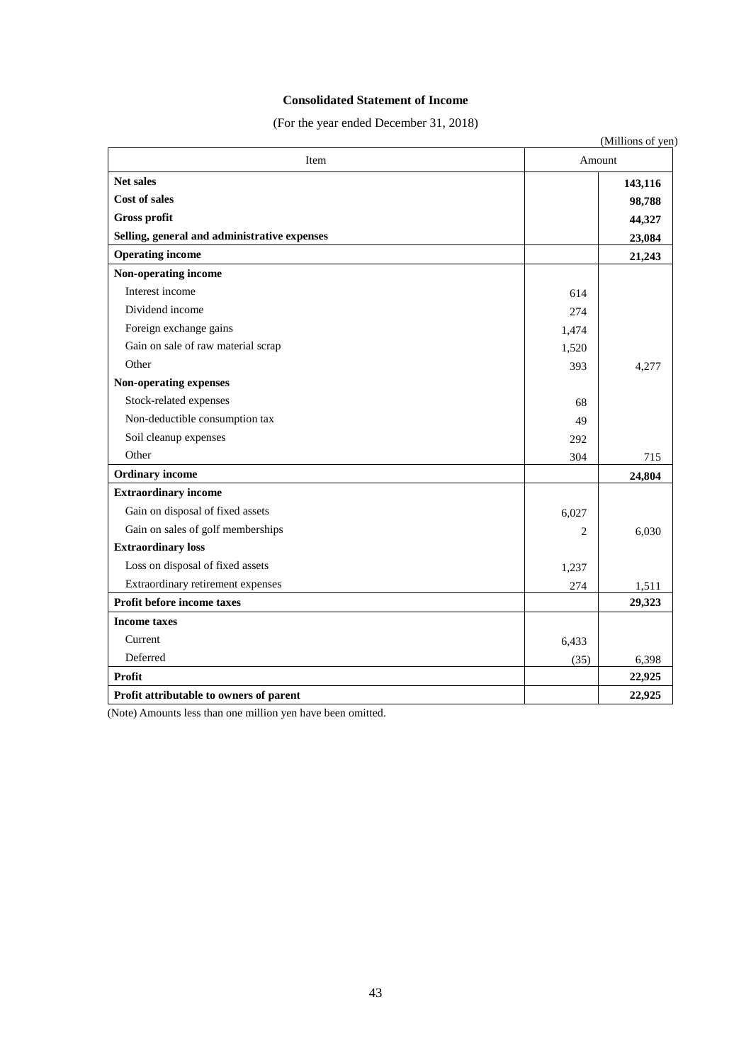# Consolidated Statement of Income

(For the year ended December 31, 2018)

(Millions of yen)

| Item | Amount | |
|---|---|---|
| **Net sales** | | **143,116** |
| **Cost of sales** | | **98,788** |
| **Gross profit** | | **44,327** |
| **Selling, general and administrative expenses** | | **23,084** |
| **Operating income** | | **21,243** |
| **Non-operating income** | | |
| Interest income | 614 | |
| Dividend income | 274 | |
| Foreign exchange gains | 1,474 | |
| Gain on sale of raw material scrap | 1,520 | |
| Other | 393 | 4,277 |
| **Non-operating expenses** | | |
| Stock-related expenses | 68 | |
| Non-deductible consumption tax | 49 | |
| Soil cleanup expenses | 292 | |
| Other | 304 | 715 |
| **Ordinary income** | | **24,804** |
| **Extraordinary income** | | |
| Gain on disposal of fixed assets | 6,027 | |
| Gain on sales of golf memberships | 2 | 6,030 |
| **Extraordinary loss** | | |
| Loss on disposal of fixed assets | 1,237 | |
| Extraordinary retirement expenses | 274 | 1,511 |
| **Profit before income taxes** | | **29,323** |
| **Income taxes** | | |
| Current | 6,433 | |
| Deferred | (35) | 6,398 |
| **Profit** | | **22,925** |
| **Profit attributable to owners of parent** | | **22,925** |

(Note) Amounts less than one million yen have been omitted.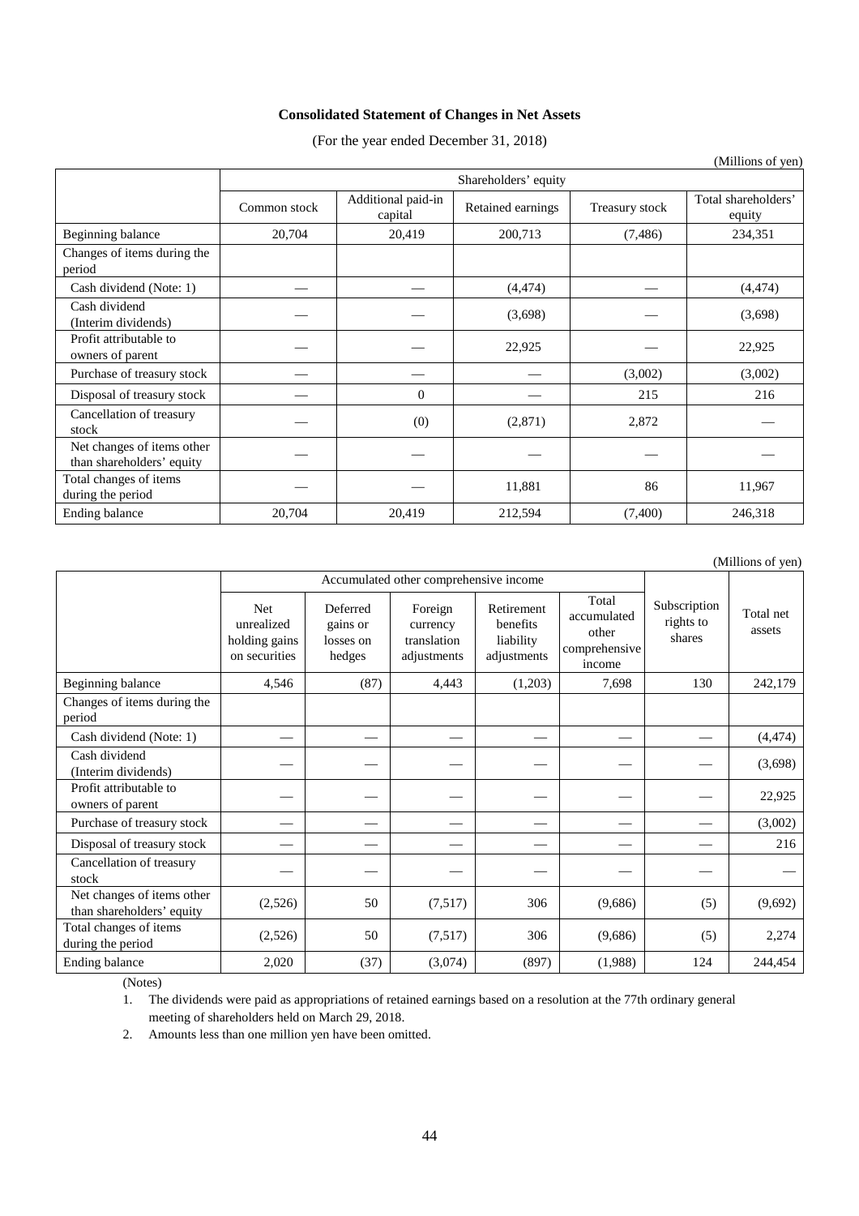**Consolidated Statement of Changes in Net Assets**

(For the year ended December 31, 2018)

(Millions of yen)

| | Shareholders' equity | | | | |
|---|---|---|---|---|---|
| | Common stock | Additional paid-in capital | Retained earnings | Treasury stock | Total shareholders' equity |
| Beginning balance | 20,704 | 20,419 | 200,713 | (7,486) | 234,351 |
| Changes of items during the period | | | | | |
| Cash dividend (Note: 1) | — | — | (4,474) | — | (4,474) |
| Cash dividend (Interim dividends) | — | — | (3,698) | — | (3,698) |
| Profit attributable to owners of parent | — | — | 22,925 | — | 22,925 |
| Purchase of treasury stock | — | — | — | (3,002) | (3,002) |
| Disposal of treasury stock | — | 0 | — | 215 | 216 |
| Cancellation of treasury stock | — | (0) | (2,871) | 2,872 | — |
| Net changes of items other than shareholders' equity | — | — | — | — | — |
| Total changes of items during the period | — | — | 11,881 | 86 | 11,967 |
| Ending balance | 20,704 | 20,419 | 212,594 | (7,400) | 246,318 |

(Millions of yen)

| | Accumulated other comprehensive income | | | | | Subscription rights to shares | Total net assets |
|---|---|---|---|---|---|---|---|
| | Net unrealized holding gains on securities | Deferred gains or losses on hedges | Foreign currency translation adjustments | Retirement benefits liability adjustments | Total accumulated other comprehensive income | | |
| Beginning balance | 4,546 | (87) | 4,443 | (1,203) | 7,698 | 130 | 242,179 |
| Changes of items during the period | | | | | | | |
| Cash dividend (Note: 1) | — | — | — | — | — | — | (4,474) |
| Cash dividend (Interim dividends) | — | — | — | — | — | — | (3,698) |
| Profit attributable to owners of parent | — | — | — | — | — | — | 22,925 |
| Purchase of treasury stock | — | — | — | — | — | — | (3,002) |
| Disposal of treasury stock | — | — | — | — | — | — | 216 |
| Cancellation of treasury stock | — | — | — | — | — | — | — |
| Net changes of items other than shareholders' equity | (2,526) | 50 | (7,517) | 306 | (9,686) | (5) | (9,692) |
| Total changes of items during the period | (2,526) | 50 | (7,517) | 306 | (9,686) | (5) | 2,274 |
| Ending balance | 2,020 | (37) | (3,074) | (897) | (1,988) | 124 | 244,454 |

(Notes)

1. The dividends were paid as appropriations of retained earnings based on a resolution at the 77th ordinary general meeting of shareholders held on March 29, 2018.
2. Amounts less than one million yen have been omitted.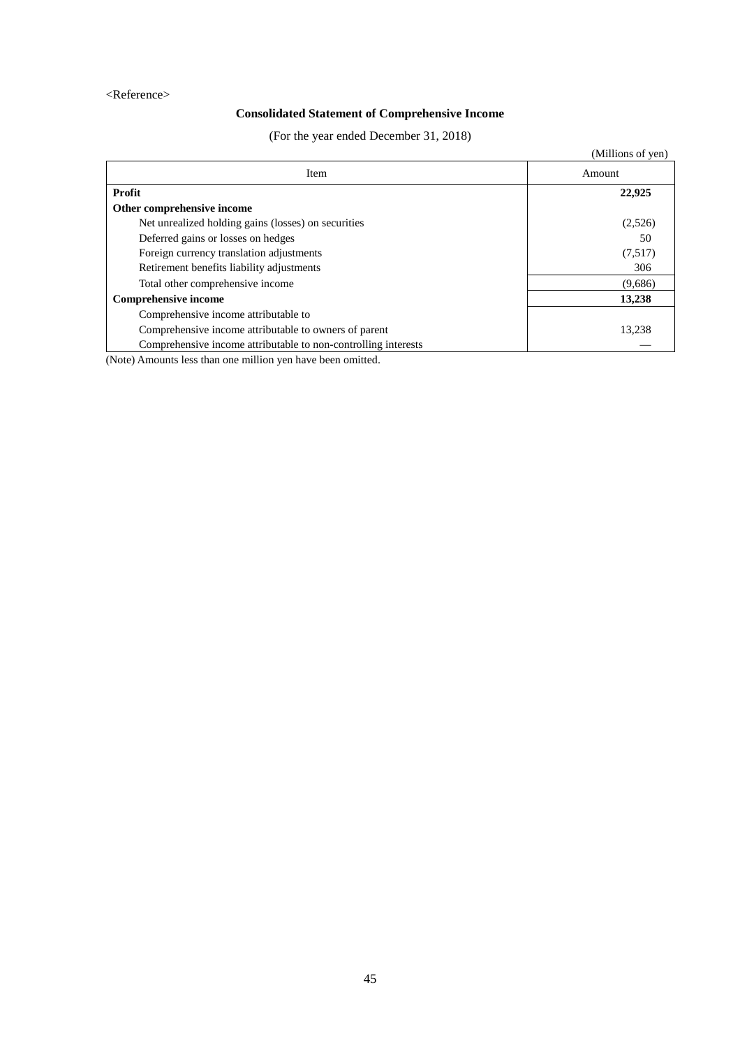<Reference>

## Consolidated Statement of Comprehensive Income

(For the year ended December 31, 2018)

(Millions of yen)

| Item | Amount |
|---|---|
| **Profit** | **22,925** |
| **Other comprehensive income** | |
| Net unrealized holding gains (losses) on securities | (2,526) |
| Deferred gains or losses on hedges | 50 |
| Foreign currency translation adjustments | (7,517) |
| Retirement benefits liability adjustments | 306 |
| Total other comprehensive income | (9,686) |
| **Comprehensive income** | **13,238** |
| Comprehensive income attributable to | |
| Comprehensive income attributable to owners of parent | 13,238 |
| Comprehensive income attributable to non-controlling interests | — |

(Note) Amounts less than one million yen have been omitted.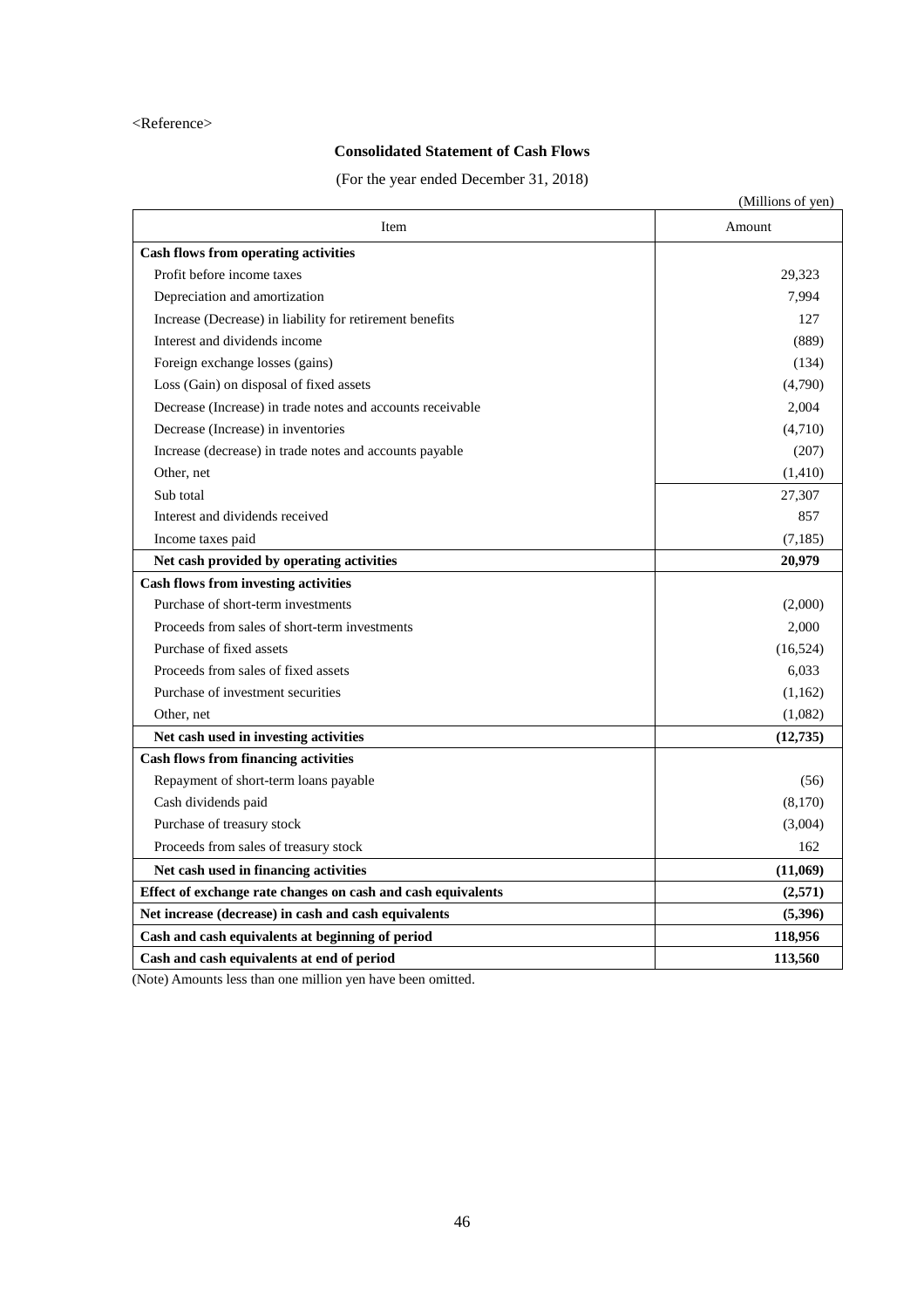<Reference>

## Consolidated Statement of Cash Flows

(For the year ended December 31, 2018)

(Millions of yen)

| Item | Amount |
|---|---|
| **Cash flows from operating activities** | |
| Profit before income taxes | 29,323 |
| Depreciation and amortization | 7,994 |
| Increase (Decrease) in liability for retirement benefits | 127 |
| Interest and dividends income | (889) |
| Foreign exchange losses (gains) | (134) |
| Loss (Gain) on disposal of fixed assets | (4,790) |
| Decrease (Increase) in trade notes and accounts receivable | 2,004 |
| Decrease (Increase) in inventories | (4,710) |
| Increase (decrease) in trade notes and accounts payable | (207) |
| Other, net | (1,410) |
| Sub total | 27,307 |
| Interest and dividends received | 857 |
| Income taxes paid | (7,185) |
| **Net cash provided by operating activities** | **20,979** |
| **Cash flows from investing activities** | |
| Purchase of short-term investments | (2,000) |
| Proceeds from sales of short-term investments | 2,000 |
| Purchase of fixed assets | (16,524) |
| Proceeds from sales of fixed assets | 6,033 |
| Purchase of investment securities | (1,162) |
| Other, net | (1,082) |
| **Net cash used in investing activities** | **(12,735)** |
| **Cash flows from financing activities** | |
| Repayment of short-term loans payable | (56) |
| Cash dividends paid | (8,170) |
| Purchase of treasury stock | (3,004) |
| Proceeds from sales of treasury stock | 162 |
| **Net cash used in financing activities** | **(11,069)** |
| **Effect of exchange rate changes on cash and cash equivalents** | **(2,571)** |
| **Net increase (decrease) in cash and cash equivalents** | **(5,396)** |
| **Cash and cash equivalents at beginning of period** | **118,956** |
| **Cash and cash equivalents at end of period** | **113,560** |

(Note) Amounts less than one million yen have been omitted.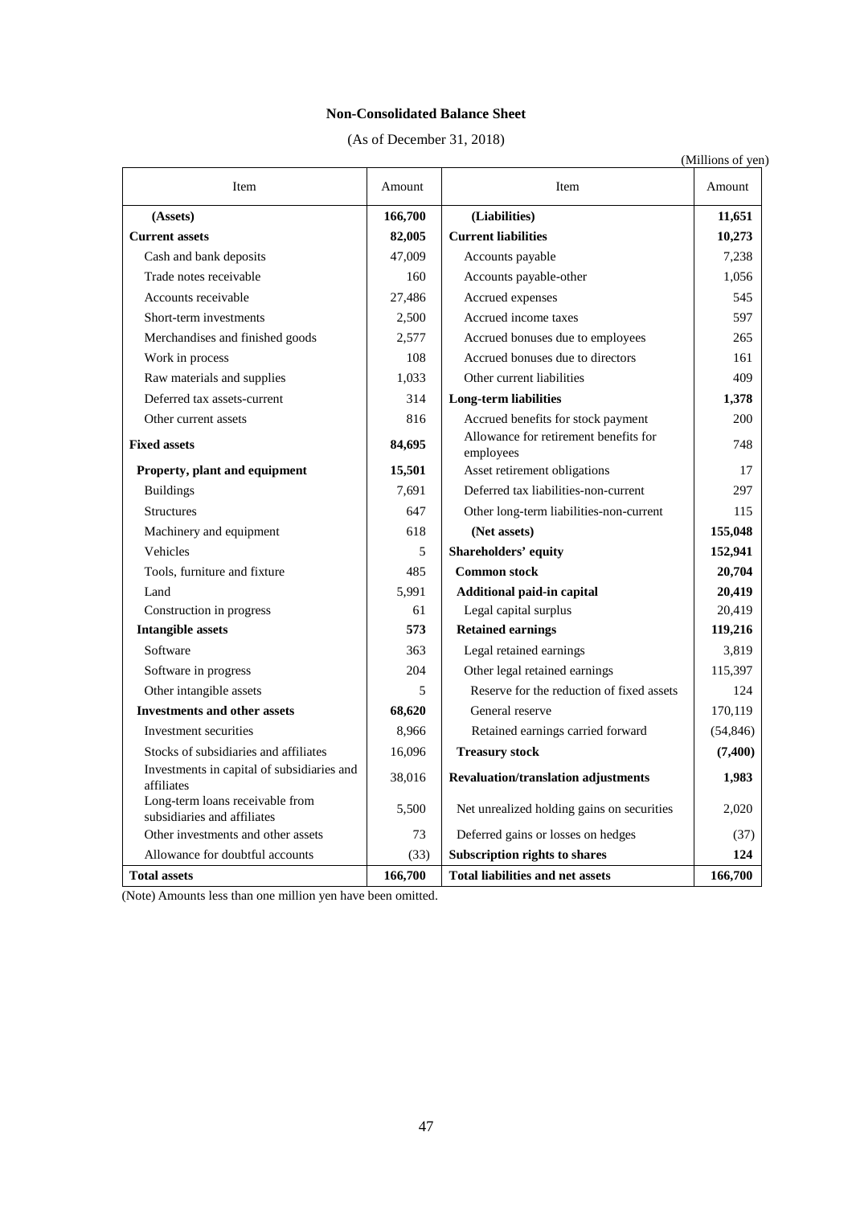**Non-Consolidated Balance Sheet**

(As of December 31, 2018)

(Millions of yen)

| Item | Amount | Item | Amount |
|---|---|---|---|
| **(Assets)** | **166,700** | **(Liabilities)** | **11,651** |
| **Current assets** | **82,005** | **Current liabilities** | **10,273** |
| Cash and bank deposits | 47,009 | Accounts payable | 7,238 |
| Trade notes receivable | 160 | Accounts payable-other | 1,056 |
| Accounts receivable | 27,486 | Accrued expenses | 545 |
| Short-term investments | 2,500 | Accrued income taxes | 597 |
| Merchandises and finished goods | 2,577 | Accrued bonuses due to employees | 265 |
| Work in process | 108 | Accrued bonuses due to directors | 161 |
| Raw materials and supplies | 1,033 | Other current liabilities | 409 |
| Deferred tax assets-current | 314 | **Long-term liabilities** | **1,378** |
| Other current assets | 816 | Accrued benefits for stock payment | 200 |
| **Fixed assets** | **84,695** | Allowance for retirement benefits for employees | 748 |
| **Property, plant and equipment** | **15,501** | Asset retirement obligations | 17 |
| Buildings | 7,691 | Deferred tax liabilities-non-current | 297 |
| Structures | 647 | Other long-term liabilities-non-current | 115 |
| Machinery and equipment | 618 | **(Net assets)** | **155,048** |
| Vehicles | 5 | **Shareholders' equity** | **152,941** |
| Tools, furniture and fixture | 485 | **Common stock** | **20,704** |
| Land | 5,991 | **Additional paid-in capital** | **20,419** |
| Construction in progress | 61 | Legal capital surplus | 20,419 |
| **Intangible assets** | **573** | **Retained earnings** | **119,216** |
| Software | 363 | Legal retained earnings | 3,819 |
| Software in progress | 204 | Other legal retained earnings | 115,397 |
| Other intangible assets | 5 | Reserve for the reduction of fixed assets | 124 |
| **Investments and other assets** | **68,620** | General reserve | 170,119 |
| Investment securities | 8,966 | Retained earnings carried forward | (54,846) |
| Stocks of subsidiaries and affiliates | 16,096 | **Treasury stock** | **(7,400)** |
| Investments in capital of subsidiaries and affiliates | 38,016 | **Revaluation/translation adjustments** | **1,983** |
| Long-term loans receivable from subsidiaries and affiliates | 5,500 | Net unrealized holding gains on securities | 2,020 |
| Other investments and other assets | 73 | Deferred gains or losses on hedges | (37) |
| Allowance for doubtful accounts | (33) | **Subscription rights to shares** | **124** |
| **Total assets** | **166,700** | **Total liabilities and net assets** | **166,700** |

(Note) Amounts less than one million yen have been omitted.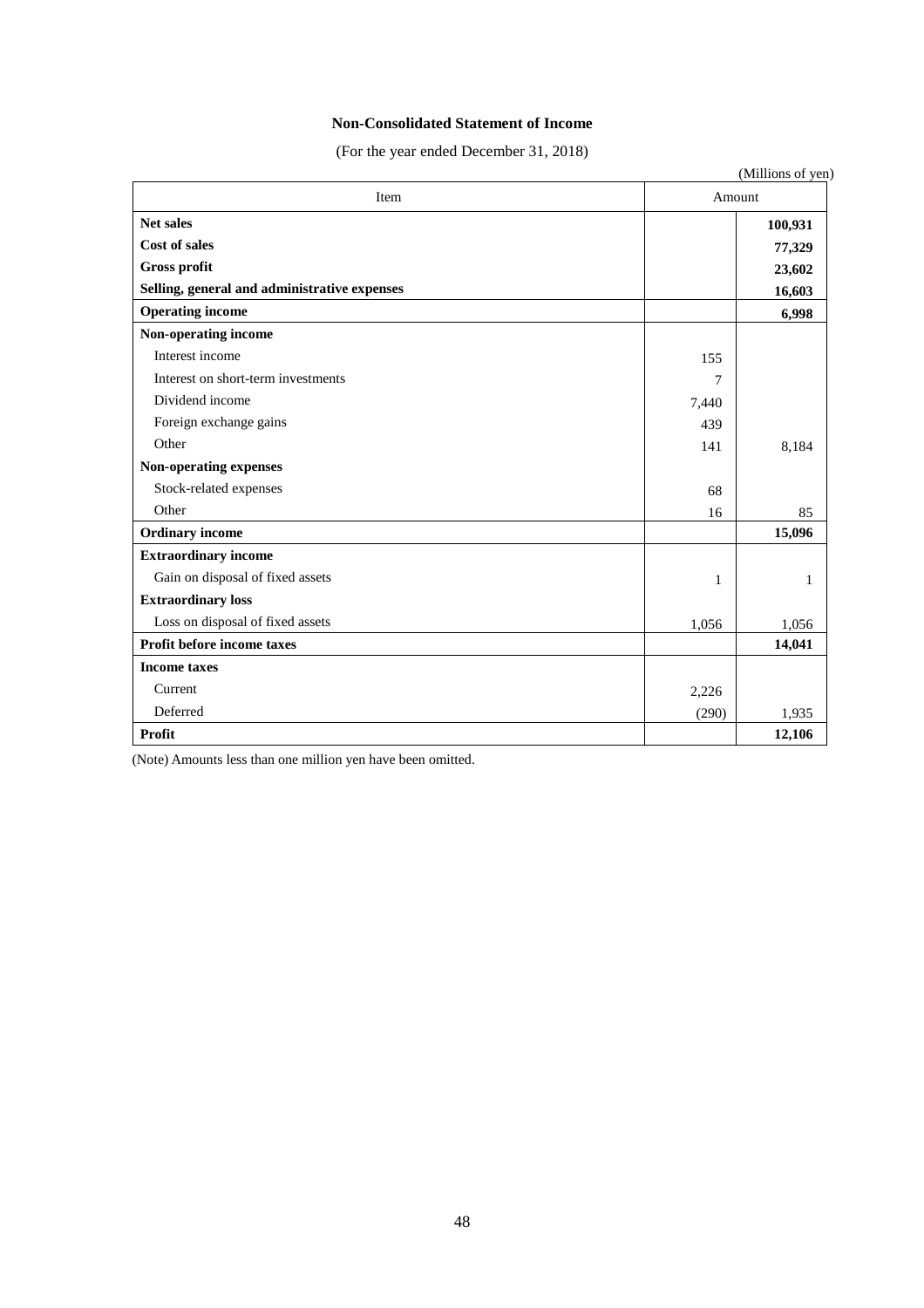## Non-Consolidated Statement of Income

(For the year ended December 31, 2018)

(Millions of yen)

| Item | Amount | |
|---|---|---|
| **Net sales** | | **100,931** |
| **Cost of sales** | | **77,329** |
| **Gross profit** | | **23,602** |
| **Selling, general and administrative expenses** | | **16,603** |
| **Operating income** | | **6,998** |
| **Non-operating income** | | |
| Interest income | 155 | |
| Interest on short-term investments | 7 | |
| Dividend income | 7,440 | |
| Foreign exchange gains | 439 | |
| Other | 141 | 8,184 |
| **Non-operating expenses** | | |
| Stock-related expenses | 68 | |
| Other | 16 | 85 |
| **Ordinary income** | | **15,096** |
| **Extraordinary income** | | |
| Gain on disposal of fixed assets | 1 | 1 |
| **Extraordinary loss** | | |
| Loss on disposal of fixed assets | 1,056 | 1,056 |
| **Profit before income taxes** | | **14,041** |
| **Income taxes** | | |
| Current | 2,226 | |
| Deferred | (290) | 1,935 |
| **Profit** | | **12,106** |

(Note) Amounts less than one million yen have been omitted.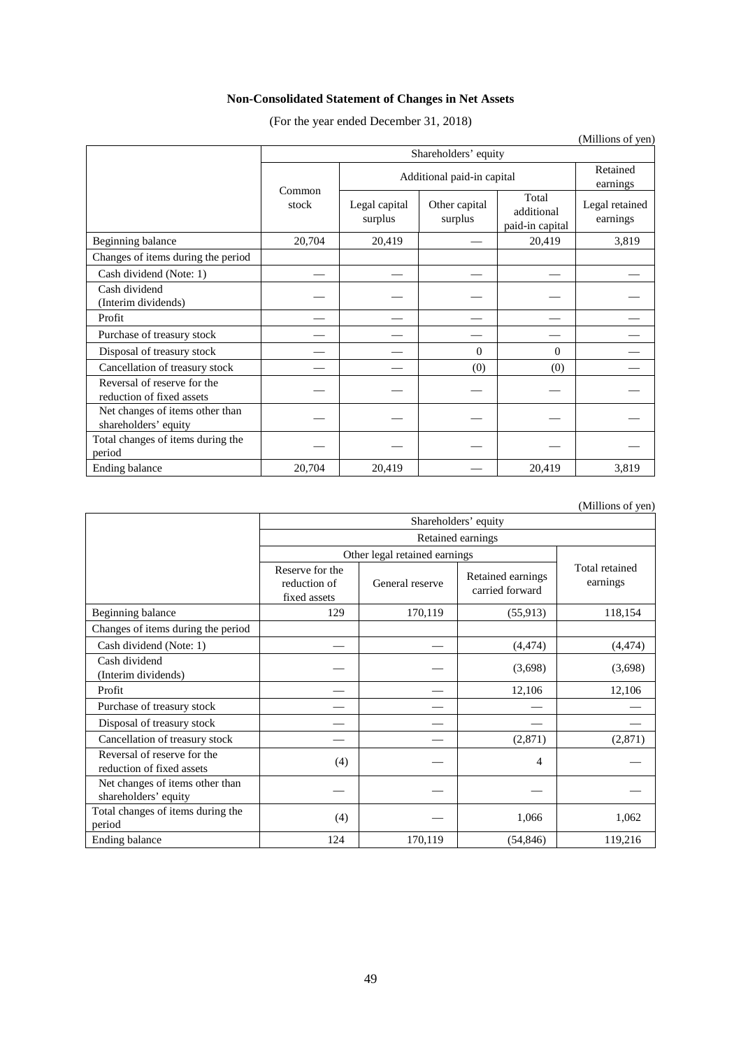# Non-Consolidated Statement of Changes in Net Assets

(For the year ended December 31, 2018)

(Millions of yen)

| | Shareholders' equity | | | | |
|---|---|---|---|---|---|
| | Common stock | Additional paid-in capital | | | Retained earnings |
| | | Legal capital surplus | Other capital surplus | Total additional paid-in capital | Legal retained earnings |
| Beginning balance | 20,704 | 20,419 | — | 20,419 | 3,819 |
| Changes of items during the period | | | | | |
| Cash dividend (Note: 1) | — | — | — | — | — |
| Cash dividend (Interim dividends) | — | — | — | — | — |
| Profit | — | — | — | — | — |
| Purchase of treasury stock | — | — | — | — | — |
| Disposal of treasury stock | — | — | 0 | 0 | — |
| Cancellation of treasury stock | — | — | (0) | (0) | — |
| Reversal of reserve for the reduction of fixed assets | — | — | — | — | — |
| Net changes of items other than shareholders' equity | — | — | — | — | — |
| Total changes of items during the period | — | — | — | — | — |
| Ending balance | 20,704 | 20,419 | — | 20,419 | 3,819 |

(Millions of yen)

| | Shareholders' equity | | | |
|---|---|---|---|---|
| | Retained earnings | | | |
| | Other legal retained earnings | | | Total retained earnings |
| | Reserve for the reduction of fixed assets | General reserve | Retained earnings carried forward | |
| Beginning balance | 129 | 170,119 | (55,913) | 118,154 |
| Changes of items during the period | | | | |
| Cash dividend (Note: 1) | — | — | (4,474) | (4,474) |
| Cash dividend (Interim dividends) | — | — | (3,698) | (3,698) |
| Profit | — | — | 12,106 | 12,106 |
| Purchase of treasury stock | — | — | — | — |
| Disposal of treasury stock | — | — | — | — |
| Cancellation of treasury stock | — | — | (2,871) | (2,871) |
| Reversal of reserve for the reduction of fixed assets | (4) | — | 4 | — |
| Net changes of items other than shareholders' equity | — | — | — | — |
| Total changes of items during the period | (4) | — | 1,066 | 1,062 |
| Ending balance | 124 | 170,119 | (54,846) | 119,216 |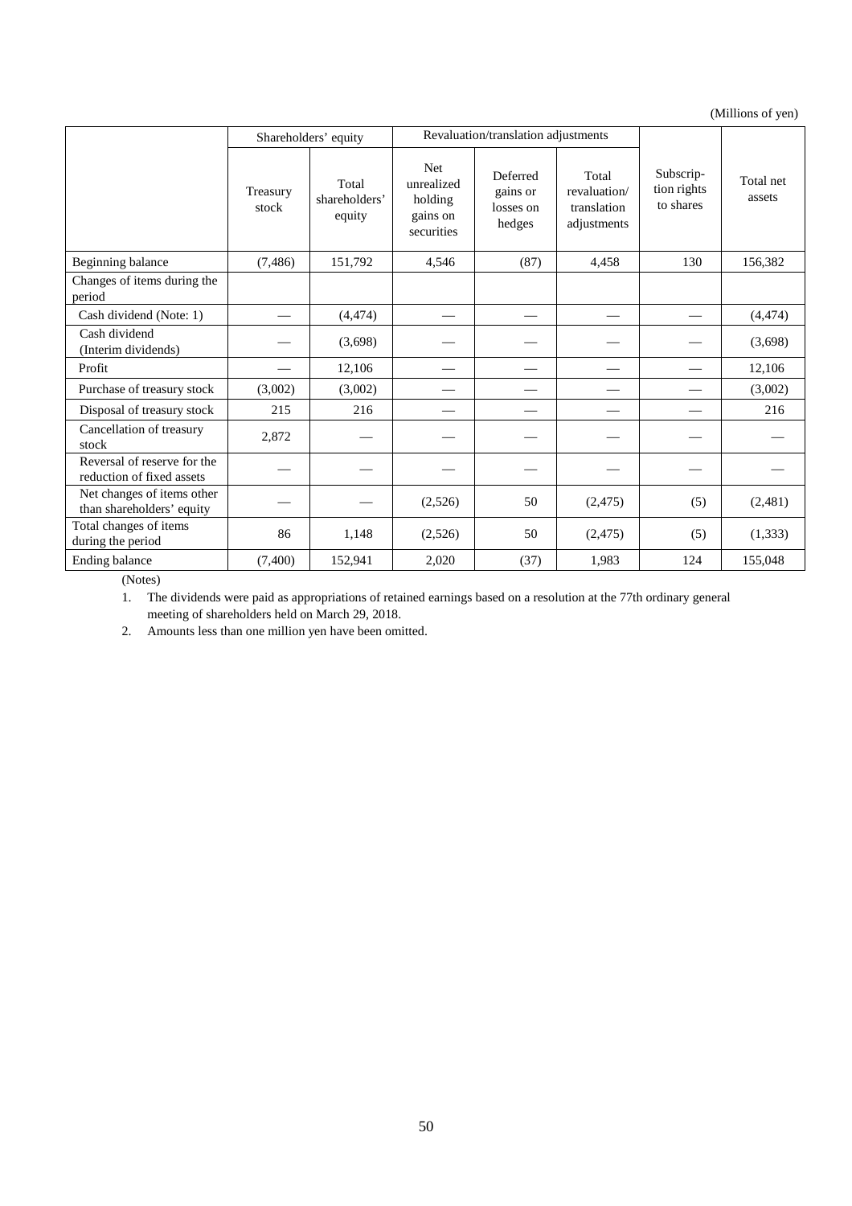(Millions of yen)

| | Shareholders' equity | | Revaluation/translation adjustments | | | | |
|---|---|---|---|---|---|---|---|
| | Treasury stock | Total shareholders' equity | Net unrealized holding gains on securities | Deferred gains or losses on hedges | Total revaluation/ translation adjustments | Subscrip-tion rights to shares | Total net assets |
| Beginning balance | (7,486) | 151,792 | 4,546 | (87) | 4,458 | 130 | 156,382 |
| Changes of items during the period | | | | | | | |
| Cash dividend (Note: 1) | — | (4,474) | — | — | — | — | (4,474) |
| Cash dividend (Interim dividends) | — | (3,698) | — | — | — | — | (3,698) |
| Profit | — | 12,106 | — | — | — | — | 12,106 |
| Purchase of treasury stock | (3,002) | (3,002) | — | — | — | — | (3,002) |
| Disposal of treasury stock | 215 | 216 | — | — | — | — | 216 |
| Cancellation of treasury stock | 2,872 | — | — | — | — | — | — |
| Reversal of reserve for the reduction of fixed assets | — | — | — | — | — | — | — |
| Net changes of items other than shareholders' equity | — | — | (2,526) | 50 | (2,475) | (5) | (2,481) |
| Total changes of items during the period | 86 | 1,148 | (2,526) | 50 | (2,475) | (5) | (1,333) |
| Ending balance | (7,400) | 152,941 | 2,020 | (37) | 1,983 | 124 | 155,048 |

(Notes)

1. The dividends were paid as appropriations of retained earnings based on a resolution at the 77th ordinary general meeting of shareholders held on March 29, 2018.
2. Amounts less than one million yen have been omitted.